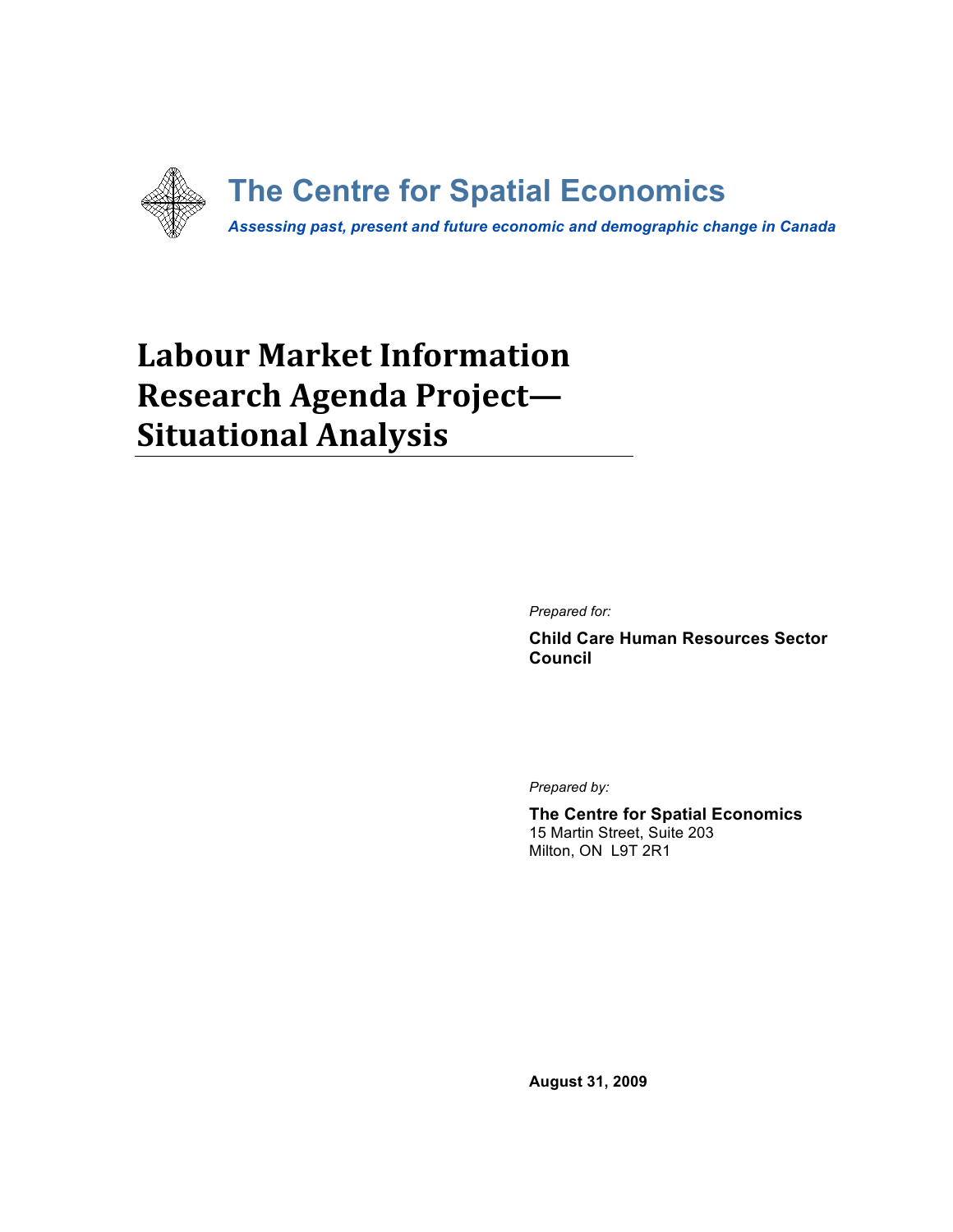**The Centre for Spatial Economics**

*Assessing past, present and future economic and demographic change in Canada*

# Labour Market Information Research Agenda Project— Situational Analysis

*Prepared for:*

**Child Care Human Resources Sector Council**

*Prepared by:*

**The Centre for Spatial Economics**
15 Martin Street, Suite 203
Milton, ON L9T 2R1

**August 31, 2009**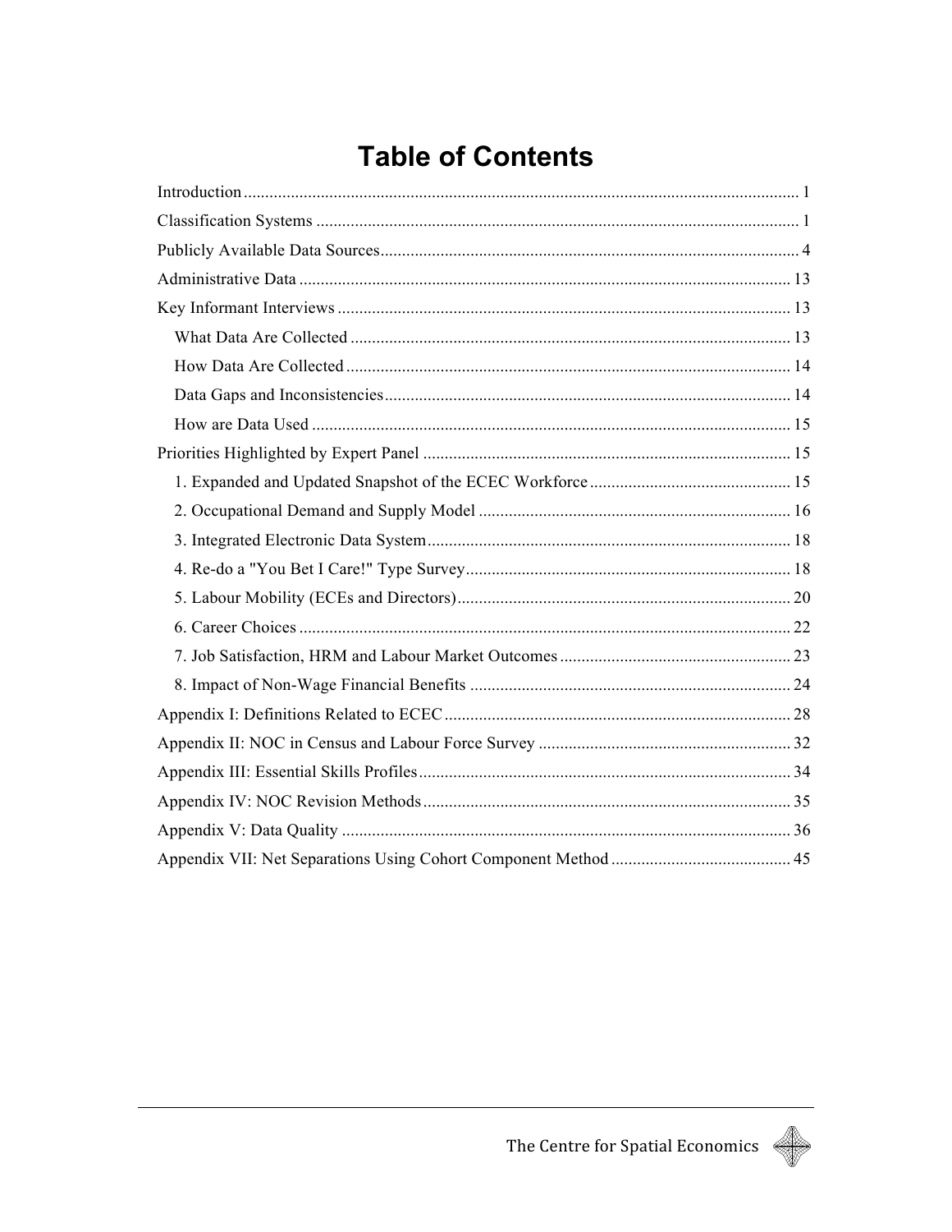# Table of Contents

Introduction ... 1

Classification Systems ... 1

Publicly Available Data Sources ... 4

Administrative Data ... 13

Key Informant Interviews ... 13

- What Data Are Collected ... 13
- How Data Are Collected ... 14
- Data Gaps and Inconsistencies ... 14
- How are Data Used ... 15

Priorities Highlighted by Expert Panel ... 15

- 1. Expanded and Updated Snapshot of the ECEC Workforce ... 15
- 2. Occupational Demand and Supply Model ... 16
- 3. Integrated Electronic Data System ... 18
- 4. Re-do a "You Bet I Care!" Type Survey ... 18
- 5. Labour Mobility (ECEs and Directors) ... 20
- 6. Career Choices ... 22
- 7. Job Satisfaction, HRM and Labour Market Outcomes ... 23
- 8. Impact of Non-Wage Financial Benefits ... 24

Appendix I: Definitions Related to ECEC ... 28

Appendix II: NOC in Census and Labour Force Survey ... 32

Appendix III: Essential Skills Profiles ... 34

Appendix IV: NOC Revision Methods ... 35

Appendix V: Data Quality ... 36

Appendix VII: Net Separations Using Cohort Component Method ... 45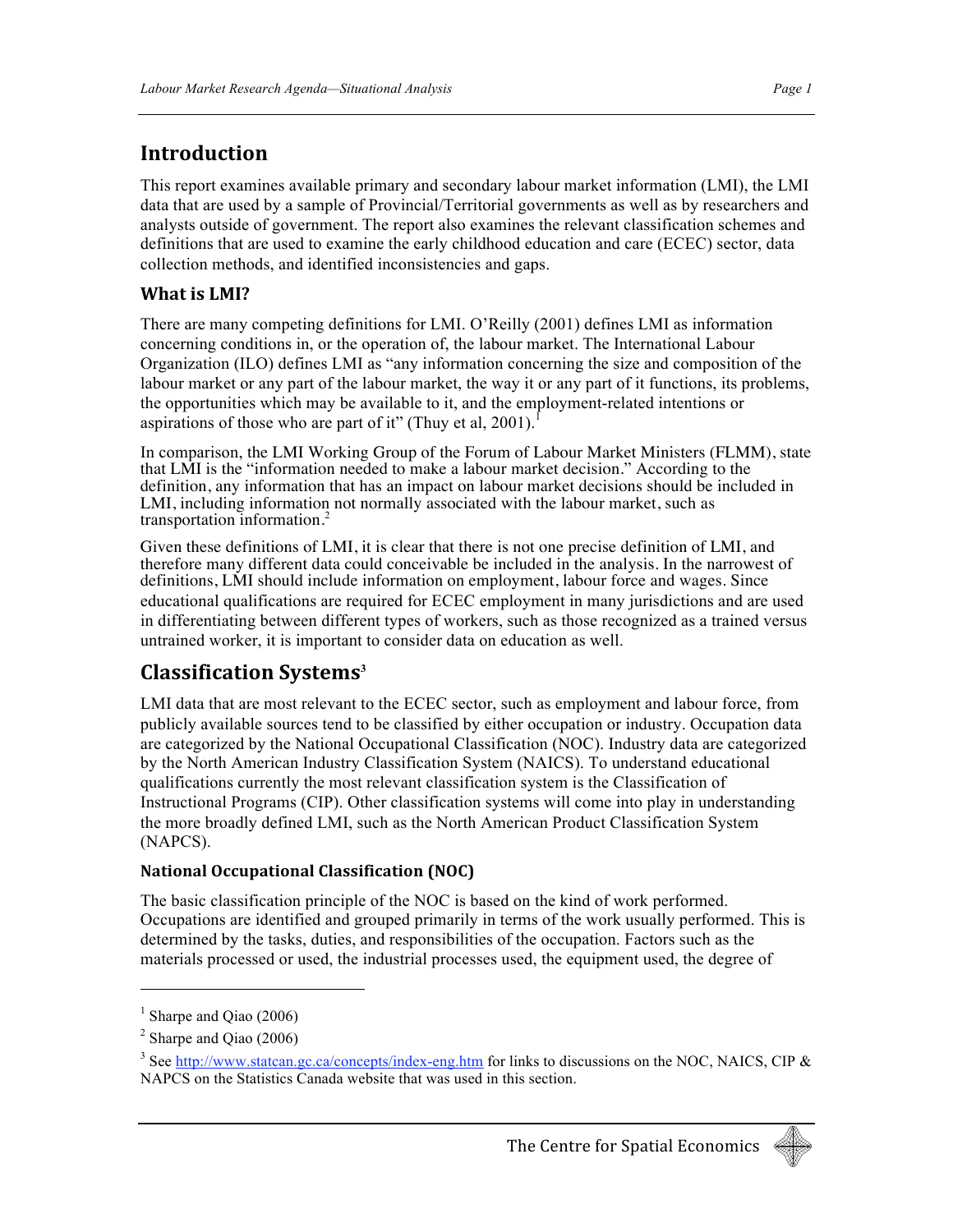# Introduction

This report examines available primary and secondary labour market information (LMI), the LMI data that are used by a sample of Provincial/Territorial governments as well as by researchers and analysts outside of government. The report also examines the relevant classification schemes and definitions that are used to examine the early childhood education and care (ECEC) sector, data collection methods, and identified inconsistencies and gaps.

## What is LMI?

There are many competing definitions for LMI. O'Reilly (2001) defines LMI as information concerning conditions in, or the operation of, the labour market. The International Labour Organization (ILO) defines LMI as "any information concerning the size and composition of the labour market or any part of the labour market, the way it or any part of it functions, its problems, the opportunities which may be available to it, and the employment-related intentions or aspirations of those who are part of it" (Thuy et al, 2001).[1]

In comparison, the LMI Working Group of the Forum of Labour Market Ministers (FLMM), state that LMI is the "information needed to make a labour market decision." According to the definition, any information that has an impact on labour market decisions should be included in LMI, including information not normally associated with the labour market, such as transportation information.[2]

Given these definitions of LMI, it is clear that there is not one precise definition of LMI, and therefore many different data could conceivable be included in the analysis. In the narrowest of definitions, LMI should include information on employment, labour force and wages. Since educational qualifications are required for ECEC employment in many jurisdictions and are used in differentiating between different types of workers, such as those recognized as a trained versus untrained worker, it is important to consider data on education as well.

# Classification Systems[3]

LMI data that are most relevant to the ECEC sector, such as employment and labour force, from publicly available sources tend to be classified by either occupation or industry. Occupation data are categorized by the National Occupational Classification (NOC). Industry data are categorized by the North American Industry Classification System (NAICS). To understand educational qualifications currently the most relevant classification system is the Classification of Instructional Programs (CIP). Other classification systems will come into play in understanding the more broadly defined LMI, such as the North American Product Classification System (NAPCS).

### National Occupational Classification (NOC)

The basic classification principle of the NOC is based on the kind of work performed. Occupations are identified and grouped primarily in terms of the work usually performed. This is determined by the tasks, duties, and responsibilities of the occupation. Factors such as the materials processed or used, the industrial processes used, the equipment used, the degree of

---

[1] Sharpe and Qiao (2006)

[2] Sharpe and Qiao (2006)

[3] See http://www.statcan.gc.ca/concepts/index-eng.htm for links to discussions on the NOC, NAICS, CIP & NAPCS on the Statistics Canada website that was used in this section.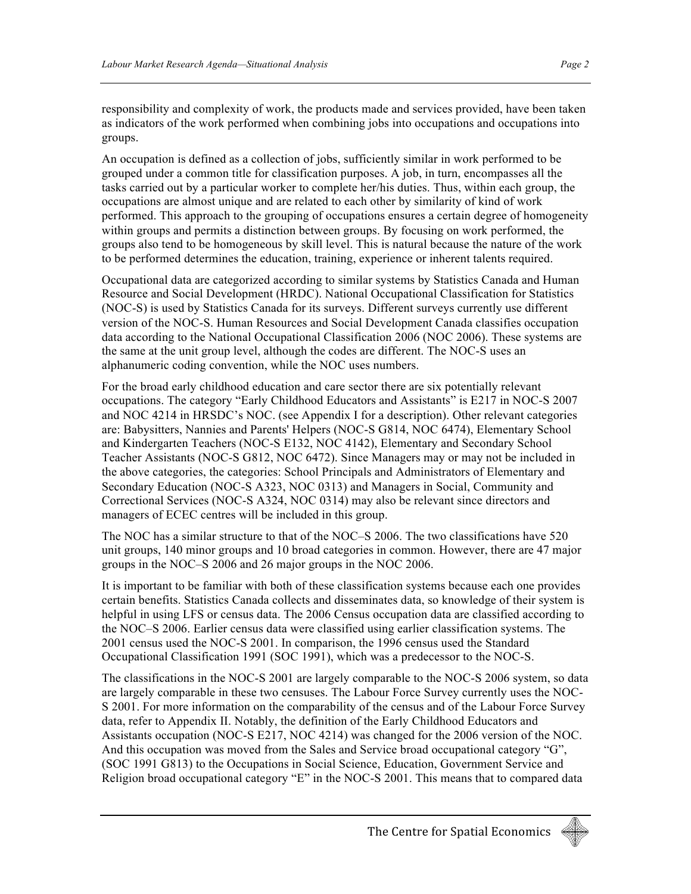responsibility and complexity of work, the products made and services provided, have been taken as indicators of the work performed when combining jobs into occupations and occupations into groups.

An occupation is defined as a collection of jobs, sufficiently similar in work performed to be grouped under a common title for classification purposes. A job, in turn, encompasses all the tasks carried out by a particular worker to complete her/his duties. Thus, within each group, the occupations are almost unique and are related to each other by similarity of kind of work performed. This approach to the grouping of occupations ensures a certain degree of homogeneity within groups and permits a distinction between groups. By focusing on work performed, the groups also tend to be homogeneous by skill level. This is natural because the nature of the work to be performed determines the education, training, experience or inherent talents required.

Occupational data are categorized according to similar systems by Statistics Canada and Human Resource and Social Development (HRDC). National Occupational Classification for Statistics (NOC-S) is used by Statistics Canada for its surveys. Different surveys currently use different version of the NOC-S. Human Resources and Social Development Canada classifies occupation data according to the National Occupational Classification 2006 (NOC 2006). These systems are the same at the unit group level, although the codes are different. The NOC-S uses an alphanumeric coding convention, while the NOC uses numbers.

For the broad early childhood education and care sector there are six potentially relevant occupations. The category "Early Childhood Educators and Assistants" is E217 in NOC-S 2007 and NOC 4214 in HRSDC's NOC. (see Appendix I for a description). Other relevant categories are: Babysitters, Nannies and Parents' Helpers (NOC-S G814, NOC 6474), Elementary School and Kindergarten Teachers (NOC-S E132, NOC 4142), Elementary and Secondary School Teacher Assistants (NOC-S G812, NOC 6472). Since Managers may or may not be included in the above categories, the categories: School Principals and Administrators of Elementary and Secondary Education (NOC-S A323, NOC 0313) and Managers in Social, Community and Correctional Services (NOC-S A324, NOC 0314) may also be relevant since directors and managers of ECEC centres will be included in this group.

The NOC has a similar structure to that of the NOC–S 2006. The two classifications have 520 unit groups, 140 minor groups and 10 broad categories in common. However, there are 47 major groups in the NOC–S 2006 and 26 major groups in the NOC 2006.

It is important to be familiar with both of these classification systems because each one provides certain benefits. Statistics Canada collects and disseminates data, so knowledge of their system is helpful in using LFS or census data. The 2006 Census occupation data are classified according to the NOC–S 2006. Earlier census data were classified using earlier classification systems. The 2001 census used the NOC-S 2001. In comparison, the 1996 census used the Standard Occupational Classification 1991 (SOC 1991), which was a predecessor to the NOC-S.

The classifications in the NOC-S 2001 are largely comparable to the NOC-S 2006 system, so data are largely comparable in these two censuses. The Labour Force Survey currently uses the NOC-S 2001. For more information on the comparability of the census and of the Labour Force Survey data, refer to Appendix II. Notably, the definition of the Early Childhood Educators and Assistants occupation (NOC-S E217, NOC 4214) was changed for the 2006 version of the NOC. And this occupation was moved from the Sales and Service broad occupational category "G", (SOC 1991 G813) to the Occupations in Social Science, Education, Government Service and Religion broad occupational category "E" in the NOC-S 2001. This means that to compared data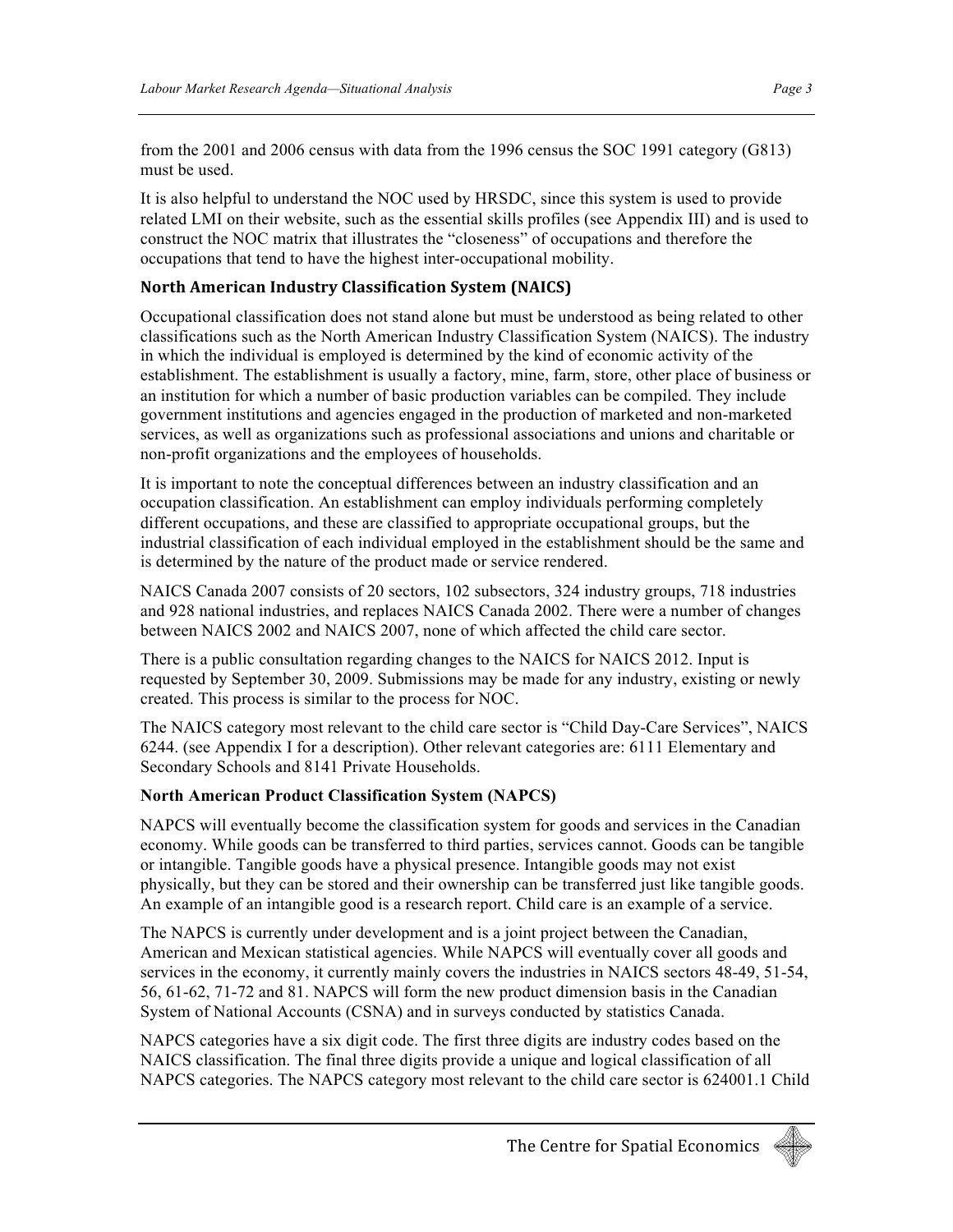from the 2001 and 2006 census with data from the 1996 census the SOC 1991 category (G813) must be used.

It is also helpful to understand the NOC used by HRSDC, since this system is used to provide related LMI on their website, such as the essential skills profiles (see Appendix III) and is used to construct the NOC matrix that illustrates the "closeness" of occupations and therefore the occupations that tend to have the highest inter-occupational mobility.

### North American Industry Classification System (NAICS)

Occupational classification does not stand alone but must be understood as being related to other classifications such as the North American Industry Classification System (NAICS). The industry in which the individual is employed is determined by the kind of economic activity of the establishment. The establishment is usually a factory, mine, farm, store, other place of business or an institution for which a number of basic production variables can be compiled. They include government institutions and agencies engaged in the production of marketed and non-marketed services, as well as organizations such as professional associations and unions and charitable or non-profit organizations and the employees of households.

It is important to note the conceptual differences between an industry classification and an occupation classification. An establishment can employ individuals performing completely different occupations, and these are classified to appropriate occupational groups, but the industrial classification of each individual employed in the establishment should be the same and is determined by the nature of the product made or service rendered.

NAICS Canada 2007 consists of 20 sectors, 102 subsectors, 324 industry groups, 718 industries and 928 national industries, and replaces NAICS Canada 2002. There were a number of changes between NAICS 2002 and NAICS 2007, none of which affected the child care sector.

There is a public consultation regarding changes to the NAICS for NAICS 2012. Input is requested by September 30, 2009. Submissions may be made for any industry, existing or newly created. This process is similar to the process for NOC.

The NAICS category most relevant to the child care sector is "Child Day-Care Services", NAICS 6244. (see Appendix I for a description). Other relevant categories are: 6111 Elementary and Secondary Schools and 8141 Private Households.

### North American Product Classification System (NAPCS)

NAPCS will eventually become the classification system for goods and services in the Canadian economy. While goods can be transferred to third parties, services cannot. Goods can be tangible or intangible. Tangible goods have a physical presence. Intangible goods may not exist physically, but they can be stored and their ownership can be transferred just like tangible goods. An example of an intangible good is a research report. Child care is an example of a service.

The NAPCS is currently under development and is a joint project between the Canadian, American and Mexican statistical agencies. While NAPCS will eventually cover all goods and services in the economy, it currently mainly covers the industries in NAICS sectors 48-49, 51-54, 56, 61-62, 71-72 and 81. NAPCS will form the new product dimension basis in the Canadian System of National Accounts (CSNA) and in surveys conducted by statistics Canada.

NAPCS categories have a six digit code. The first three digits are industry codes based on the NAICS classification. The final three digits provide a unique and logical classification of all NAPCS categories. The NAPCS category most relevant to the child care sector is 624001.1 Child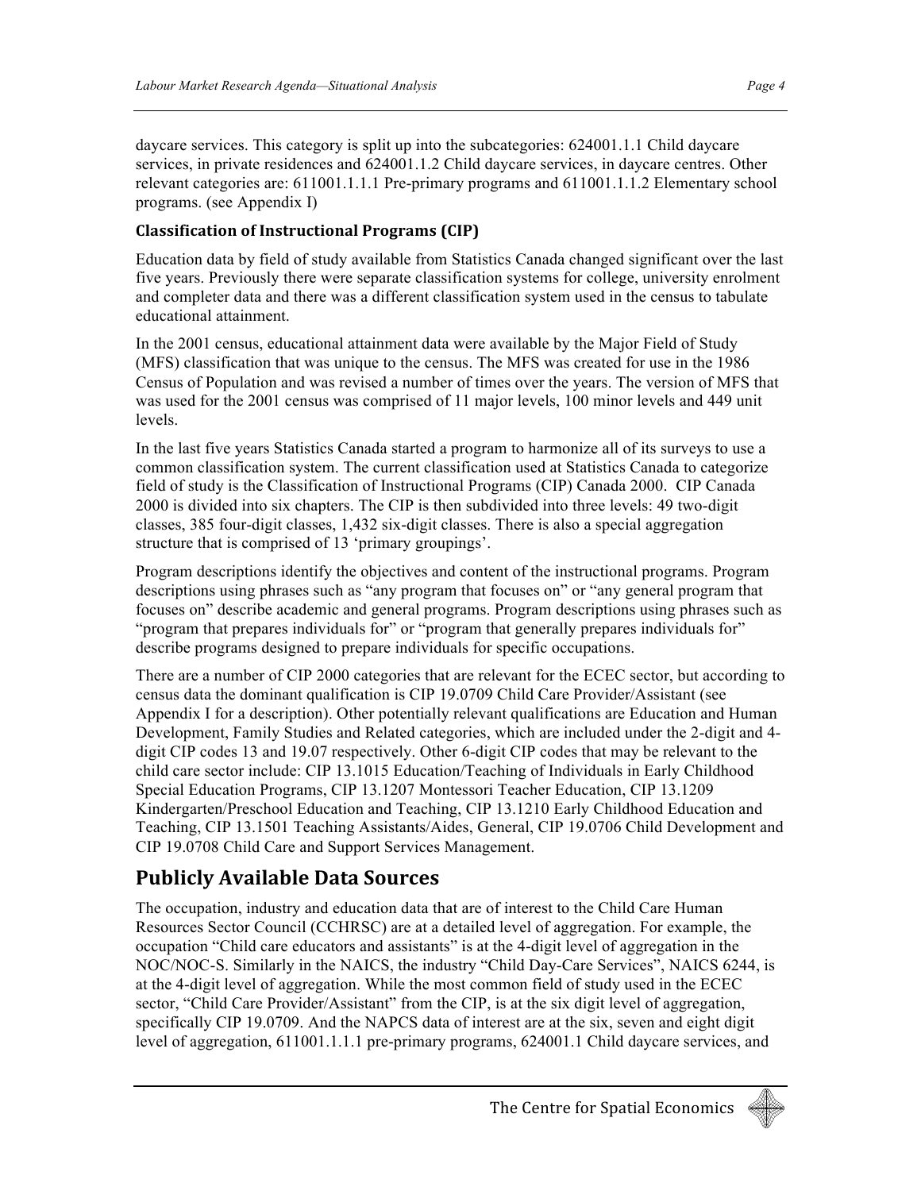daycare services. This category is split up into the subcategories: 624001.1.1 Child daycare services, in private residences and 624001.1.2 Child daycare services, in daycare centres. Other relevant categories are: 611001.1.1.1 Pre-primary programs and 611001.1.1.2 Elementary school programs. (see Appendix I)

### Classification of Instructional Programs (CIP)

Education data by field of study available from Statistics Canada changed significant over the last five years. Previously there were separate classification systems for college, university enrolment and completer data and there was a different classification system used in the census to tabulate educational attainment.

In the 2001 census, educational attainment data were available by the Major Field of Study (MFS) classification that was unique to the census. The MFS was created for use in the 1986 Census of Population and was revised a number of times over the years. The version of MFS that was used for the 2001 census was comprised of 11 major levels, 100 minor levels and 449 unit levels.

In the last five years Statistics Canada started a program to harmonize all of its surveys to use a common classification system. The current classification used at Statistics Canada to categorize field of study is the Classification of Instructional Programs (CIP) Canada 2000. CIP Canada 2000 is divided into six chapters. The CIP is then subdivided into three levels: 49 two-digit classes, 385 four-digit classes, 1,432 six-digit classes. There is also a special aggregation structure that is comprised of 13 'primary groupings'.

Program descriptions identify the objectives and content of the instructional programs. Program descriptions using phrases such as "any program that focuses on" or "any general program that focuses on" describe academic and general programs. Program descriptions using phrases such as "program that prepares individuals for" or "program that generally prepares individuals for" describe programs designed to prepare individuals for specific occupations.

There are a number of CIP 2000 categories that are relevant for the ECEC sector, but according to census data the dominant qualification is CIP 19.0709 Child Care Provider/Assistant (see Appendix I for a description). Other potentially relevant qualifications are Education and Human Development, Family Studies and Related categories, which are included under the 2-digit and 4-digit CIP codes 13 and 19.07 respectively. Other 6-digit CIP codes that may be relevant to the child care sector include: CIP 13.1015 Education/Teaching of Individuals in Early Childhood Special Education Programs, CIP 13.1207 Montessori Teacher Education, CIP 13.1209 Kindergarten/Preschool Education and Teaching, CIP 13.1210 Early Childhood Education and Teaching, CIP 13.1501 Teaching Assistants/Aides, General, CIP 19.0706 Child Development and CIP 19.0708 Child Care and Support Services Management.

## Publicly Available Data Sources

The occupation, industry and education data that are of interest to the Child Care Human Resources Sector Council (CCHRSC) are at a detailed level of aggregation. For example, the occupation "Child care educators and assistants" is at the 4-digit level of aggregation in the NOC/NOC-S. Similarly in the NAICS, the industry "Child Day-Care Services", NAICS 6244, is at the 4-digit level of aggregation. While the most common field of study used in the ECEC sector, "Child Care Provider/Assistant" from the CIP, is at the six digit level of aggregation, specifically CIP 19.0709. And the NAPCS data of interest are at the six, seven and eight digit level of aggregation, 611001.1.1.1 pre-primary programs, 624001.1 Child daycare services, and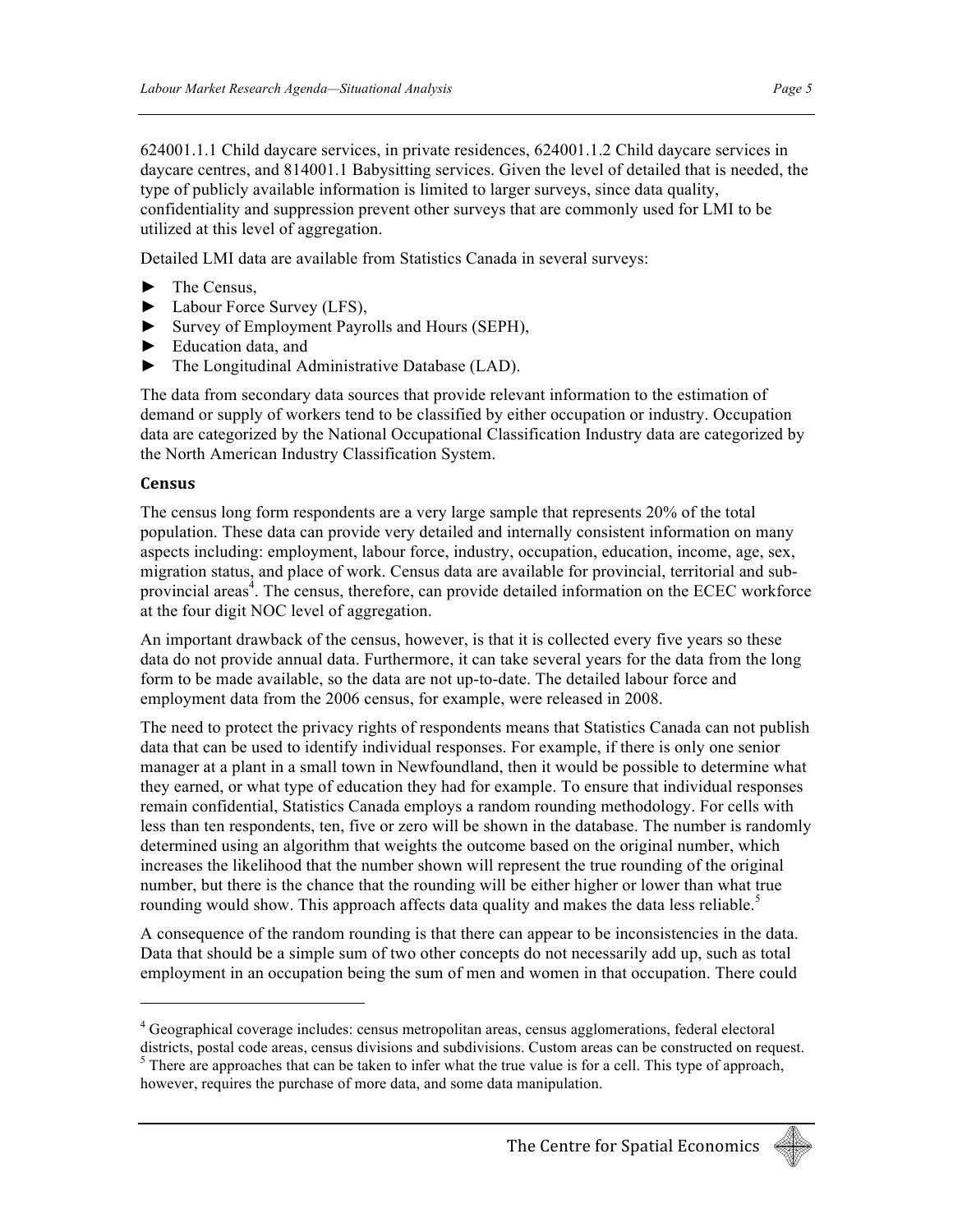624001.1.1 Child daycare services, in private residences, 624001.1.2 Child daycare services in daycare centres, and 814001.1 Babysitting services. Given the level of detailed that is needed, the type of publicly available information is limited to larger surveys, since data quality, confidentiality and suppression prevent other surveys that are commonly used for LMI to be utilized at this level of aggregation.

Detailed LMI data are available from Statistics Canada in several surveys:

- The Census,
- Labour Force Survey (LFS),
- Survey of Employment Payrolls and Hours (SEPH),
- Education data, and
- The Longitudinal Administrative Database (LAD).

The data from secondary data sources that provide relevant information to the estimation of demand or supply of workers tend to be classified by either occupation or industry. Occupation data are categorized by the National Occupational Classification Industry data are categorized by the North American Industry Classification System.

### Census

The census long form respondents are a very large sample that represents 20% of the total population. These data can provide very detailed and internally consistent information on many aspects including: employment, labour force, industry, occupation, education, income, age, sex, migration status, and place of work. Census data are available for provincial, territorial and sub-provincial areas[4]. The census, therefore, can provide detailed information on the ECEC workforce at the four digit NOC level of aggregation.

An important drawback of the census, however, is that it is collected every five years so these data do not provide annual data. Furthermore, it can take several years for the data from the long form to be made available, so the data are not up-to-date. The detailed labour force and employment data from the 2006 census, for example, were released in 2008.

The need to protect the privacy rights of respondents means that Statistics Canada can not publish data that can be used to identify individual responses. For example, if there is only one senior manager at a plant in a small town in Newfoundland, then it would be possible to determine what they earned, or what type of education they had for example. To ensure that individual responses remain confidential, Statistics Canada employs a random rounding methodology. For cells with less than ten respondents, ten, five or zero will be shown in the database. The number is randomly determined using an algorithm that weights the outcome based on the original number, which increases the likelihood that the number shown will represent the true rounding of the original number, but there is the chance that the rounding will be either higher or lower than what true rounding would show. This approach affects data quality and makes the data less reliable.[5]

A consequence of the random rounding is that there can appear to be inconsistencies in the data. Data that should be a simple sum of two other concepts do not necessarily add up, such as total employment in an occupation being the sum of men and women in that occupation. There could

---

[4] Geographical coverage includes: census metropolitan areas, census agglomerations, federal electoral districts, postal code areas, census divisions and subdivisions. Custom areas can be constructed on request.

[5] There are approaches that can be taken to infer what the true value is for a cell. This type of approach, however, requires the purchase of more data, and some data manipulation.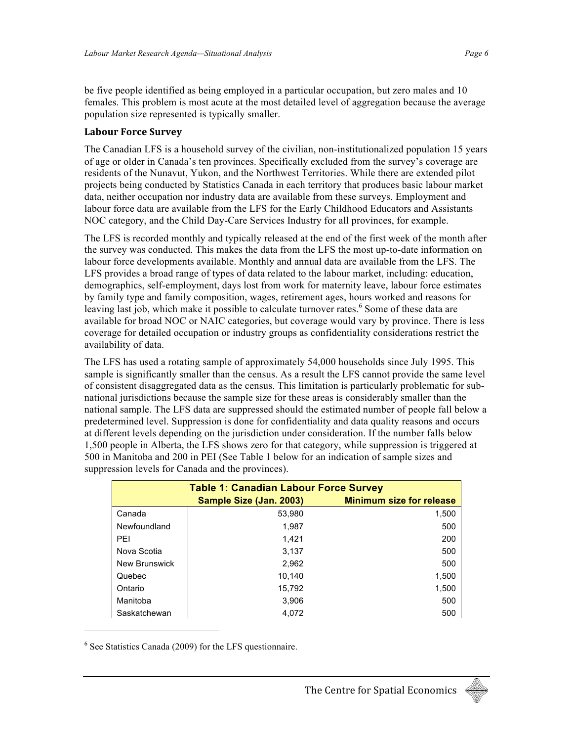be five people identified as being employed in a particular occupation, but zero males and 10 females. This problem is most acute at the most detailed level of aggregation because the average population size represented is typically smaller.

### Labour Force Survey

The Canadian LFS is a household survey of the civilian, non-institutionalized population 15 years of age or older in Canada's ten provinces. Specifically excluded from the survey's coverage are residents of the Nunavut, Yukon, and the Northwest Territories. While there are extended pilot projects being conducted by Statistics Canada in each territory that produces basic labour market data, neither occupation nor industry data are available from these surveys. Employment and labour force data are available from the LFS for the Early Childhood Educators and Assistants NOC category, and the Child Day-Care Services Industry for all provinces, for example.

The LFS is recorded monthly and typically released at the end of the first week of the month after the survey was conducted. This makes the data from the LFS the most up-to-date information on labour force developments available. Monthly and annual data are available from the LFS. The LFS provides a broad range of types of data related to the labour market, including: education, demographics, self-employment, days lost from work for maternity leave, labour force estimates by family type and family composition, wages, retirement ages, hours worked and reasons for leaving last job, which make it possible to calculate turnover rates.[6] Some of these data are available for broad NOC or NAIC categories, but coverage would vary by province. There is less coverage for detailed occupation or industry groups as confidentiality considerations restrict the availability of data.

The LFS has used a rotating sample of approximately 54,000 households since July 1995. This sample is significantly smaller than the census. As a result the LFS cannot provide the same level of consistent disaggregated data as the census. This limitation is particularly problematic for sub-national jurisdictions because the sample size for these areas is considerably smaller than the national sample. The LFS data are suppressed should the estimated number of people fall below a predetermined level. Suppression is done for confidentiality and data quality reasons and occurs at different levels depending on the jurisdiction under consideration. If the number falls below 1,500 people in Alberta, the LFS shows zero for that category, while suppression is triggered at 500 in Manitoba and 200 in PEI (See Table 1 below for an indication of sample sizes and suppression levels for Canada and the provinces).

**Table 1: Canadian Labour Force Survey**

| | Sample Size (Jan. 2003) | Minimum size for release |
|---|---|---|
| Canada | 53,980 | 1,500 |
| Newfoundland | 1,987 | 500 |
| PEI | 1,421 | 200 |
| Nova Scotia | 3,137 | 500 |
| New Brunswick | 2,962 | 500 |
| Quebec | 10,140 | 1,500 |
| Ontario | 15,792 | 1,500 |
| Manitoba | 3,906 | 500 |
| Saskatchewan | 4,072 | 500 |

[6] See Statistics Canada (2009) for the LFS questionnaire.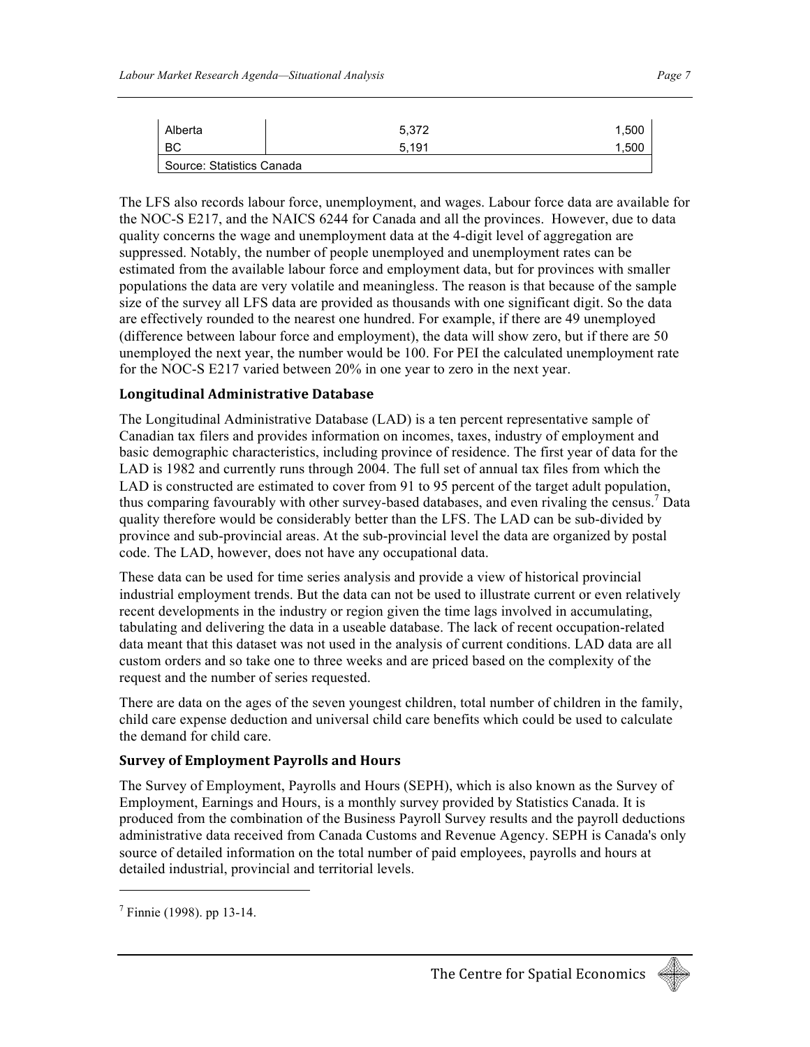| | | |
|---|---|---|
| Alberta | 5,372 | 1,500 |
| BC | 5,191 | 1,500 |
| Source: Statistics Canada | | |

The LFS also records labour force, unemployment, and wages. Labour force data are available for the NOC-S E217, and the NAICS 6244 for Canada and all the provinces. However, due to data quality concerns the wage and unemployment data at the 4-digit level of aggregation are suppressed. Notably, the number of people unemployed and unemployment rates can be estimated from the available labour force and employment data, but for provinces with smaller populations the data are very volatile and meaningless. The reason is that because of the sample size of the survey all LFS data are provided as thousands with one significant digit. So the data are effectively rounded to the nearest one hundred. For example, if there are 49 unemployed (difference between labour force and employment), the data will show zero, but if there are 50 unemployed the next year, the number would be 100. For PEI the calculated unemployment rate for the NOC-S E217 varied between 20% in one year to zero in the next year.

### Longitudinal Administrative Database

The Longitudinal Administrative Database (LAD) is a ten percent representative sample of Canadian tax filers and provides information on incomes, taxes, industry of employment and basic demographic characteristics, including province of residence. The first year of data for the LAD is 1982 and currently runs through 2004. The full set of annual tax files from which the LAD is constructed are estimated to cover from 91 to 95 percent of the target adult population, thus comparing favourably with other survey-based databases, and even rivaling the census.[7] Data quality therefore would be considerably better than the LFS. The LAD can be sub-divided by province and sub-provincial areas. At the sub-provincial level the data are organized by postal code. The LAD, however, does not have any occupational data.

These data can be used for time series analysis and provide a view of historical provincial industrial employment trends. But the data can not be used to illustrate current or even relatively recent developments in the industry or region given the time lags involved in accumulating, tabulating and delivering the data in a useable database. The lack of recent occupation-related data meant that this dataset was not used in the analysis of current conditions. LAD data are all custom orders and so take one to three weeks and are priced based on the complexity of the request and the number of series requested.

There are data on the ages of the seven youngest children, total number of children in the family, child care expense deduction and universal child care benefits which could be used to calculate the demand for child care.

### Survey of Employment Payrolls and Hours

The Survey of Employment, Payrolls and Hours (SEPH), which is also known as the Survey of Employment, Earnings and Hours, is a monthly survey provided by Statistics Canada. It is produced from the combination of the Business Payroll Survey results and the payroll deductions administrative data received from Canada Customs and Revenue Agency. SEPH is Canada's only source of detailed information on the total number of paid employees, payrolls and hours at detailed industrial, provincial and territorial levels.

---

[7] Finnie (1998). pp 13-14.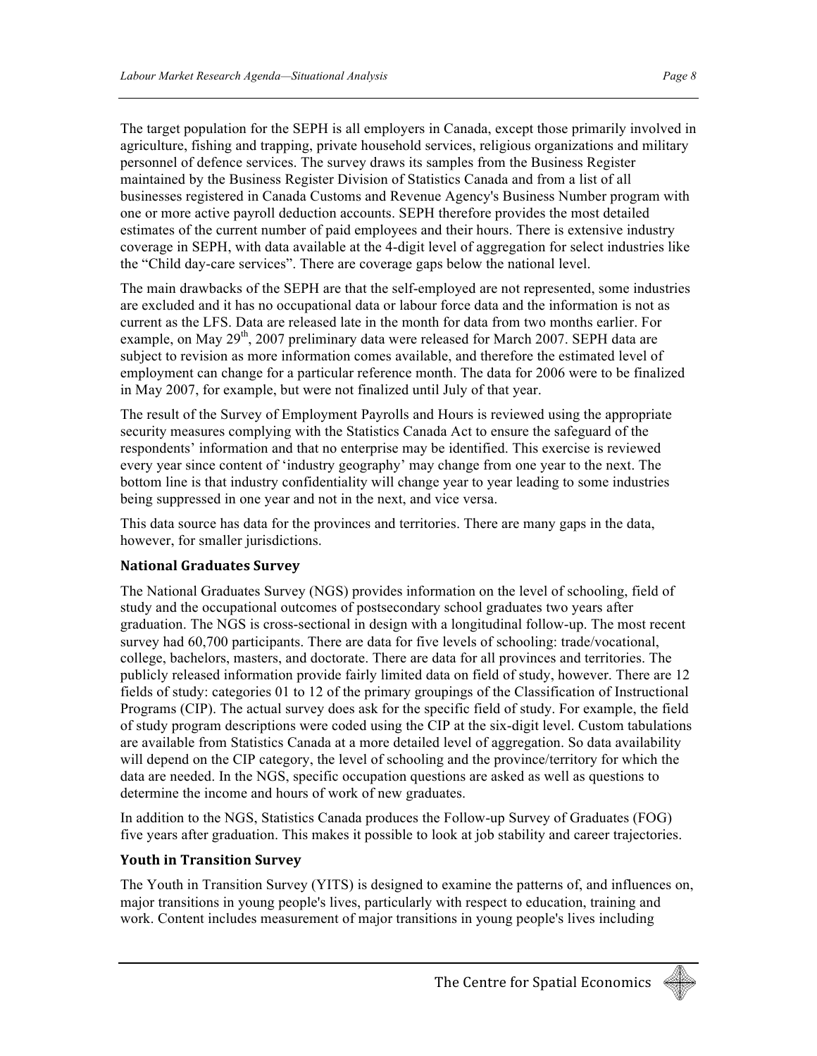The target population for the SEPH is all employers in Canada, except those primarily involved in agriculture, fishing and trapping, private household services, religious organizations and military personnel of defence services. The survey draws its samples from the Business Register maintained by the Business Register Division of Statistics Canada and from a list of all businesses registered in Canada Customs and Revenue Agency's Business Number program with one or more active payroll deduction accounts. SEPH therefore provides the most detailed estimates of the current number of paid employees and their hours. There is extensive industry coverage in SEPH, with data available at the 4-digit level of aggregation for select industries like the "Child day-care services". There are coverage gaps below the national level.

The main drawbacks of the SEPH are that the self-employed are not represented, some industries are excluded and it has no occupational data or labour force data and the information is not as current as the LFS. Data are released late in the month for data from two months earlier. For example, on May 29th, 2007 preliminary data were released for March 2007. SEPH data are subject to revision as more information comes available, and therefore the estimated level of employment can change for a particular reference month. The data for 2006 were to be finalized in May 2007, for example, but were not finalized until July of that year.

The result of the Survey of Employment Payrolls and Hours is reviewed using the appropriate security measures complying with the Statistics Canada Act to ensure the safeguard of the respondents' information and that no enterprise may be identified. This exercise is reviewed every year since content of 'industry geography' may change from one year to the next. The bottom line is that industry confidentiality will change year to year leading to some industries being suppressed in one year and not in the next, and vice versa.

This data source has data for the provinces and territories. There are many gaps in the data, however, for smaller jurisdictions.

### National Graduates Survey

The National Graduates Survey (NGS) provides information on the level of schooling, field of study and the occupational outcomes of postsecondary school graduates two years after graduation. The NGS is cross-sectional in design with a longitudinal follow-up. The most recent survey had 60,700 participants. There are data for five levels of schooling: trade/vocational, college, bachelors, masters, and doctorate. There are data for all provinces and territories. The publicly released information provide fairly limited data on field of study, however. There are 12 fields of study: categories 01 to 12 of the primary groupings of the Classification of Instructional Programs (CIP). The actual survey does ask for the specific field of study. For example, the field of study program descriptions were coded using the CIP at the six-digit level. Custom tabulations are available from Statistics Canada at a more detailed level of aggregation. So data availability will depend on the CIP category, the level of schooling and the province/territory for which the data are needed. In the NGS, specific occupation questions are asked as well as questions to determine the income and hours of work of new graduates.

In addition to the NGS, Statistics Canada produces the Follow-up Survey of Graduates (FOG) five years after graduation. This makes it possible to look at job stability and career trajectories.

### Youth in Transition Survey

The Youth in Transition Survey (YITS) is designed to examine the patterns of, and influences on, major transitions in young people's lives, particularly with respect to education, training and work. Content includes measurement of major transitions in young people's lives including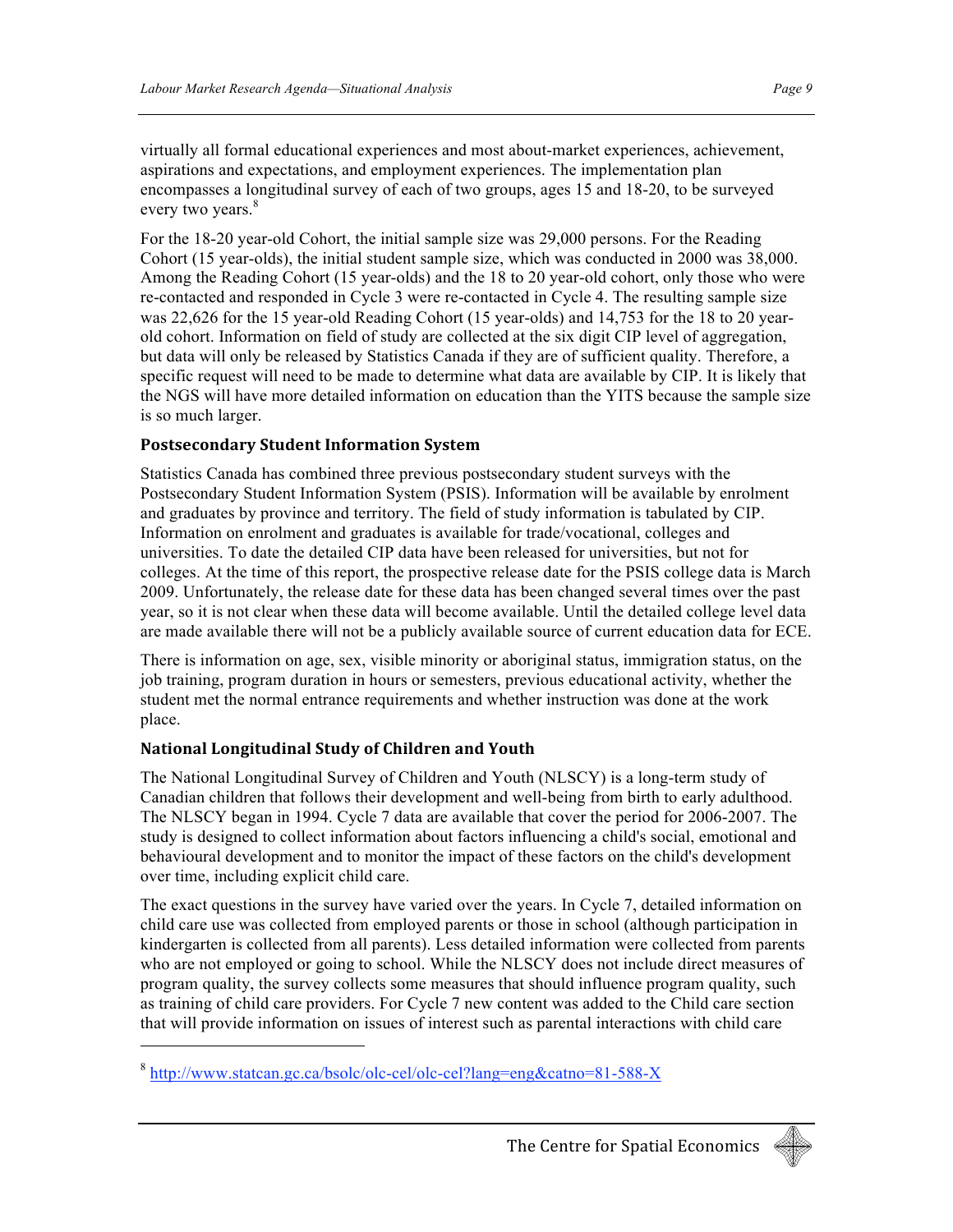virtually all formal educational experiences and most about-market experiences, achievement, aspirations and expectations, and employment experiences. The implementation plan encompasses a longitudinal survey of each of two groups, ages 15 and 18-20, to be surveyed every two years.[8]

For the 18-20 year-old Cohort, the initial sample size was 29,000 persons. For the Reading Cohort (15 year-olds), the initial student sample size, which was conducted in 2000 was 38,000. Among the Reading Cohort (15 year-olds) and the 18 to 20 year-old cohort, only those who were re-contacted and responded in Cycle 3 were re-contacted in Cycle 4. The resulting sample size was 22,626 for the 15 year-old Reading Cohort (15 year-olds) and 14,753 for the 18 to 20 year-old cohort. Information on field of study are collected at the six digit CIP level of aggregation, but data will only be released by Statistics Canada if they are of sufficient quality. Therefore, a specific request will need to be made to determine what data are available by CIP. It is likely that the NGS will have more detailed information on education than the YITS because the sample size is so much larger.

### Postsecondary Student Information System

Statistics Canada has combined three previous postsecondary student surveys with the Postsecondary Student Information System (PSIS). Information will be available by enrolment and graduates by province and territory. The field of study information is tabulated by CIP. Information on enrolment and graduates is available for trade/vocational, colleges and universities. To date the detailed CIP data have been released for universities, but not for colleges. At the time of this report, the prospective release date for the PSIS college data is March 2009. Unfortunately, the release date for these data has been changed several times over the past year, so it is not clear when these data will become available. Until the detailed college level data are made available there will not be a publicly available source of current education data for ECE.

There is information on age, sex, visible minority or aboriginal status, immigration status, on the job training, program duration in hours or semesters, previous educational activity, whether the student met the normal entrance requirements and whether instruction was done at the work place.

### National Longitudinal Study of Children and Youth

The National Longitudinal Survey of Children and Youth (NLSCY) is a long-term study of Canadian children that follows their development and well-being from birth to early adulthood. The NLSCY began in 1994. Cycle 7 data are available that cover the period for 2006-2007. The study is designed to collect information about factors influencing a child's social, emotional and behavioural development and to monitor the impact of these factors on the child's development over time, including explicit child care.

The exact questions in the survey have varied over the years. In Cycle 7, detailed information on child care use was collected from employed parents or those in school (although participation in kindergarten is collected from all parents). Less detailed information were collected from parents who are not employed or going to school. While the NLSCY does not include direct measures of program quality, the survey collects some measures that should influence program quality, such as training of child care providers. For Cycle 7 new content was added to the Child care section that will provide information on issues of interest such as parental interactions with child care

---

[8] http://www.statcan.gc.ca/bsolc/olc-cel/olc-cel?lang=eng&catno=81-588-X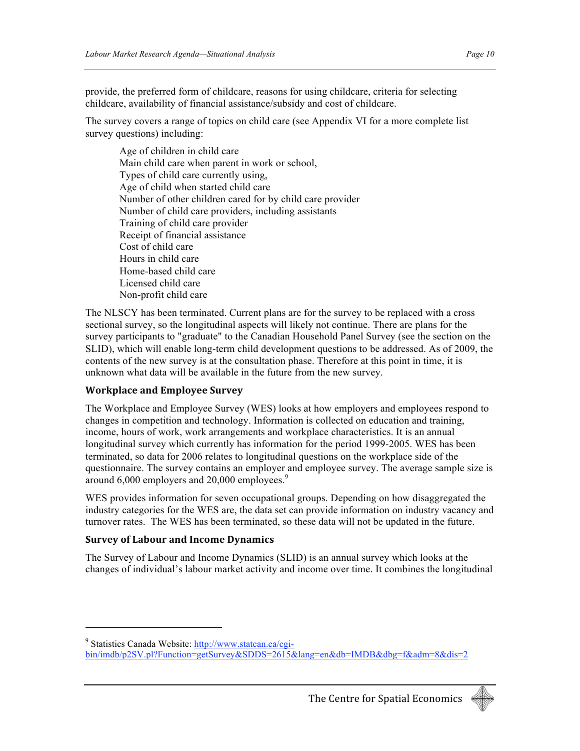provide, the preferred form of childcare, reasons for using childcare, criteria for selecting childcare, availability of financial assistance/subsidy and cost of childcare.

The survey covers a range of topics on child care (see Appendix VI for a more complete list survey questions) including:

- Age of children in child care
- Main child care when parent in work or school,
- Types of child care currently using,
- Age of child when started child care
- Number of other children cared for by child care provider
- Number of child care providers, including assistants
- Training of child care provider
- Receipt of financial assistance
- Cost of child care
- Hours in child care
- Home-based child care
- Licensed child care
- Non-profit child care

The NLSCY has been terminated. Current plans are for the survey to be replaced with a cross sectional survey, so the longitudinal aspects will likely not continue. There are plans for the survey participants to "graduate" to the Canadian Household Panel Survey (see the section on the SLID), which will enable long-term child development questions to be addressed. As of 2009, the contents of the new survey is at the consultation phase. Therefore at this point in time, it is unknown what data will be available in the future from the new survey.

### Workplace and Employee Survey

The Workplace and Employee Survey (WES) looks at how employers and employees respond to changes in competition and technology. Information is collected on education and training, income, hours of work, work arrangements and workplace characteristics. It is an annual longitudinal survey which currently has information for the period 1999-2005. WES has been terminated, so data for 2006 relates to longitudinal questions on the workplace side of the questionnaire. The survey contains an employer and employee survey. The average sample size is around 6,000 employers and 20,000 employees.[9]

WES provides information for seven occupational groups. Depending on how disaggregated the industry categories for the WES are, the data set can provide information on industry vacancy and turnover rates. The WES has been terminated, so these data will not be updated in the future.

### Survey of Labour and Income Dynamics

The Survey of Labour and Income Dynamics (SLID) is an annual survey which looks at the changes of individual's labour market activity and income over time. It combines the longitudinal

---

[9] Statistics Canada Website: http://www.statcan.ca/cgi-bin/imdb/p2SV.pl?Function=getSurvey&SDDS=2615&lang=en&db=IMDB&dbg=f&adm=8&dis=2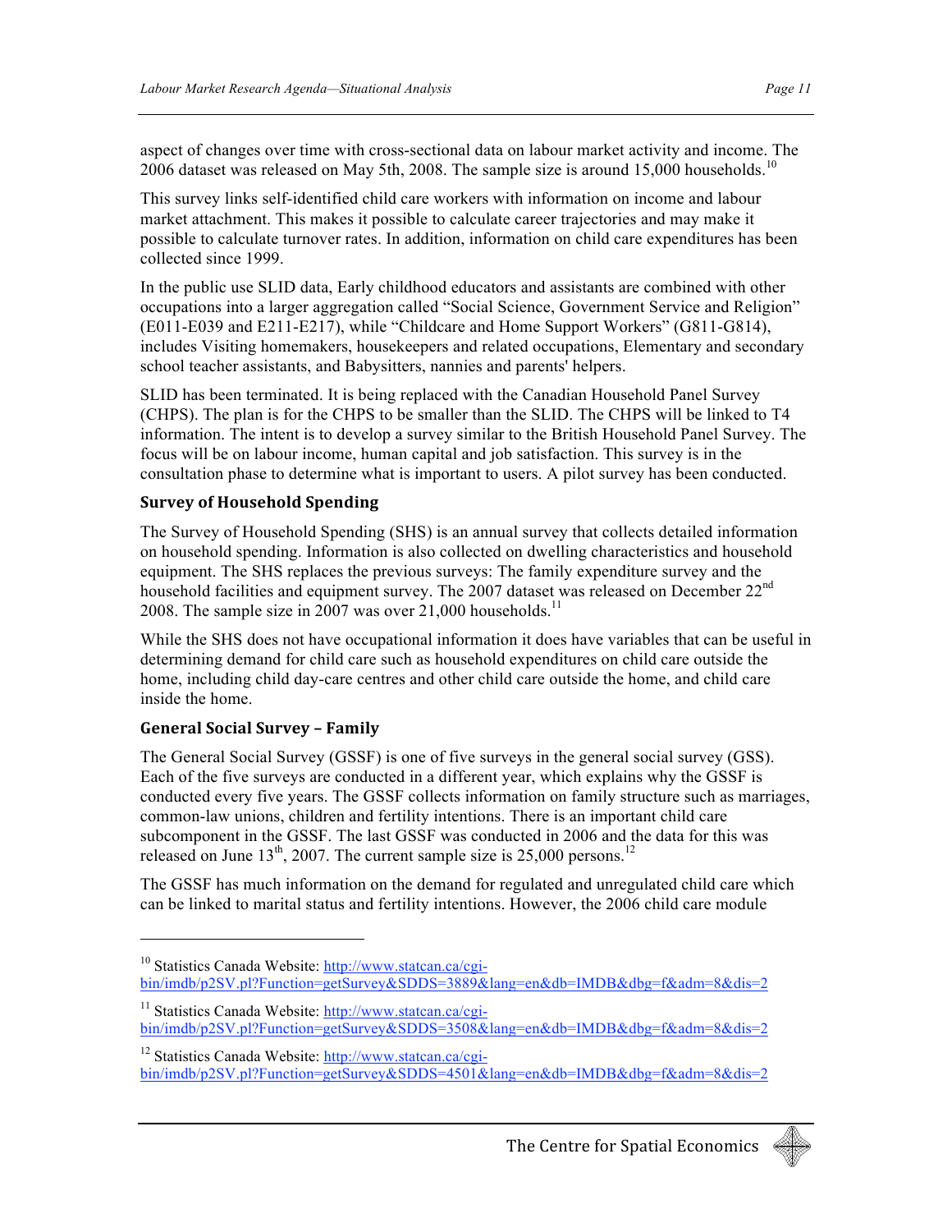aspect of changes over time with cross-sectional data on labour market activity and income. The 2006 dataset was released on May 5th, 2008. The sample size is around 15,000 households.[10]

This survey links self-identified child care workers with information on income and labour market attachment. This makes it possible to calculate career trajectories and may make it possible to calculate turnover rates. In addition, information on child care expenditures has been collected since 1999.

In the public use SLID data, Early childhood educators and assistants are combined with other occupations into a larger aggregation called "Social Science, Government Service and Religion" (E011-E039 and E211-E217), while "Childcare and Home Support Workers" (G811-G814), includes Visiting homemakers, housekeepers and related occupations, Elementary and secondary school teacher assistants, and Babysitters, nannies and parents' helpers.

SLID has been terminated. It is being replaced with the Canadian Household Panel Survey (CHPS). The plan is for the CHPS to be smaller than the SLID. The CHPS will be linked to T4 information. The intent is to develop a survey similar to the British Household Panel Survey. The focus will be on labour income, human capital and job satisfaction. This survey is in the consultation phase to determine what is important to users. A pilot survey has been conducted.

### Survey of Household Spending

The Survey of Household Spending (SHS) is an annual survey that collects detailed information on household spending. Information is also collected on dwelling characteristics and household equipment. The SHS replaces the previous surveys: The family expenditure survey and the household facilities and equipment survey. The 2007 dataset was released on December 22nd 2008. The sample size in 2007 was over 21,000 households.[11]

While the SHS does not have occupational information it does have variables that can be useful in determining demand for child care such as household expenditures on child care outside the home, including child day-care centres and other child care outside the home, and child care inside the home.

### General Social Survey – Family

The General Social Survey (GSSF) is one of five surveys in the general social survey (GSS). Each of the five surveys are conducted in a different year, which explains why the GSSF is conducted every five years. The GSSF collects information on family structure such as marriages, common-law unions, children and fertility intentions. There is an important child care subcomponent in the GSSF. The last GSSF was conducted in 2006 and the data for this was released on June 13th, 2007. The current sample size is 25,000 persons.[12]

The GSSF has much information on the demand for regulated and unregulated child care which can be linked to marital status and fertility intentions. However, the 2006 child care module

---

[10] Statistics Canada Website: http://www.statcan.ca/cgi-bin/imdb/p2SV.pl?Function=getSurvey&SDDS=3889&lang=en&db=IMDB&dbg=f&adm=8&dis=2

[11] Statistics Canada Website: http://www.statcan.ca/cgi-bin/imdb/p2SV.pl?Function=getSurvey&SDDS=3508&lang=en&db=IMDB&dbg=f&adm=8&dis=2

[12] Statistics Canada Website: http://www.statcan.ca/cgi-bin/imdb/p2SV.pl?Function=getSurvey&SDDS=4501&lang=en&db=IMDB&dbg=f&adm=8&dis=2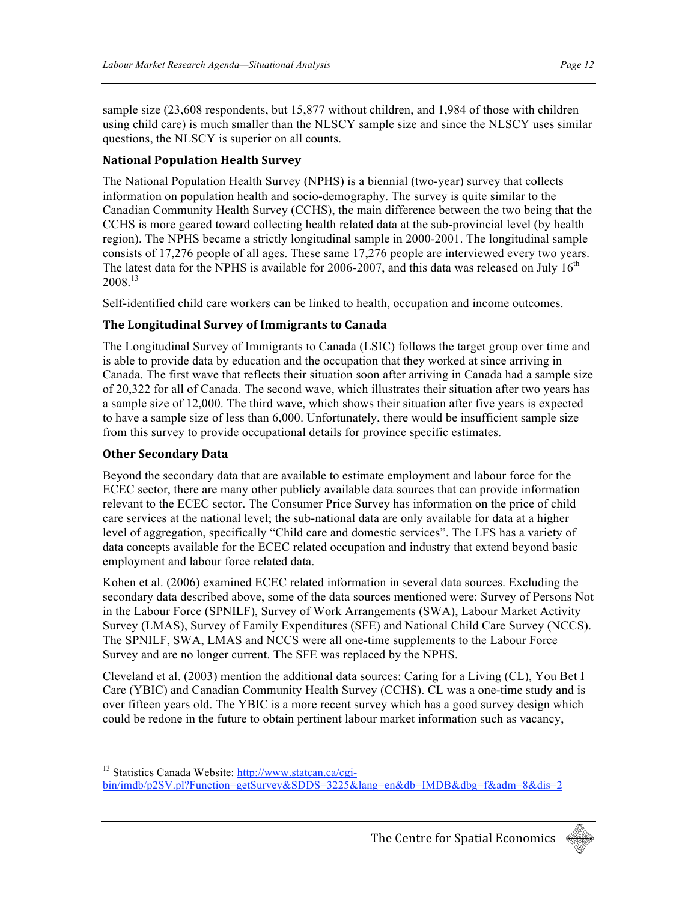sample size (23,608 respondents, but 15,877 without children, and 1,984 of those with children using child care) is much smaller than the NLSCY sample size and since the NLSCY uses similar questions, the NLSCY is superior on all counts.

### National Population Health Survey

The National Population Health Survey (NPHS) is a biennial (two-year) survey that collects information on population health and socio-demography. The survey is quite similar to the Canadian Community Health Survey (CCHS), the main difference between the two being that the CCHS is more geared toward collecting health related data at the sub-provincial level (by health region). The NPHS became a strictly longitudinal sample in 2000-2001. The longitudinal sample consists of 17,276 people of all ages. These same 17,276 people are interviewed every two years. The latest data for the NPHS is available for 2006-2007, and this data was released on July 16th 2008.[13]

Self-identified child care workers can be linked to health, occupation and income outcomes.

### The Longitudinal Survey of Immigrants to Canada

The Longitudinal Survey of Immigrants to Canada (LSIC) follows the target group over time and is able to provide data by education and the occupation that they worked at since arriving in Canada. The first wave that reflects their situation soon after arriving in Canada had a sample size of 20,322 for all of Canada. The second wave, which illustrates their situation after two years has a sample size of 12,000. The third wave, which shows their situation after five years is expected to have a sample size of less than 6,000. Unfortunately, there would be insufficient sample size from this survey to provide occupational details for province specific estimates.

### Other Secondary Data

Beyond the secondary data that are available to estimate employment and labour force for the ECEC sector, there are many other publicly available data sources that can provide information relevant to the ECEC sector. The Consumer Price Survey has information on the price of child care services at the national level; the sub-national data are only available for data at a higher level of aggregation, specifically "Child care and domestic services". The LFS has a variety of data concepts available for the ECEC related occupation and industry that extend beyond basic employment and labour force related data.

Kohen et al. (2006) examined ECEC related information in several data sources. Excluding the secondary data described above, some of the data sources mentioned were: Survey of Persons Not in the Labour Force (SPNILF), Survey of Work Arrangements (SWA), Labour Market Activity Survey (LMAS), Survey of Family Expenditures (SFE) and National Child Care Survey (NCCS). The SPNILF, SWA, LMAS and NCCS were all one-time supplements to the Labour Force Survey and are no longer current. The SFE was replaced by the NPHS.

Cleveland et al. (2003) mention the additional data sources: Caring for a Living (CL), You Bet I Care (YBIC) and Canadian Community Health Survey (CCHS). CL was a one-time study and is over fifteen years old. The YBIC is a more recent survey which has a good survey design which could be redone in the future to obtain pertinent labour market information such as vacancy,

---

[13] Statistics Canada Website: http://www.statcan.ca/cgi-bin/imdb/p2SV.pl?Function=getSurvey&SDDS=3225&lang=en&db=IMDB&dbg=f&adm=8&dis=2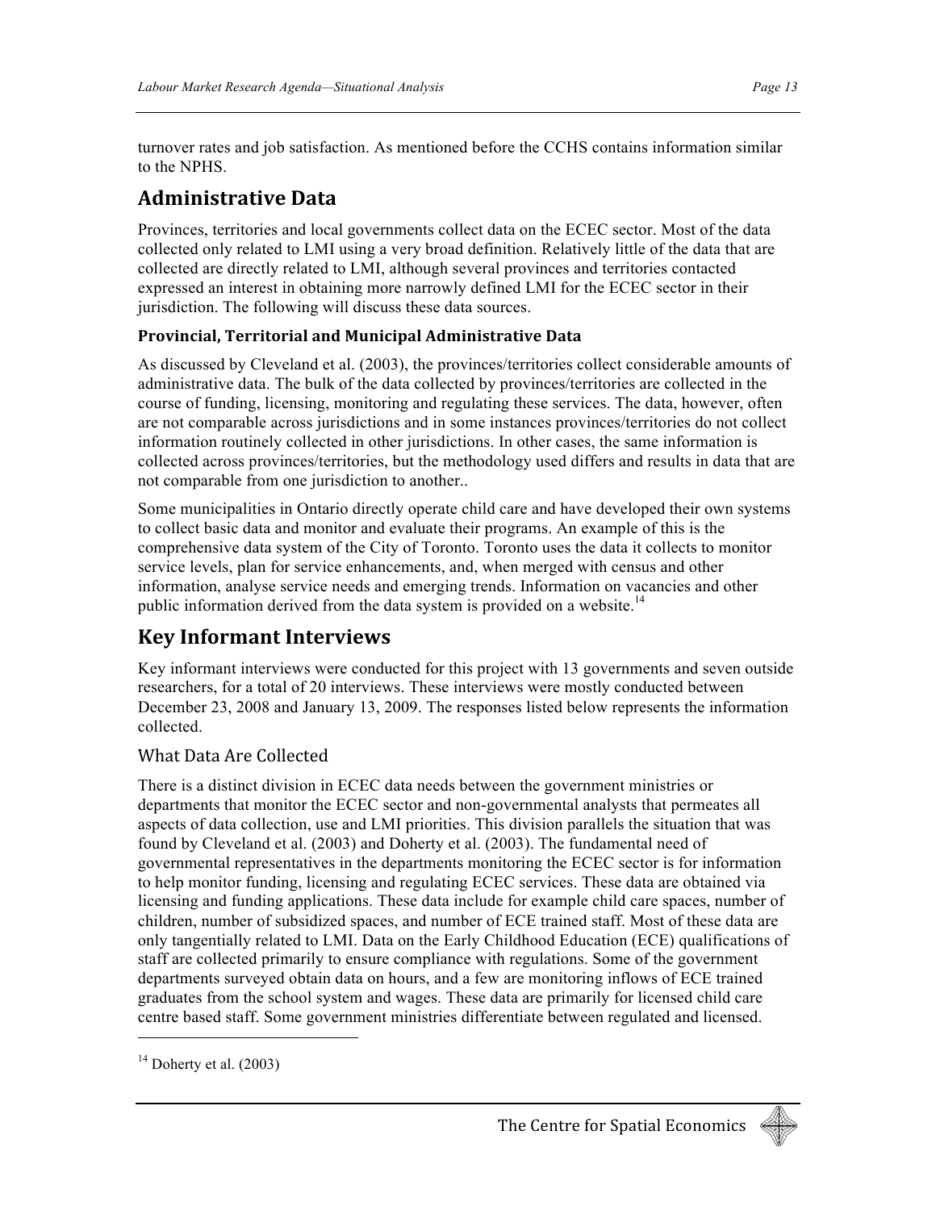turnover rates and job satisfaction. As mentioned before the CCHS contains information similar to the NPHS.

## Administrative Data

Provinces, territories and local governments collect data on the ECEC sector. Most of the data collected only related to LMI using a very broad definition. Relatively little of the data that are collected are directly related to LMI, although several provinces and territories contacted expressed an interest in obtaining more narrowly defined LMI for the ECEC sector in their jurisdiction. The following will discuss these data sources.

### Provincial, Territorial and Municipal Administrative Data

As discussed by Cleveland et al. (2003), the provinces/territories collect considerable amounts of administrative data. The bulk of the data collected by provinces/territories are collected in the course of funding, licensing, monitoring and regulating these services. The data, however, often are not comparable across jurisdictions and in some instances provinces/territories do not collect information routinely collected in other jurisdictions. In other cases, the same information is collected across provinces/territories, but the methodology used differs and results in data that are not comparable from one jurisdiction to another..

Some municipalities in Ontario directly operate child care and have developed their own systems to collect basic data and monitor and evaluate their programs. An example of this is the comprehensive data system of the City of Toronto. Toronto uses the data it collects to monitor service levels, plan for service enhancements, and, when merged with census and other information, analyse service needs and emerging trends. Information on vacancies and other public information derived from the data system is provided on a website.[14]

## Key Informant Interviews

Key informant interviews were conducted for this project with 13 governments and seven outside researchers, for a total of 20 interviews. These interviews were mostly conducted between December 23, 2008 and January 13, 2009. The responses listed below represents the information collected.

### What Data Are Collected

There is a distinct division in ECEC data needs between the government ministries or departments that monitor the ECEC sector and non-governmental analysts that permeates all aspects of data collection, use and LMI priorities. This division parallels the situation that was found by Cleveland et al. (2003) and Doherty et al. (2003). The fundamental need of governmental representatives in the departments monitoring the ECEC sector is for information to help monitor funding, licensing and regulating ECEC services. These data are obtained via licensing and funding applications. These data include for example child care spaces, number of children, number of subsidized spaces, and number of ECE trained staff. Most of these data are only tangentially related to LMI. Data on the Early Childhood Education (ECE) qualifications of staff are collected primarily to ensure compliance with regulations. Some of the government departments surveyed obtain data on hours, and a few are monitoring inflows of ECE trained graduates from the school system and wages. These data are primarily for licensed child care centre based staff. Some government ministries differentiate between regulated and licensed.

[14] Doherty et al. (2003)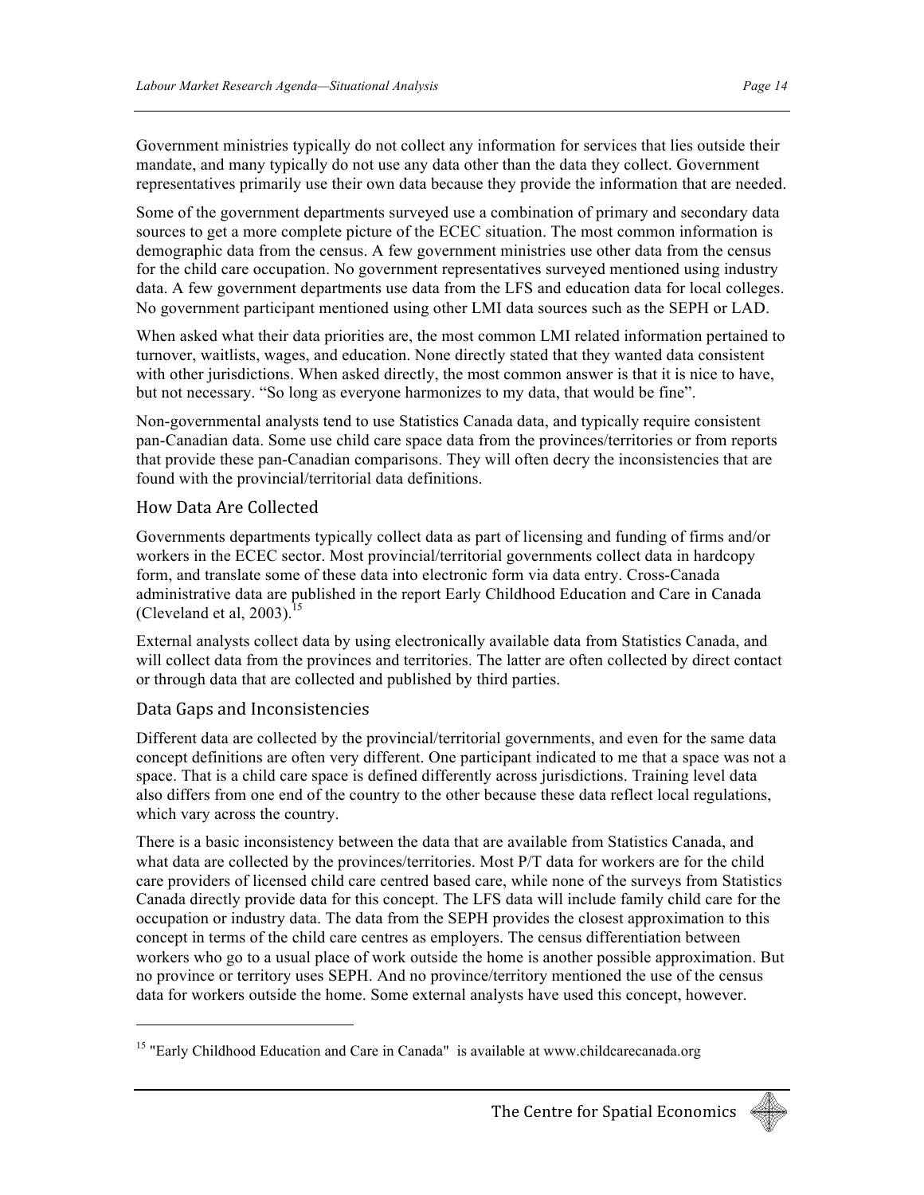Government ministries typically do not collect any information for services that lies outside their mandate, and many typically do not use any data other than the data they collect. Government representatives primarily use their own data because they provide the information that are needed.

Some of the government departments surveyed use a combination of primary and secondary data sources to get a more complete picture of the ECEC situation. The most common information is demographic data from the census. A few government ministries use other data from the census for the child care occupation. No government representatives surveyed mentioned using industry data. A few government departments use data from the LFS and education data for local colleges. No government participant mentioned using other LMI data sources such as the SEPH or LAD.

When asked what their data priorities are, the most common LMI related information pertained to turnover, waitlists, wages, and education. None directly stated that they wanted data consistent with other jurisdictions. When asked directly, the most common answer is that it is nice to have, but not necessary. "So long as everyone harmonizes to my data, that would be fine".

Non-governmental analysts tend to use Statistics Canada data, and typically require consistent pan-Canadian data. Some use child care space data from the provinces/territories or from reports that provide these pan-Canadian comparisons. They will often decry the inconsistencies that are found with the provincial/territorial data definitions.

## How Data Are Collected

Governments departments typically collect data as part of licensing and funding of firms and/or workers in the ECEC sector. Most provincial/territorial governments collect data in hardcopy form, and translate some of these data into electronic form via data entry. Cross-Canada administrative data are published in the report Early Childhood Education and Care in Canada (Cleveland et al, 2003).[15]

External analysts collect data by using electronically available data from Statistics Canada, and will collect data from the provinces and territories. The latter are often collected by direct contact or through data that are collected and published by third parties.

## Data Gaps and Inconsistencies

Different data are collected by the provincial/territorial governments, and even for the same data concept definitions are often very different. One participant indicated to me that a space was not a space. That is a child care space is defined differently across jurisdictions. Training level data also differs from one end of the country to the other because these data reflect local regulations, which vary across the country.

There is a basic inconsistency between the data that are available from Statistics Canada, and what data are collected by the provinces/territories. Most P/T data for workers are for the child care providers of licensed child care centred based care, while none of the surveys from Statistics Canada directly provide data for this concept. The LFS data will include family child care for the occupation or industry data. The data from the SEPH provides the closest approximation to this concept in terms of the child care centres as employers. The census differentiation between workers who go to a usual place of work outside the home is another possible approximation. But no province or territory uses SEPH. And no province/territory mentioned the use of the census data for workers outside the home. Some external analysts have used this concept, however.

[15] "Early Childhood Education and Care in Canada" is available at www.childcarecanada.org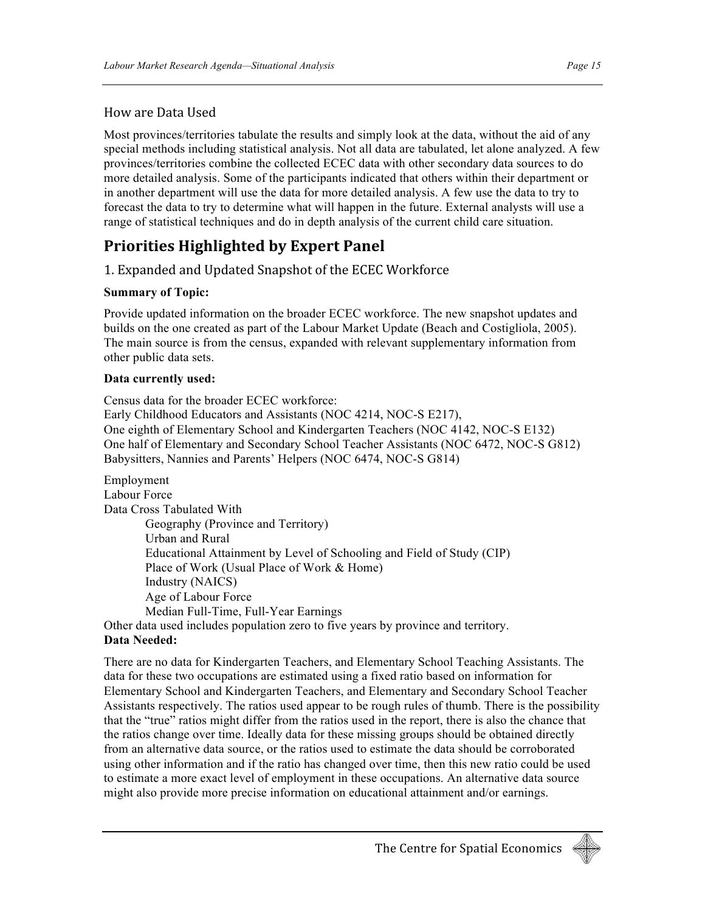### How are Data Used

Most provinces/territories tabulate the results and simply look at the data, without the aid of any special methods including statistical analysis. Not all data are tabulated, let alone analyzed. A few provinces/territories combine the collected ECEC data with other secondary data sources to do more detailed analysis. Some of the participants indicated that others within their department or in another department will use the data for more detailed analysis. A few use the data to try to forecast the data to try to determine what will happen in the future. External analysts will use a range of statistical techniques and do in depth analysis of the current child care situation.

## Priorities Highlighted by Expert Panel

### 1. Expanded and Updated Snapshot of the ECEC Workforce

**Summary of Topic:**

Provide updated information on the broader ECEC workforce. The new snapshot updates and builds on the one created as part of the Labour Market Update (Beach and Costigliola, 2005). The main source is from the census, expanded with relevant supplementary information from other public data sets.

**Data currently used:**

Census data for the broader ECEC workforce:
Early Childhood Educators and Assistants (NOC 4214, NOC-S E217),
One eighth of Elementary School and Kindergarten Teachers (NOC 4142, NOC-S E132)
One half of Elementary and Secondary School Teacher Assistants (NOC 6472, NOC-S G812)
Babysitters, Nannies and Parents' Helpers (NOC 6474, NOC-S G814)

Employment
Labour Force
Data Cross Tabulated With
- Geography (Province and Territory)
- Urban and Rural
- Educational Attainment by Level of Schooling and Field of Study (CIP)
- Place of Work (Usual Place of Work & Home)
- Industry (NAICS)
- Age of Labour Force
- Median Full-Time, Full-Year Earnings

Other data used includes population zero to five years by province and territory.

**Data Needed:**

There are no data for Kindergarten Teachers, and Elementary School Teaching Assistants. The data for these two occupations are estimated using a fixed ratio based on information for Elementary School and Kindergarten Teachers, and Elementary and Secondary School Teacher Assistants respectively. The ratios used appear to be rough rules of thumb. There is the possibility that the "true" ratios might differ from the ratios used in the report, there is also the chance that the ratios change over time. Ideally data for these missing groups should be obtained directly from an alternative data source, or the ratios used to estimate the data should be corroborated using other information and if the ratio has changed over time, then this new ratio could be used to estimate a more exact level of employment in these occupations. An alternative data source might also provide more precise information on educational attainment and/or earnings.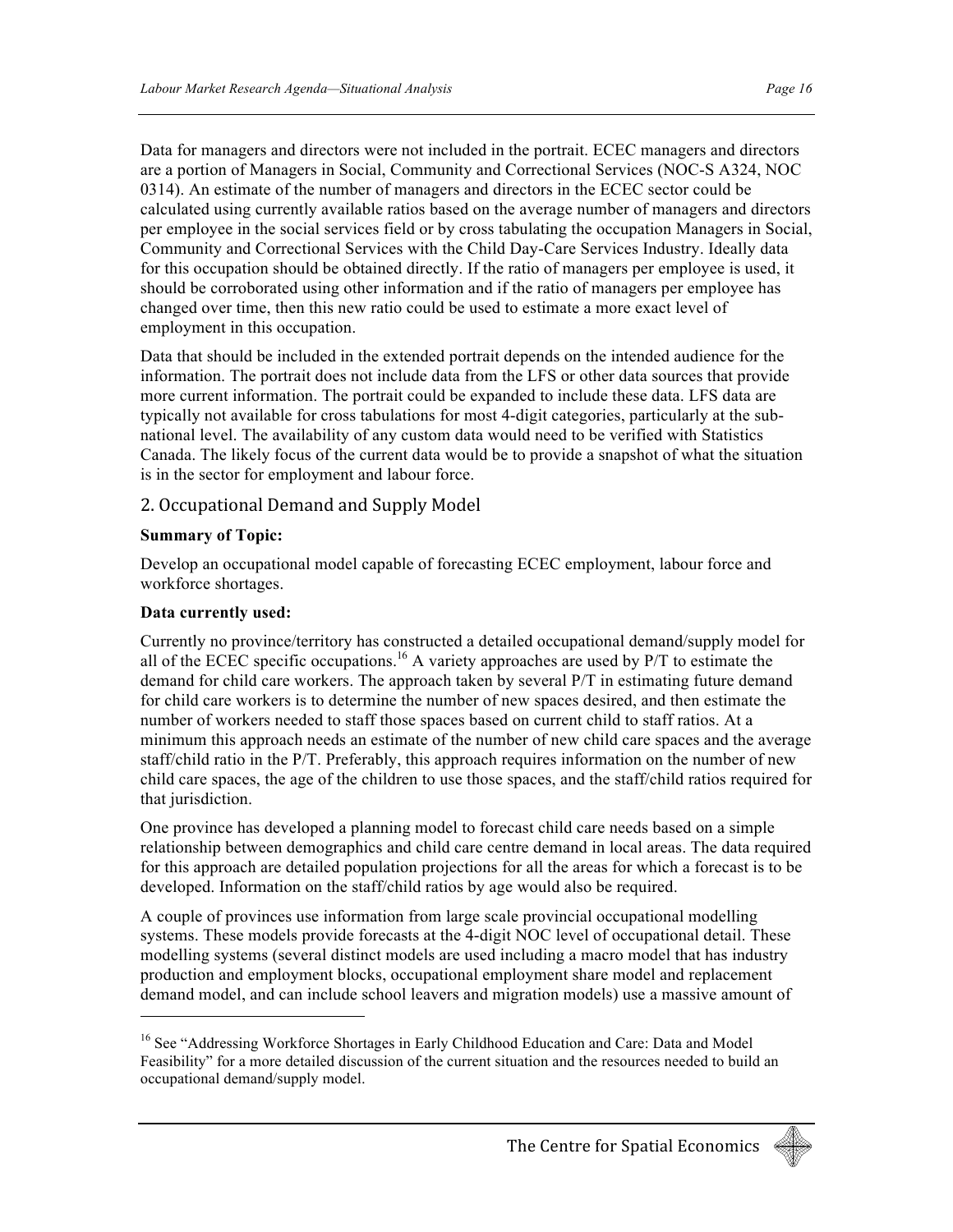Data for managers and directors were not included in the portrait. ECEC managers and directors are a portion of Managers in Social, Community and Correctional Services (NOC-S A324, NOC 0314). An estimate of the number of managers and directors in the ECEC sector could be calculated using currently available ratios based on the average number of managers and directors per employee in the social services field or by cross tabulating the occupation Managers in Social, Community and Correctional Services with the Child Day-Care Services Industry. Ideally data for this occupation should be obtained directly. If the ratio of managers per employee is used, it should be corroborated using other information and if the ratio of managers per employee has changed over time, then this new ratio could be used to estimate a more exact level of employment in this occupation.

Data that should be included in the extended portrait depends on the intended audience for the information. The portrait does not include data from the LFS or other data sources that provide more current information. The portrait could be expanded to include these data. LFS data are typically not available for cross tabulations for most 4-digit categories, particularly at the sub-national level. The availability of any custom data would need to be verified with Statistics Canada. The likely focus of the current data would be to provide a snapshot of what the situation is in the sector for employment and labour force.

## 2. Occupational Demand and Supply Model

**Summary of Topic:**

Develop an occupational model capable of forecasting ECEC employment, labour force and workforce shortages.

**Data currently used:**

Currently no province/territory has constructed a detailed occupational demand/supply model for all of the ECEC specific occupations.[16] A variety approaches are used by P/T to estimate the demand for child care workers. The approach taken by several P/T in estimating future demand for child care workers is to determine the number of new spaces desired, and then estimate the number of workers needed to staff those spaces based on current child to staff ratios. At a minimum this approach needs an estimate of the number of new child care spaces and the average staff/child ratio in the P/T. Preferably, this approach requires information on the number of new child care spaces, the age of the children to use those spaces, and the staff/child ratios required for that jurisdiction.

One province has developed a planning model to forecast child care needs based on a simple relationship between demographics and child care centre demand in local areas. The data required for this approach are detailed population projections for all the areas for which a forecast is to be developed. Information on the staff/child ratios by age would also be required.

A couple of provinces use information from large scale provincial occupational modelling systems. These models provide forecasts at the 4-digit NOC level of occupational detail. These modelling systems (several distinct models are used including a macro model that has industry production and employment blocks, occupational employment share model and replacement demand model, and can include school leavers and migration models) use a massive amount of

[16] See "Addressing Workforce Shortages in Early Childhood Education and Care: Data and Model Feasibility" for a more detailed discussion of the current situation and the resources needed to build an occupational demand/supply model.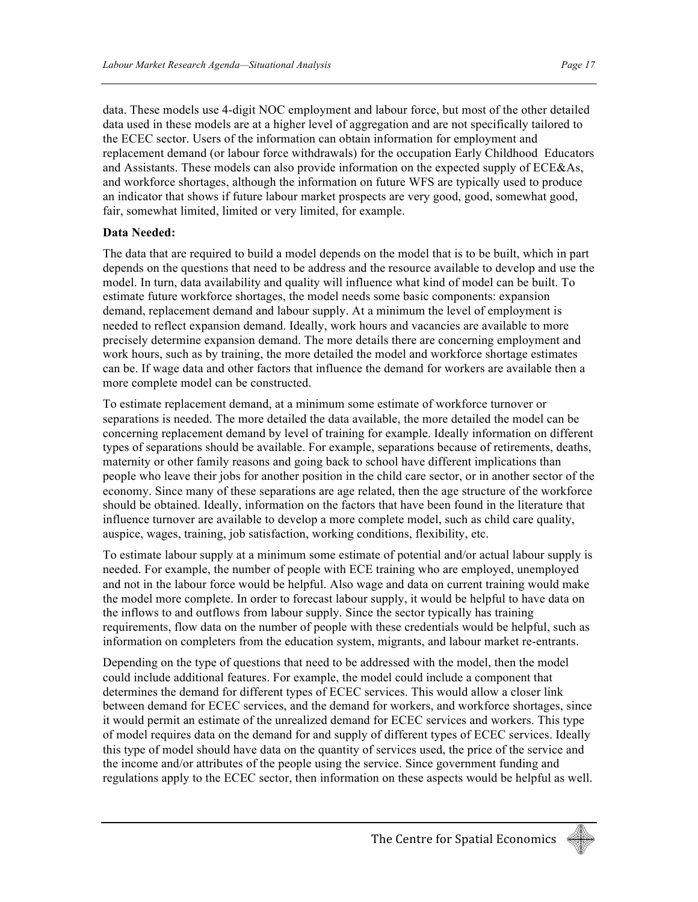data. These models use 4-digit NOC employment and labour force, but most of the other detailed data used in these models are at a higher level of aggregation and are not specifically tailored to the ECEC sector. Users of the information can obtain information for employment and replacement demand (or labour force withdrawals) for the occupation Early Childhood Educators and Assistants. These models can also provide information on the expected supply of ECE&As, and workforce shortages, although the information on future WFS are typically used to produce an indicator that shows if future labour market prospects are very good, good, somewhat good, fair, somewhat limited, limited or very limited, for example.

**Data Needed:**

The data that are required to build a model depends on the model that is to be built, which in part depends on the questions that need to be address and the resource available to develop and use the model. In turn, data availability and quality will influence what kind of model can be built. To estimate future workforce shortages, the model needs some basic components: expansion demand, replacement demand and labour supply. At a minimum the level of employment is needed to reflect expansion demand. Ideally, work hours and vacancies are available to more precisely determine expansion demand. The more details there are concerning employment and work hours, such as by training, the more detailed the model and workforce shortage estimates can be. If wage data and other factors that influence the demand for workers are available then a more complete model can be constructed.

To estimate replacement demand, at a minimum some estimate of workforce turnover or separations is needed. The more detailed the data available, the more detailed the model can be concerning replacement demand by level of training for example. Ideally information on different types of separations should be available. For example, separations because of retirements, deaths, maternity or other family reasons and going back to school have different implications than people who leave their jobs for another position in the child care sector, or in another sector of the economy. Since many of these separations are age related, then the age structure of the workforce should be obtained. Ideally, information on the factors that have been found in the literature that influence turnover are available to develop a more complete model, such as child care quality, auspice, wages, training, job satisfaction, working conditions, flexibility, etc.

To estimate labour supply at a minimum some estimate of potential and/or actual labour supply is needed. For example, the number of people with ECE training who are employed, unemployed and not in the labour force would be helpful. Also wage and data on current training would make the model more complete. In order to forecast labour supply, it would be helpful to have data on the inflows to and outflows from labour supply. Since the sector typically has training requirements, flow data on the number of people with these credentials would be helpful, such as information on completers from the education system, migrants, and labour market re-entrants.

Depending on the type of questions that need to be addressed with the model, then the model could include additional features. For example, the model could include a component that determines the demand for different types of ECEC services. This would allow a closer link between demand for ECEC services, and the demand for workers, and workforce shortages, since it would permit an estimate of the unrealized demand for ECEC services and workers. This type of model requires data on the demand for and supply of different types of ECEC services. Ideally this type of model should have data on the quantity of services used, the price of the service and the income and/or attributes of the people using the service. Since government funding and regulations apply to the ECEC sector, then information on these aspects would be helpful as well.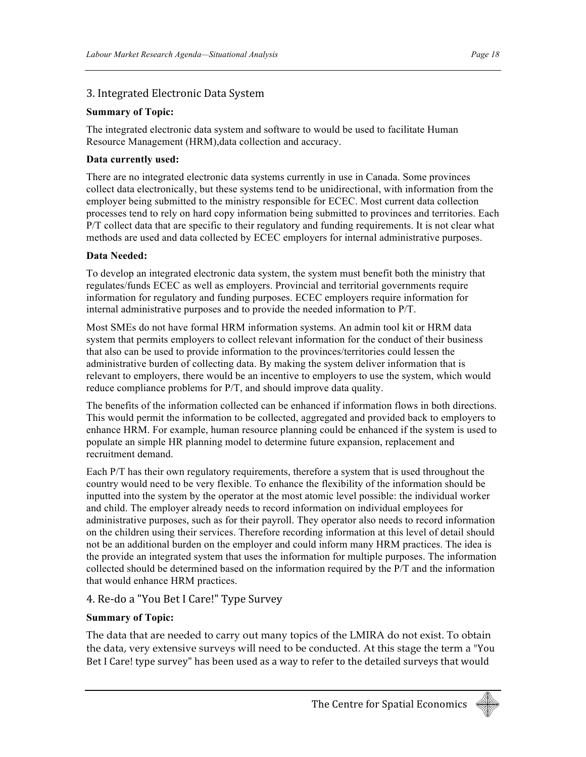## 3. Integrated Electronic Data System

**Summary of Topic:**

The integrated electronic data system and software to would be used to facilitate Human Resource Management (HRM),data collection and accuracy.

**Data currently used:**

There are no integrated electronic data systems currently in use in Canada. Some provinces collect data electronically, but these systems tend to be unidirectional, with information from the employer being submitted to the ministry responsible for ECEC. Most current data collection processes tend to rely on hard copy information being submitted to provinces and territories. Each P/T collect data that are specific to their regulatory and funding requirements. It is not clear what methods are used and data collected by ECEC employers for internal administrative purposes.

**Data Needed:**

To develop an integrated electronic data system, the system must benefit both the ministry that regulates/funds ECEC as well as employers. Provincial and territorial governments require information for regulatory and funding purposes. ECEC employers require information for internal administrative purposes and to provide the needed information to P/T.

Most SMEs do not have formal HRM information systems. An admin tool kit or HRM data system that permits employers to collect relevant information for the conduct of their business that also can be used to provide information to the provinces/territories could lessen the administrative burden of collecting data. By making the system deliver information that is relevant to employers, there would be an incentive to employers to use the system, which would reduce compliance problems for P/T, and should improve data quality.

The benefits of the information collected can be enhanced if information flows in both directions. This would permit the information to be collected, aggregated and provided back to employers to enhance HRM. For example, human resource planning could be enhanced if the system is used to populate an simple HR planning model to determine future expansion, replacement and recruitment demand.

Each P/T has their own regulatory requirements, therefore a system that is used throughout the country would need to be very flexible. To enhance the flexibility of the information should be inputted into the system by the operator at the most atomic level possible: the individual worker and child. The employer already needs to record information on individual employees for administrative purposes, such as for their payroll. They operator also needs to record information on the children using their services. Therefore recording information at this level of detail should not be an additional burden on the employer and could inform many HRM practices. The idea is the provide an integrated system that uses the information for multiple purposes. The information collected should be determined based on the information required by the P/T and the information that would enhance HRM practices.

## 4. Re-do a "You Bet I Care!" Type Survey

**Summary of Topic:**

The data that are needed to carry out many topics of the LMIRA do not exist. To obtain the data, very extensive surveys will need to be conducted. At this stage the term a "You Bet I Care! type survey" has been used as a way to refer to the detailed surveys that would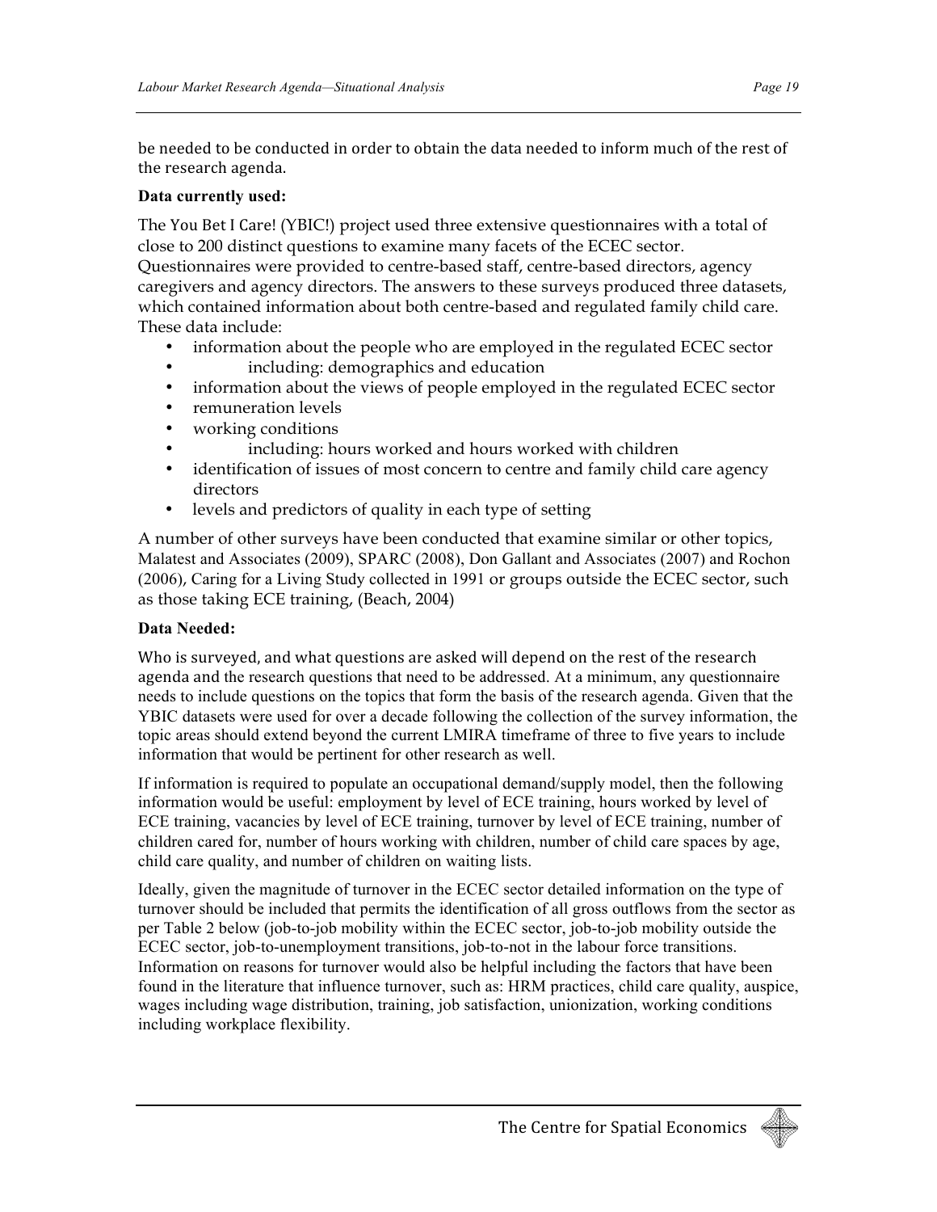be needed to be conducted in order to obtain the data needed to inform much of the rest of the research agenda.

**Data currently used:**

The You Bet I Care! (YBIC!) project used three extensive questionnaires with a total of close to 200 distinct questions to examine many facets of the ECEC sector. Questionnaires were provided to centre-based staff, centre-based directors, agency caregivers and agency directors. The answers to these surveys produced three datasets, which contained information about both centre-based and regulated family child care. These data include:

- information about the people who are employed in the regulated ECEC sector
- including: demographics and education
- information about the views of people employed in the regulated ECEC sector
- remuneration levels
- working conditions
- including: hours worked and hours worked with children
- identification of issues of most concern to centre and family child care agency directors
- levels and predictors of quality in each type of setting

A number of other surveys have been conducted that examine similar or other topics, Malatest and Associates (2009), SPARC (2008), Don Gallant and Associates (2007) and Rochon (2006), Caring for a Living Study collected in 1991 or groups outside the ECEC sector, such as those taking ECE training, (Beach, 2004)

**Data Needed:**

Who is surveyed, and what questions are asked will depend on the rest of the research agenda and the research questions that need to be addressed. At a minimum, any questionnaire needs to include questions on the topics that form the basis of the research agenda. Given that the YBIC datasets were used for over a decade following the collection of the survey information, the topic areas should extend beyond the current LMIRA timeframe of three to five years to include information that would be pertinent for other research as well.

If information is required to populate an occupational demand/supply model, then the following information would be useful: employment by level of ECE training, hours worked by level of ECE training, vacancies by level of ECE training, turnover by level of ECE training, number of children cared for, number of hours working with children, number of child care spaces by age, child care quality, and number of children on waiting lists.

Ideally, given the magnitude of turnover in the ECEC sector detailed information on the type of turnover should be included that permits the identification of all gross outflows from the sector as per Table 2 below (job-to-job mobility within the ECEC sector, job-to-job mobility outside the ECEC sector, job-to-unemployment transitions, job-to-not in the labour force transitions. Information on reasons for turnover would also be helpful including the factors that have been found in the literature that influence turnover, such as: HRM practices, child care quality, auspice, wages including wage distribution, training, job satisfaction, unionization, working conditions including workplace flexibility.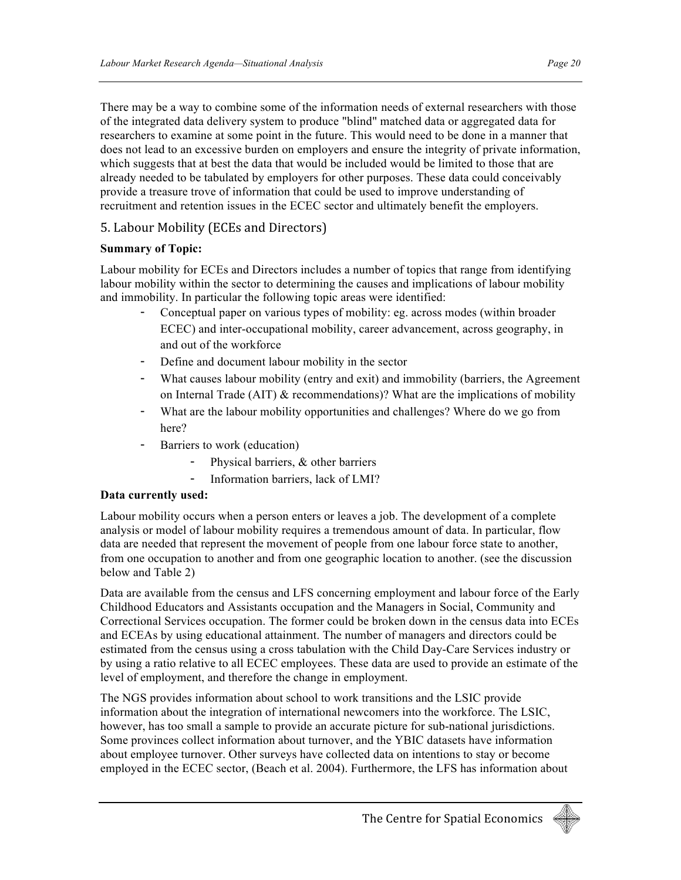There may be a way to combine some of the information needs of external researchers with those of the integrated data delivery system to produce "blind" matched data or aggregated data for researchers to examine at some point in the future. This would need to be done in a manner that does not lead to an excessive burden on employers and ensure the integrity of private information, which suggests that at best the data that would be included would be limited to those that are already needed to be tabulated by employers for other purposes. These data could conceivably provide a treasure trove of information that could be used to improve understanding of recruitment and retention issues in the ECEC sector and ultimately benefit the employers.

## 5. Labour Mobility (ECEs and Directors)

**Summary of Topic:**

Labour mobility for ECEs and Directors includes a number of topics that range from identifying labour mobility within the sector to determining the causes and implications of labour mobility and immobility. In particular the following topic areas were identified:

- Conceptual paper on various types of mobility: eg. across modes (within broader ECEC) and inter-occupational mobility, career advancement, across geography, in and out of the workforce
- Define and document labour mobility in the sector
- What causes labour mobility (entry and exit) and immobility (barriers, the Agreement on Internal Trade (AIT) & recommendations)? What are the implications of mobility
- What are the labour mobility opportunities and challenges? Where do we go from here?
- Barriers to work (education)
    - Physical barriers, & other barriers
    - Information barriers, lack of LMI?

**Data currently used:**

Labour mobility occurs when a person enters or leaves a job. The development of a complete analysis or model of labour mobility requires a tremendous amount of data. In particular, flow data are needed that represent the movement of people from one labour force state to another, from one occupation to another and from one geographic location to another. (see the discussion below and Table 2)

Data are available from the census and LFS concerning employment and labour force of the Early Childhood Educators and Assistants occupation and the Managers in Social, Community and Correctional Services occupation. The former could be broken down in the census data into ECEs and ECEAs by using educational attainment. The number of managers and directors could be estimated from the census using a cross tabulation with the Child Day-Care Services industry or by using a ratio relative to all ECEC employees. These data are used to provide an estimate of the level of employment, and therefore the change in employment.

The NGS provides information about school to work transitions and the LSIC provide information about the integration of international newcomers into the workforce. The LSIC, however, has too small a sample to provide an accurate picture for sub-national jurisdictions. Some provinces collect information about turnover, and the YBIC datasets have information about employee turnover. Other surveys have collected data on intentions to stay or become employed in the ECEC sector, (Beach et al. 2004). Furthermore, the LFS has information about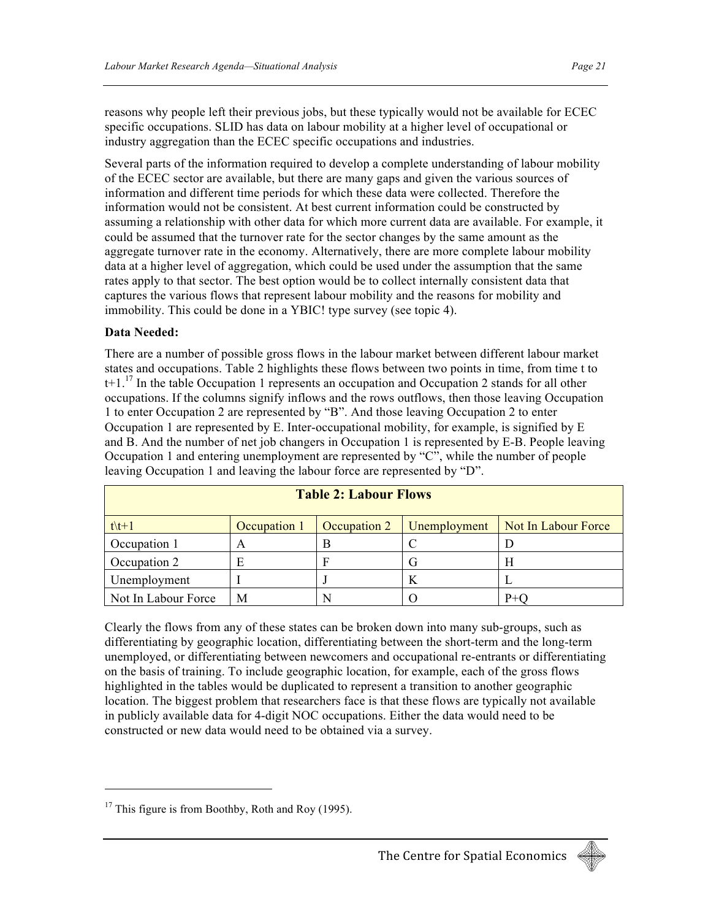reasons why people left their previous jobs, but these typically would not be available for ECEC specific occupations. SLID has data on labour mobility at a higher level of occupational or industry aggregation than the ECEC specific occupations and industries.

Several parts of the information required to develop a complete understanding of labour mobility of the ECEC sector are available, but there are many gaps and given the various sources of information and different time periods for which these data were collected. Therefore the information would not be consistent. At best current information could be constructed by assuming a relationship with other data for which more current data are available. For example, it could be assumed that the turnover rate for the sector changes by the same amount as the aggregate turnover rate in the economy. Alternatively, there are more complete labour mobility data at a higher level of aggregation, which could be used under the assumption that the same rates apply to that sector. The best option would be to collect internally consistent data that captures the various flows that represent labour mobility and the reasons for mobility and immobility. This could be done in a YBIC! type survey (see topic 4).

**Data Needed:**

There are a number of possible gross flows in the labour market between different labour market states and occupations. Table 2 highlights these flows between two points in time, from time t to t+1.[17] In the table Occupation 1 represents an occupation and Occupation 2 stands for all other occupations. If the columns signify inflows and the rows outflows, then those leaving Occupation 1 to enter Occupation 2 are represented by "B". And those leaving Occupation 2 to enter Occupation 1 are represented by E. Inter-occupational mobility, for example, is signified by E and B. And the number of net job changers in Occupation 1 is represented by E-B. People leaving Occupation 1 and entering unemployment are represented by "C", while the number of people leaving Occupation 1 and leaving the labour force are represented by "D".

**Table 2: Labour Flows**

| t\t+1 | Occupation 1 | Occupation 2 | Unemployment | Not In Labour Force |
|---|---|---|---|---|
| Occupation 1 | A | B | C | D |
| Occupation 2 | E | F | G | H |
| Unemployment | I | J | K | L |
| Not In Labour Force | M | N | O | P+Q |

Clearly the flows from any of these states can be broken down into many sub-groups, such as differentiating by geographic location, differentiating between the short-term and the long-term unemployed, or differentiating between newcomers and occupational re-entrants or differentiating on the basis of training. To include geographic location, for example, each of the gross flows highlighted in the tables would be duplicated to represent a transition to another geographic location. The biggest problem that researchers face is that these flows are typically not available in publicly available data for 4-digit NOC occupations. Either the data would need to be constructed or new data would need to be obtained via a survey.

[17] This figure is from Boothby, Roth and Roy (1995).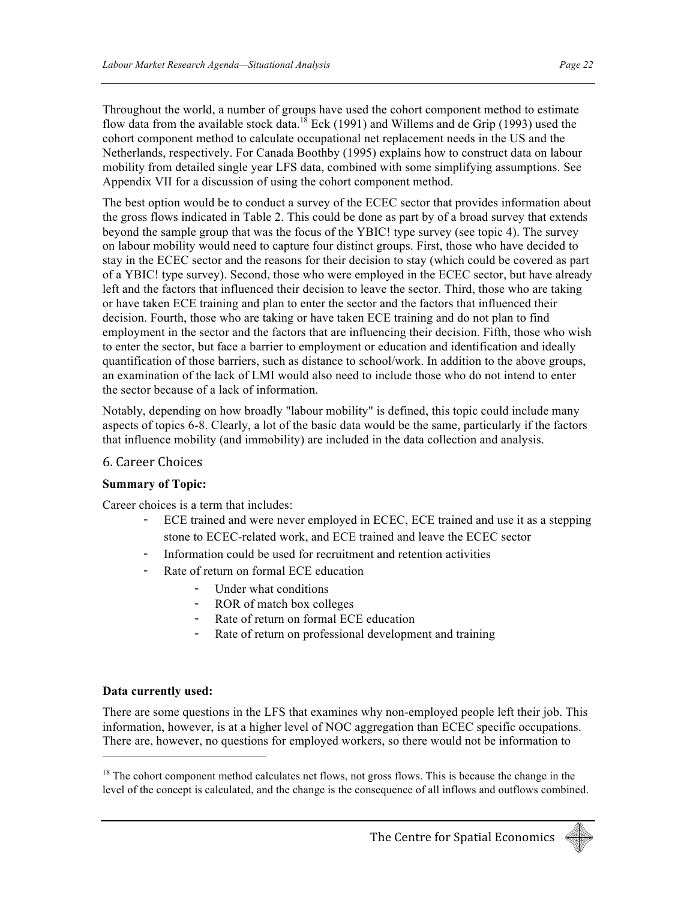Throughout the world, a number of groups have used the cohort component method to estimate flow data from the available stock data.[18] Eck (1991) and Willems and de Grip (1993) used the cohort component method to calculate occupational net replacement needs in the US and the Netherlands, respectively. For Canada Boothby (1995) explains how to construct data on labour mobility from detailed single year LFS data, combined with some simplifying assumptions. See Appendix VII for a discussion of using the cohort component method.

The best option would be to conduct a survey of the ECEC sector that provides information about the gross flows indicated in Table 2. This could be done as part by of a broad survey that extends beyond the sample group that was the focus of the YBIC! type survey (see topic 4). The survey on labour mobility would need to capture four distinct groups. First, those who have decided to stay in the ECEC sector and the reasons for their decision to stay (which could be covered as part of a YBIC! type survey). Second, those who were employed in the ECEC sector, but have already left and the factors that influenced their decision to leave the sector. Third, those who are taking or have taken ECE training and plan to enter the sector and the factors that influenced their decision. Fourth, those who are taking or have taken ECE training and do not plan to find employment in the sector and the factors that are influencing their decision. Fifth, those who wish to enter the sector, but face a barrier to employment or education and identification and ideally quantification of those barriers, such as distance to school/work. In addition to the above groups, an examination of the lack of LMI would also need to include those who do not intend to enter the sector because of a lack of information.

Notably, depending on how broadly "labour mobility" is defined, this topic could include many aspects of topics 6-8. Clearly, a lot of the basic data would be the same, particularly if the factors that influence mobility (and immobility) are included in the data collection and analysis.

## 6. Career Choices

**Summary of Topic:**

Career choices is a term that includes:

- ECE trained and were never employed in ECEC, ECE trained and use it as a stepping stone to ECEC-related work, and ECE trained and leave the ECEC sector
- Information could be used for recruitment and retention activities
- Rate of return on formal ECE education
    - Under what conditions
    - ROR of match box colleges
    - Rate of return on formal ECE education
    - Rate of return on professional development and training

**Data currently used:**

There are some questions in the LFS that examines why non-employed people left their job. This information, however, is at a higher level of NOC aggregation than ECEC specific occupations. There are, however, no questions for employed workers, so there would not be information to

[18] The cohort component method calculates net flows, not gross flows. This is because the change in the level of the concept is calculated, and the change is the consequence of all inflows and outflows combined.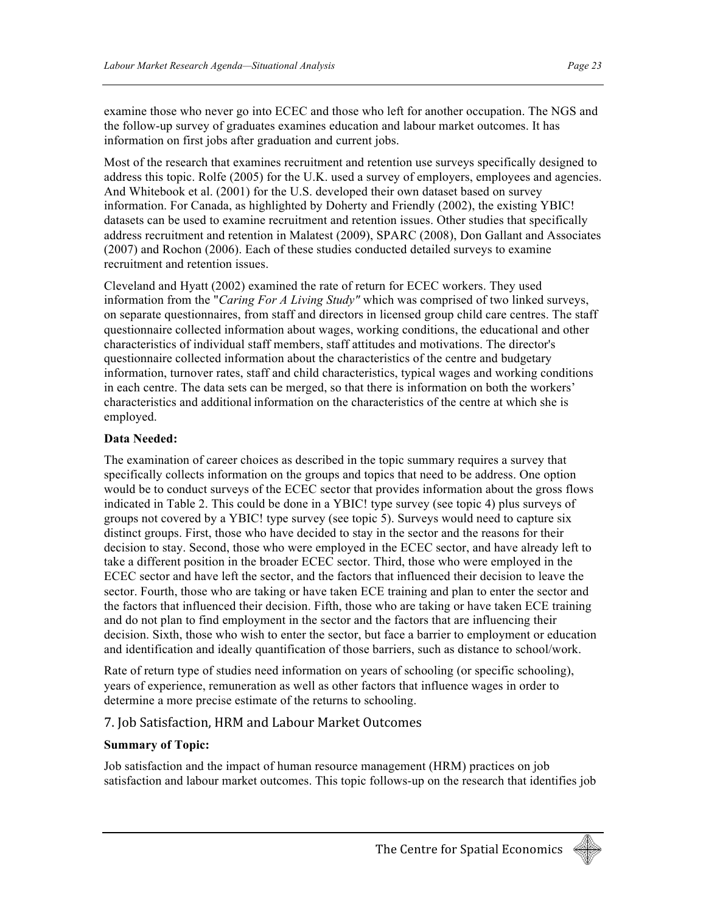examine those who never go into ECEC and those who left for another occupation. The NGS and the follow-up survey of graduates examines education and labour market outcomes. It has information on first jobs after graduation and current jobs.

Most of the research that examines recruitment and retention use surveys specifically designed to address this topic. Rolfe (2005) for the U.K. used a survey of employers, employees and agencies. And Whitebook et al. (2001) for the U.S. developed their own dataset based on survey information. For Canada, as highlighted by Doherty and Friendly (2002), the existing YBIC! datasets can be used to examine recruitment and retention issues. Other studies that specifically address recruitment and retention in Malatest (2009), SPARC (2008), Don Gallant and Associates (2007) and Rochon (2006). Each of these studies conducted detailed surveys to examine recruitment and retention issues.

Cleveland and Hyatt (2002) examined the rate of return for ECEC workers. They used information from the "*Caring For A Living Study"* which was comprised of two linked surveys, on separate questionnaires, from staff and directors in licensed group child care centres. The staff questionnaire collected information about wages, working conditions, the educational and other characteristics of individual staff members, staff attitudes and motivations. The director's questionnaire collected information about the characteristics of the centre and budgetary information, turnover rates, staff and child characteristics, typical wages and working conditions in each centre. The data sets can be merged, so that there is information on both the workers' characteristics and additional information on the characteristics of the centre at which she is employed.

**Data Needed:**

The examination of career choices as described in the topic summary requires a survey that specifically collects information on the groups and topics that need to be address. One option would be to conduct surveys of the ECEC sector that provides information about the gross flows indicated in Table 2. This could be done in a YBIC! type survey (see topic 4) plus surveys of groups not covered by a YBIC! type survey (see topic 5). Surveys would need to capture six distinct groups. First, those who have decided to stay in the sector and the reasons for their decision to stay. Second, those who were employed in the ECEC sector, and have already left to take a different position in the broader ECEC sector. Third, those who were employed in the ECEC sector and have left the sector, and the factors that influenced their decision to leave the sector. Fourth, those who are taking or have taken ECE training and plan to enter the sector and the factors that influenced their decision. Fifth, those who are taking or have taken ECE training and do not plan to find employment in the sector and the factors that are influencing their decision. Sixth, those who wish to enter the sector, but face a barrier to employment or education and identification and ideally quantification of those barriers, such as distance to school/work.

Rate of return type of studies need information on years of schooling (or specific schooling), years of experience, remuneration as well as other factors that influence wages in order to determine a more precise estimate of the returns to schooling.

## 7. Job Satisfaction, HRM and Labour Market Outcomes

**Summary of Topic:**

Job satisfaction and the impact of human resource management (HRM) practices on job satisfaction and labour market outcomes. This topic follows-up on the research that identifies job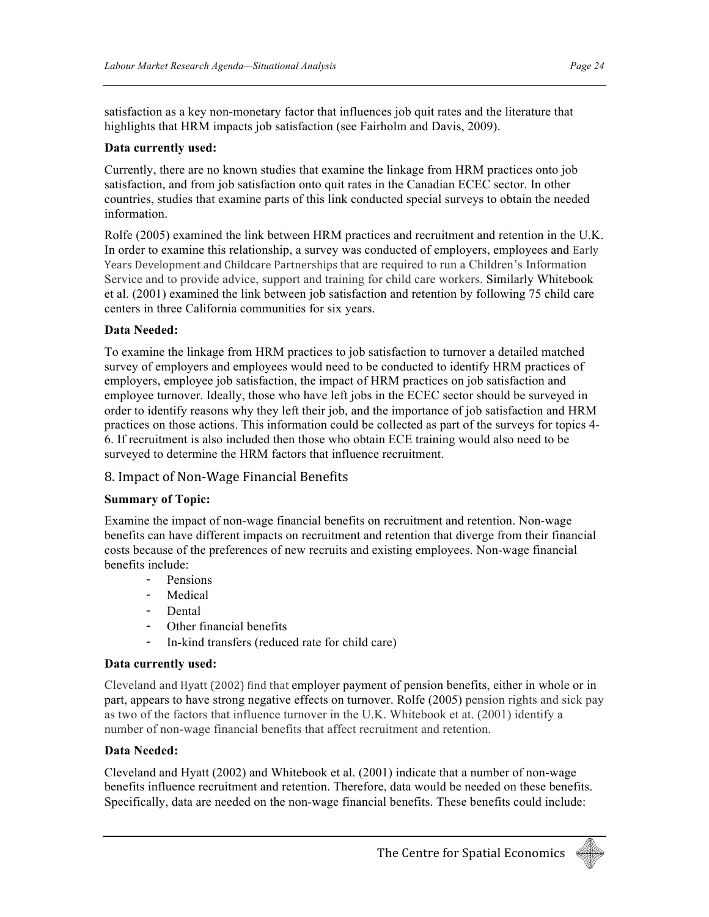satisfaction as a key non-monetary factor that influences job quit rates and the literature that highlights that HRM impacts job satisfaction (see Fairholm and Davis, 2009).

**Data currently used:**

Currently, there are no known studies that examine the linkage from HRM practices onto job satisfaction, and from job satisfaction onto quit rates in the Canadian ECEC sector. In other countries, studies that examine parts of this link conducted special surveys to obtain the needed information.

Rolfe (2005) examined the link between HRM practices and recruitment and retention in the U.K. In order to examine this relationship, a survey was conducted of employers, employees and Early Years Development and Childcare Partnerships that are required to run a Children's Information Service and to provide advice, support and training for child care workers. Similarly Whitebook et al. (2001) examined the link between job satisfaction and retention by following 75 child care centers in three California communities for six years.

**Data Needed:**

To examine the linkage from HRM practices to job satisfaction to turnover a detailed matched survey of employers and employees would need to be conducted to identify HRM practices of employers, employee job satisfaction, the impact of HRM practices on job satisfaction and employee turnover. Ideally, those who have left jobs in the ECEC sector should be surveyed in order to identify reasons why they left their job, and the importance of job satisfaction and HRM practices on those actions. This information could be collected as part of the surveys for topics 4-6. If recruitment is also included then those who obtain ECE training would also need to be surveyed to determine the HRM factors that influence recruitment.

## 8. Impact of Non-Wage Financial Benefits

**Summary of Topic:**

Examine the impact of non-wage financial benefits on recruitment and retention. Non-wage benefits can have different impacts on recruitment and retention that diverge from their financial costs because of the preferences of new recruits and existing employees. Non-wage financial benefits include:

- Pensions
- Medical
- Dental
- Other financial benefits
- In-kind transfers (reduced rate for child care)

**Data currently used:**

Cleveland and Hyatt (2002) find that employer payment of pension benefits, either in whole or in part, appears to have strong negative effects on turnover. Rolfe (2005) pension rights and sick pay as two of the factors that influence turnover in the U.K. Whitebook et at. (2001) identify a number of non-wage financial benefits that affect recruitment and retention.

**Data Needed:**

Cleveland and Hyatt (2002) and Whitebook et al. (2001) indicate that a number of non-wage benefits influence recruitment and retention. Therefore, data would be needed on these benefits. Specifically, data are needed on the non-wage financial benefits. These benefits could include: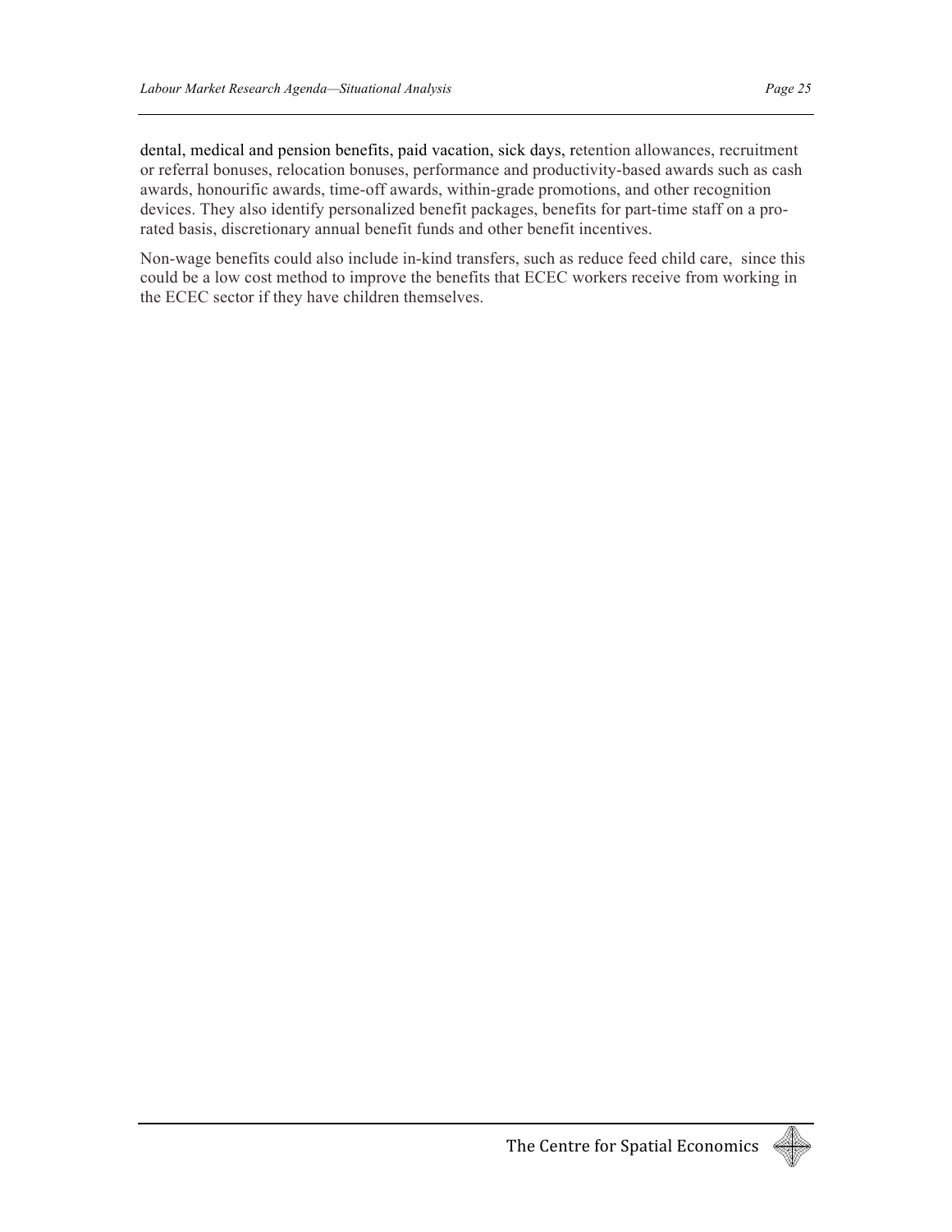dental, medical and pension benefits, paid vacation, sick days, retention allowances, recruitment or referral bonuses, relocation bonuses, performance and productivity-based awards such as cash awards, honourific awards, time-off awards, within-grade promotions, and other recognition devices. They also identify personalized benefit packages, benefits for part-time staff on a pro-rated basis, discretionary annual benefit funds and other benefit incentives.

Non-wage benefits could also include in-kind transfers, such as reduce feed child care, since this could be a low cost method to improve the benefits that ECEC workers receive from working in the ECEC sector if they have children themselves.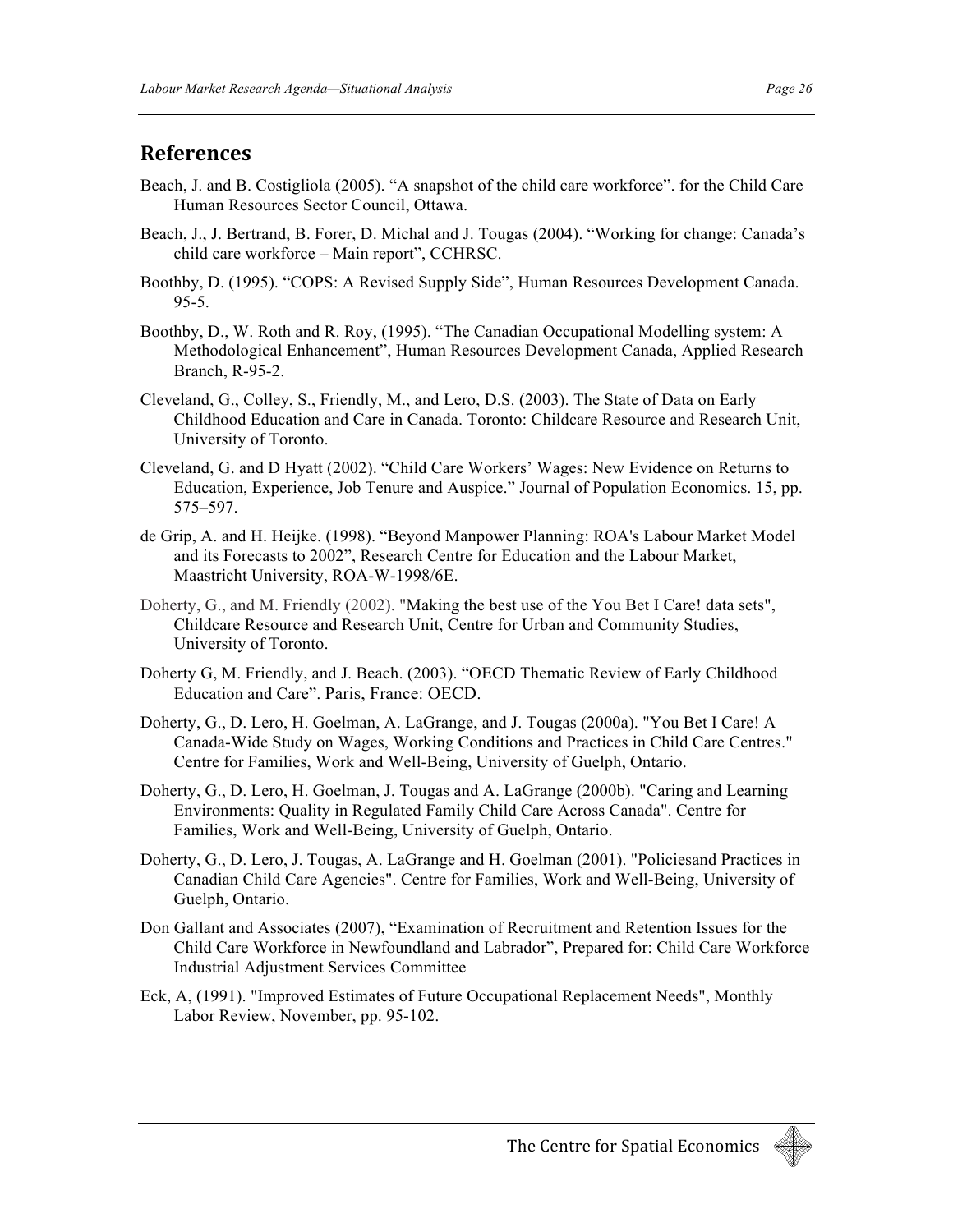## References

Beach, J. and B. Costigliola (2005). “A snapshot of the child care workforce”. for the Child Care Human Resources Sector Council, Ottawa.

Beach, J., J. Bertrand, B. Forer, D. Michal and J. Tougas (2004). “Working for change: Canada’s child care workforce – Main report”, CCHRSC.

Boothby, D. (1995). “COPS: A Revised Supply Side”, Human Resources Development Canada. 95-5.

Boothby, D., W. Roth and R. Roy, (1995). “The Canadian Occupational Modelling system: A Methodological Enhancement”, Human Resources Development Canada, Applied Research Branch, R-95-2.

Cleveland, G., Colley, S., Friendly, M., and Lero, D.S. (2003). The State of Data on Early Childhood Education and Care in Canada. Toronto: Childcare Resource and Research Unit, University of Toronto.

Cleveland, G. and D Hyatt (2002). “Child Care Workers’ Wages: New Evidence on Returns to Education, Experience, Job Tenure and Auspice.” Journal of Population Economics. 15, pp. 575–597.

de Grip, A. and H. Heijke. (1998). “Beyond Manpower Planning: ROA's Labour Market Model and its Forecasts to 2002”, Research Centre for Education and the Labour Market, Maastricht University, ROA-W-1998/6E.

Doherty, G., and M. Friendly (2002). "Making the best use of the You Bet I Care! data sets", Childcare Resource and Research Unit, Centre for Urban and Community Studies, University of Toronto.

Doherty G, M. Friendly, and J. Beach. (2003). “OECD Thematic Review of Early Childhood Education and Care”. Paris, France: OECD.

Doherty, G., D. Lero, H. Goelman, A. LaGrange, and J. Tougas (2000a). "You Bet I Care! A Canada-Wide Study on Wages, Working Conditions and Practices in Child Care Centres." Centre for Families, Work and Well-Being, University of Guelph, Ontario.

Doherty, G., D. Lero, H. Goelman, J. Tougas and A. LaGrange (2000b). "Caring and Learning Environments: Quality in Regulated Family Child Care Across Canada". Centre for Families, Work and Well-Being, University of Guelph, Ontario.

Doherty, G., D. Lero, J. Tougas, A. LaGrange and H. Goelman (2001). "Policiesand Practices in Canadian Child Care Agencies". Centre for Families, Work and Well-Being, University of Guelph, Ontario.

Don Gallant and Associates (2007), “Examination of Recruitment and Retention Issues for the Child Care Workforce in Newfoundland and Labrador”, Prepared for: Child Care Workforce Industrial Adjustment Services Committee

Eck, A, (1991). "Improved Estimates of Future Occupational Replacement Needs", Monthly Labor Review, November, pp. 95-102.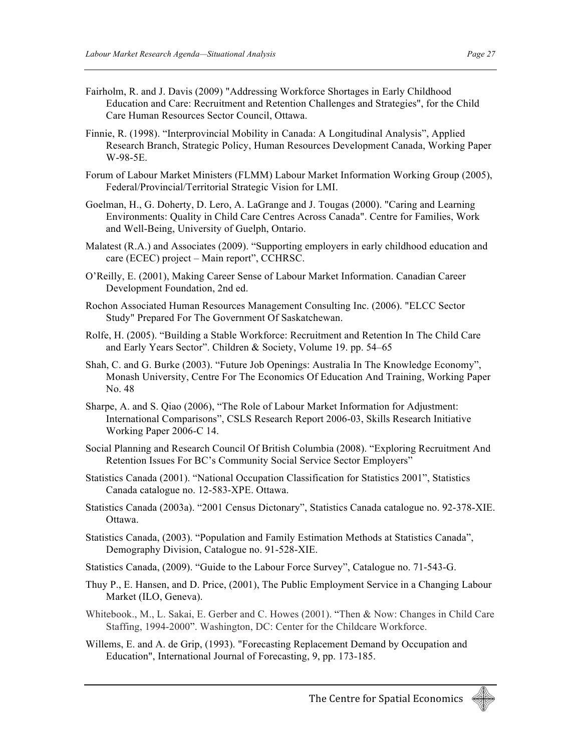Fairholm, R. and J. Davis (2009) "Addressing Workforce Shortages in Early Childhood Education and Care: Recruitment and Retention Challenges and Strategies", for the Child Care Human Resources Sector Council, Ottawa.

Finnie, R. (1998). "Interprovincial Mobility in Canada: A Longitudinal Analysis", Applied Research Branch, Strategic Policy, Human Resources Development Canada, Working Paper W-98-5E.

Forum of Labour Market Ministers (FLMM) Labour Market Information Working Group (2005), Federal/Provincial/Territorial Strategic Vision for LMI.

Goelman, H., G. Doherty, D. Lero, A. LaGrange and J. Tougas (2000). "Caring and Learning Environments: Quality in Child Care Centres Across Canada". Centre for Families, Work and Well-Being, University of Guelph, Ontario.

Malatest (R.A.) and Associates (2009). "Supporting employers in early childhood education and care (ECEC) project – Main report", CCHRSC.

O'Reilly, E. (2001), Making Career Sense of Labour Market Information. Canadian Career Development Foundation, 2nd ed.

Rochon Associated Human Resources Management Consulting Inc. (2006). "ELCC Sector Study" Prepared For The Government Of Saskatchewan.

Rolfe, H. (2005). "Building a Stable Workforce: Recruitment and Retention In The Child Care and Early Years Sector". Children & Society, Volume 19. pp. 54–65

Shah, C. and G. Burke (2003). "Future Job Openings: Australia In The Knowledge Economy", Monash University, Centre For The Economics Of Education And Training, Working Paper No. 48

Sharpe, A. and S. Qiao (2006), "The Role of Labour Market Information for Adjustment: International Comparisons", CSLS Research Report 2006-03, Skills Research Initiative Working Paper 2006-C 14.

Social Planning and Research Council Of British Columbia (2008). "Exploring Recruitment And Retention Issues For BC's Community Social Service Sector Employers"

Statistics Canada (2001). "National Occupation Classification for Statistics 2001", Statistics Canada catalogue no. 12-583-XPE. Ottawa.

Statistics Canada (2003a). "2001 Census Dictonary", Statistics Canada catalogue no. 92-378-XIE. Ottawa.

Statistics Canada, (2003). "Population and Family Estimation Methods at Statistics Canada", Demography Division, Catalogue no. 91-528-XIE.

Statistics Canada, (2009). "Guide to the Labour Force Survey", Catalogue no. 71-543-G.

Thuy P., E. Hansen, and D. Price, (2001), The Public Employment Service in a Changing Labour Market (ILO, Geneva).

Whitebook., M., L. Sakai, E. Gerber and C. Howes (2001). "Then & Now: Changes in Child Care Staffing, 1994-2000". Washington, DC: Center for the Childcare Workforce.

Willems, E. and A. de Grip, (1993). "Forecasting Replacement Demand by Occupation and Education", International Journal of Forecasting, 9, pp. 173-185.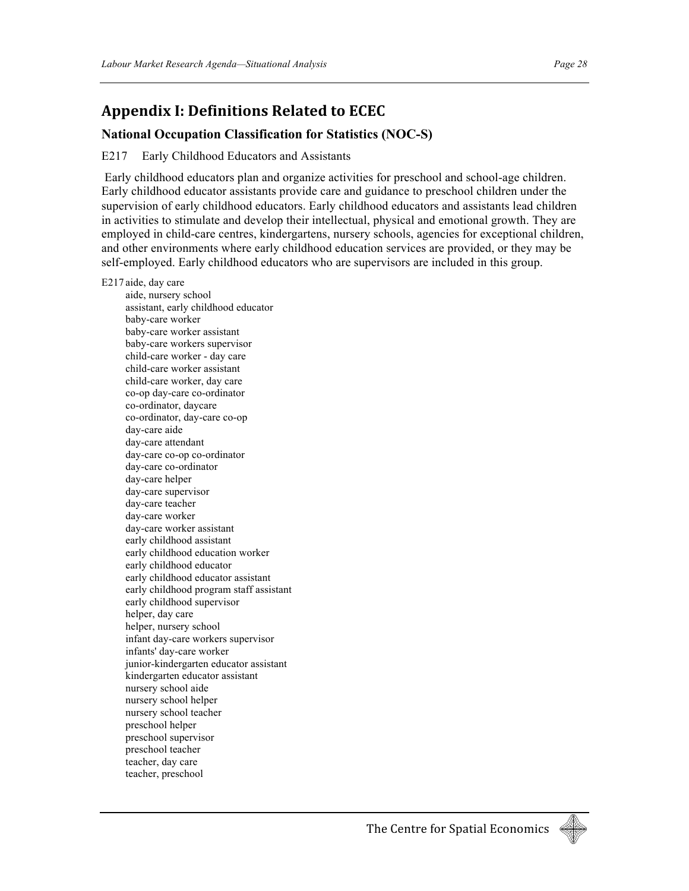## Appendix I: Definitions Related to ECEC

### National Occupation Classification for Statistics (NOC-S)

E217 Early Childhood Educators and Assistants

Early childhood educators plan and organize activities for preschool and school-age children. Early childhood educator assistants provide care and guidance to preschool children under the supervision of early childhood educators. Early childhood educators and assistants lead children in activities to stimulate and develop their intellectual, physical and emotional growth. They are employed in child-care centres, kindergartens, nursery schools, agencies for exceptional children, and other environments where early childhood education services are provided, or they may be self-employed. Early childhood educators who are supervisors are included in this group.

E217 aide, day care
- aide, nursery school
- assistant, early childhood educator
- baby-care worker
- baby-care worker assistant
- baby-care workers supervisor
- child-care worker - day care
- child-care worker assistant
- child-care worker, day care
- co-op day-care co-ordinator
- co-ordinator, daycare
- co-ordinator, day-care co-op
- day-care aide
- day-care attendant
- day-care co-op co-ordinator
- day-care co-ordinator
- day-care helper
- day-care supervisor
- day-care teacher
- day-care worker
- day-care worker assistant
- early childhood assistant
- early childhood education worker
- early childhood educator
- early childhood educator assistant
- early childhood program staff assistant
- early childhood supervisor
- helper, day care
- helper, nursery school
- infant day-care workers supervisor
- infants' day-care worker
- junior-kindergarten educator assistant
- kindergarten educator assistant
- nursery school aide
- nursery school helper
- nursery school teacher
- preschool helper
- preschool supervisor
- preschool teacher
- teacher, day care
- teacher, preschool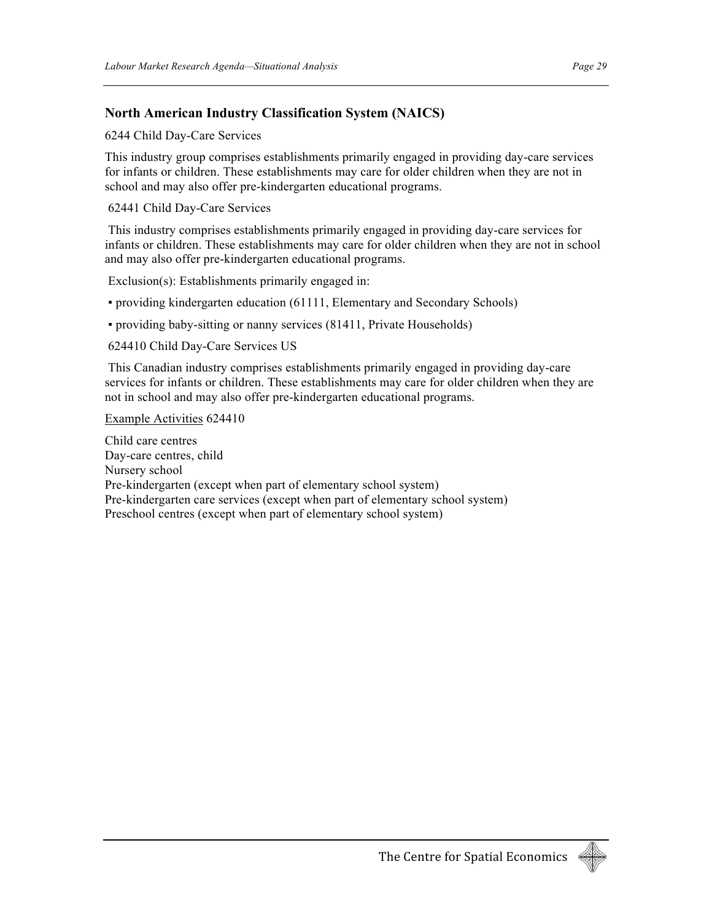## North American Industry Classification System (NAICS)

6244 Child Day-Care Services

This industry group comprises establishments primarily engaged in providing day-care services for infants or children. These establishments may care for older children when they are not in school and may also offer pre-kindergarten educational programs.

62441 Child Day-Care Services

This industry comprises establishments primarily engaged in providing day-care services for infants or children. These establishments may care for older children when they are not in school and may also offer pre-kindergarten educational programs.

Exclusion(s): Establishments primarily engaged in:

- providing kindergarten education (61111, Elementary and Secondary Schools)
- providing baby-sitting or nanny services (81411, Private Households)

624410 Child Day-Care Services US

This Canadian industry comprises establishments primarily engaged in providing day-care services for infants or children. These establishments may care for older children when they are not in school and may also offer pre-kindergarten educational programs.

Example Activities 624410

Child care centres
Day-care centres, child
Nursery school
Pre-kindergarten (except when part of elementary school system)
Pre-kindergarten care services (except when part of elementary school system)
Preschool centres (except when part of elementary school system)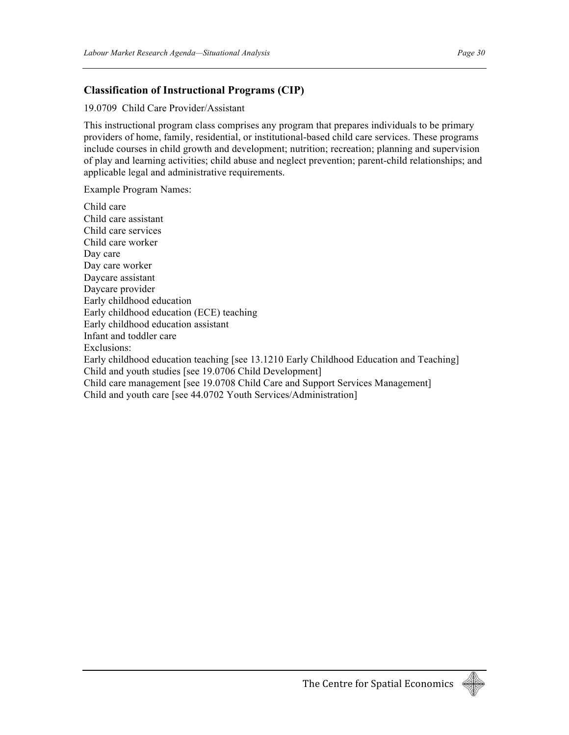### Classification of Instructional Programs (CIP)

19.0709 Child Care Provider/Assistant

This instructional program class comprises any program that prepares individuals to be primary providers of home, family, residential, or institutional-based child care services. These programs include courses in child growth and development; nutrition; recreation; planning and supervision of play and learning activities; child abuse and neglect prevention; parent-child relationships; and applicable legal and administrative requirements.

Example Program Names:

Child care
Child care assistant
Child care services
Child care worker
Day care
Day care worker
Daycare assistant
Daycare provider
Early childhood education
Early childhood education (ECE) teaching
Early childhood education assistant
Infant and toddler care
Exclusions:
Early childhood education teaching [see 13.1210 Early Childhood Education and Teaching]
Child and youth studies [see 19.0706 Child Development]
Child care management [see 19.0708 Child Care and Support Services Management]
Child and youth care [see 44.0702 Youth Services/Administration]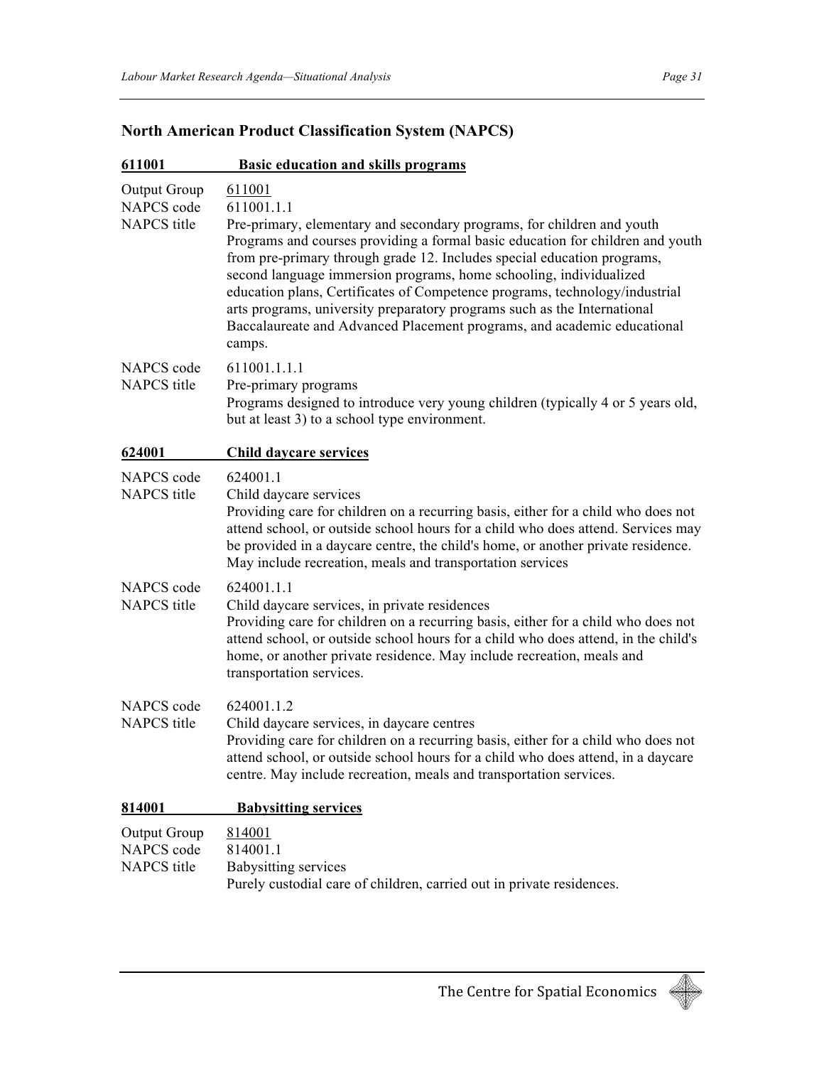## North American Product Classification System (NAPCS)

### 611001 Basic education and skills programs

Output Group 611001
NAPCS code 611001.1.1
NAPCS title Pre-primary, elementary and secondary programs, for children and youth
Programs and courses providing a formal basic education for children and youth from pre-primary through grade 12. Includes special education programs, second language immersion programs, home schooling, individualized education plans, Certificates of Competence programs, technology/industrial arts programs, university preparatory programs such as the International Baccalaureate and Advanced Placement programs, and academic educational camps.

NAPCS code 611001.1.1.1
NAPCS title Pre-primary programs
Programs designed to introduce very young children (typically 4 or 5 years old, but at least 3) to a school type environment.

### 624001 Child daycare services

NAPCS code 624001.1
NAPCS title Child daycare services
Providing care for children on a recurring basis, either for a child who does not attend school, or outside school hours for a child who does attend. Services may be provided in a daycare centre, the child's home, or another private residence. May include recreation, meals and transportation services

NAPCS code 624001.1.1
NAPCS title Child daycare services, in private residences
Providing care for children on a recurring basis, either for a child who does not attend school, or outside school hours for a child who does attend, in the child's home, or another private residence. May include recreation, meals and transportation services.

NAPCS code 624001.1.2
NAPCS title Child daycare services, in daycare centres
Providing care for children on a recurring basis, either for a child who does not attend school, or outside school hours for a child who does attend, in a daycare centre. May include recreation, meals and transportation services.

### 814001 Babysitting services

Output Group 814001
NAPCS code 814001.1
NAPCS title Babysitting services
Purely custodial care of children, carried out in private residences.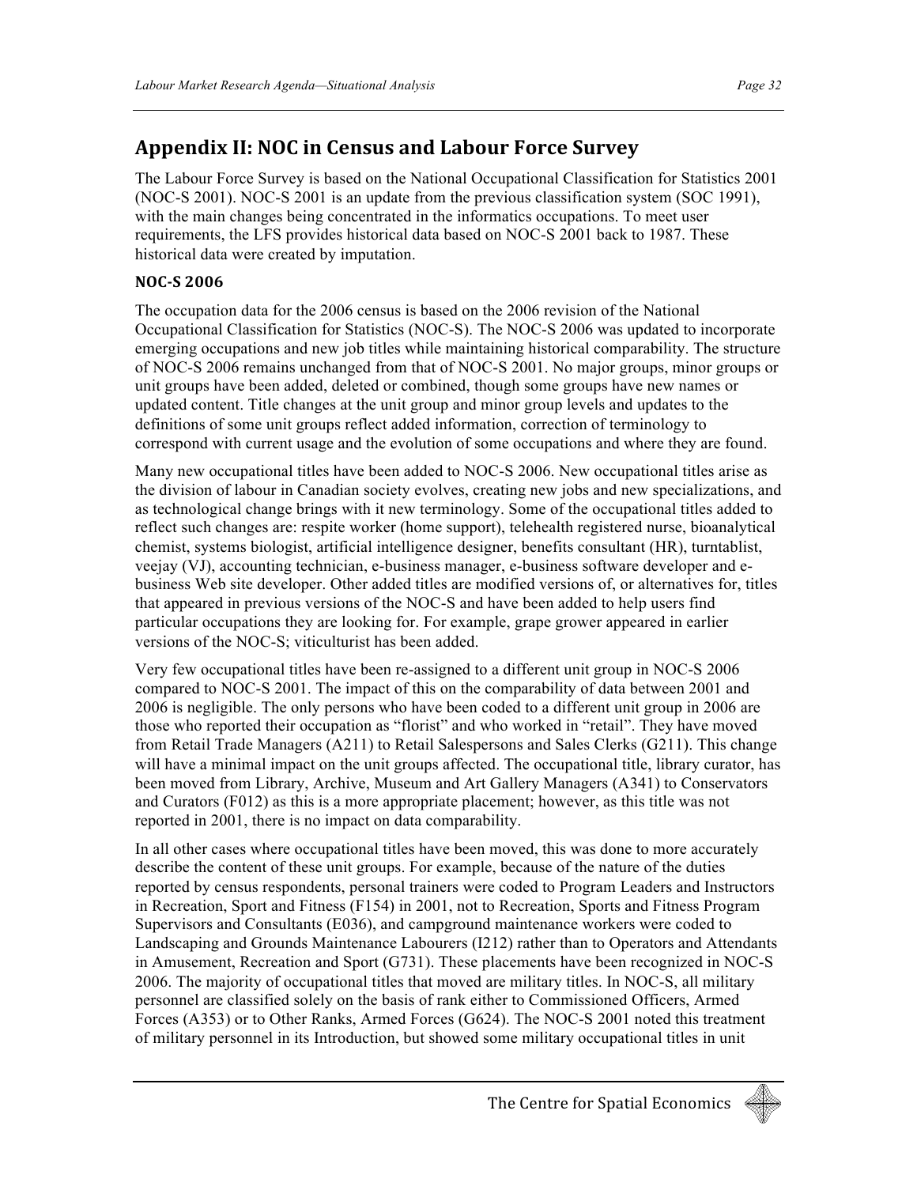## Appendix II: NOC in Census and Labour Force Survey

The Labour Force Survey is based on the National Occupational Classification for Statistics 2001 (NOC-S 2001). NOC-S 2001 is an update from the previous classification system (SOC 1991), with the main changes being concentrated in the informatics occupations. To meet user requirements, the LFS provides historical data based on NOC-S 2001 back to 1987. These historical data were created by imputation.

### NOC-S 2006

The occupation data for the 2006 census is based on the 2006 revision of the National Occupational Classification for Statistics (NOC-S). The NOC-S 2006 was updated to incorporate emerging occupations and new job titles while maintaining historical comparability. The structure of NOC-S 2006 remains unchanged from that of NOC-S 2001. No major groups, minor groups or unit groups have been added, deleted or combined, though some groups have new names or updated content. Title changes at the unit group and minor group levels and updates to the definitions of some unit groups reflect added information, correction of terminology to correspond with current usage and the evolution of some occupations and where they are found.

Many new occupational titles have been added to NOC-S 2006. New occupational titles arise as the division of labour in Canadian society evolves, creating new jobs and new specializations, and as technological change brings with it new terminology. Some of the occupational titles added to reflect such changes are: respite worker (home support), telehealth registered nurse, bioanalytical chemist, systems biologist, artificial intelligence designer, benefits consultant (HR), turntablist, veejay (VJ), accounting technician, e-business manager, e-business software developer and e-business Web site developer. Other added titles are modified versions of, or alternatives for, titles that appeared in previous versions of the NOC-S and have been added to help users find particular occupations they are looking for. For example, grape grower appeared in earlier versions of the NOC-S; viticulturist has been added.

Very few occupational titles have been re-assigned to a different unit group in NOC-S 2006 compared to NOC-S 2001. The impact of this on the comparability of data between 2001 and 2006 is negligible. The only persons who have been coded to a different unit group in 2006 are those who reported their occupation as "florist" and who worked in "retail". They have moved from Retail Trade Managers (A211) to Retail Salespersons and Sales Clerks (G211). This change will have a minimal impact on the unit groups affected. The occupational title, library curator, has been moved from Library, Archive, Museum and Art Gallery Managers (A341) to Conservators and Curators (F012) as this is a more appropriate placement; however, as this title was not reported in 2001, there is no impact on data comparability.

In all other cases where occupational titles have been moved, this was done to more accurately describe the content of these unit groups. For example, because of the nature of the duties reported by census respondents, personal trainers were coded to Program Leaders and Instructors in Recreation, Sport and Fitness (F154) in 2001, not to Recreation, Sports and Fitness Program Supervisors and Consultants (E036), and campground maintenance workers were coded to Landscaping and Grounds Maintenance Labourers (I212) rather than to Operators and Attendants in Amusement, Recreation and Sport (G731). These placements have been recognized in NOC-S 2006. The majority of occupational titles that moved are military titles. In NOC-S, all military personnel are classified solely on the basis of rank either to Commissioned Officers, Armed Forces (A353) or to Other Ranks, Armed Forces (G624). The NOC-S 2001 noted this treatment of military personnel in its Introduction, but showed some military occupational titles in unit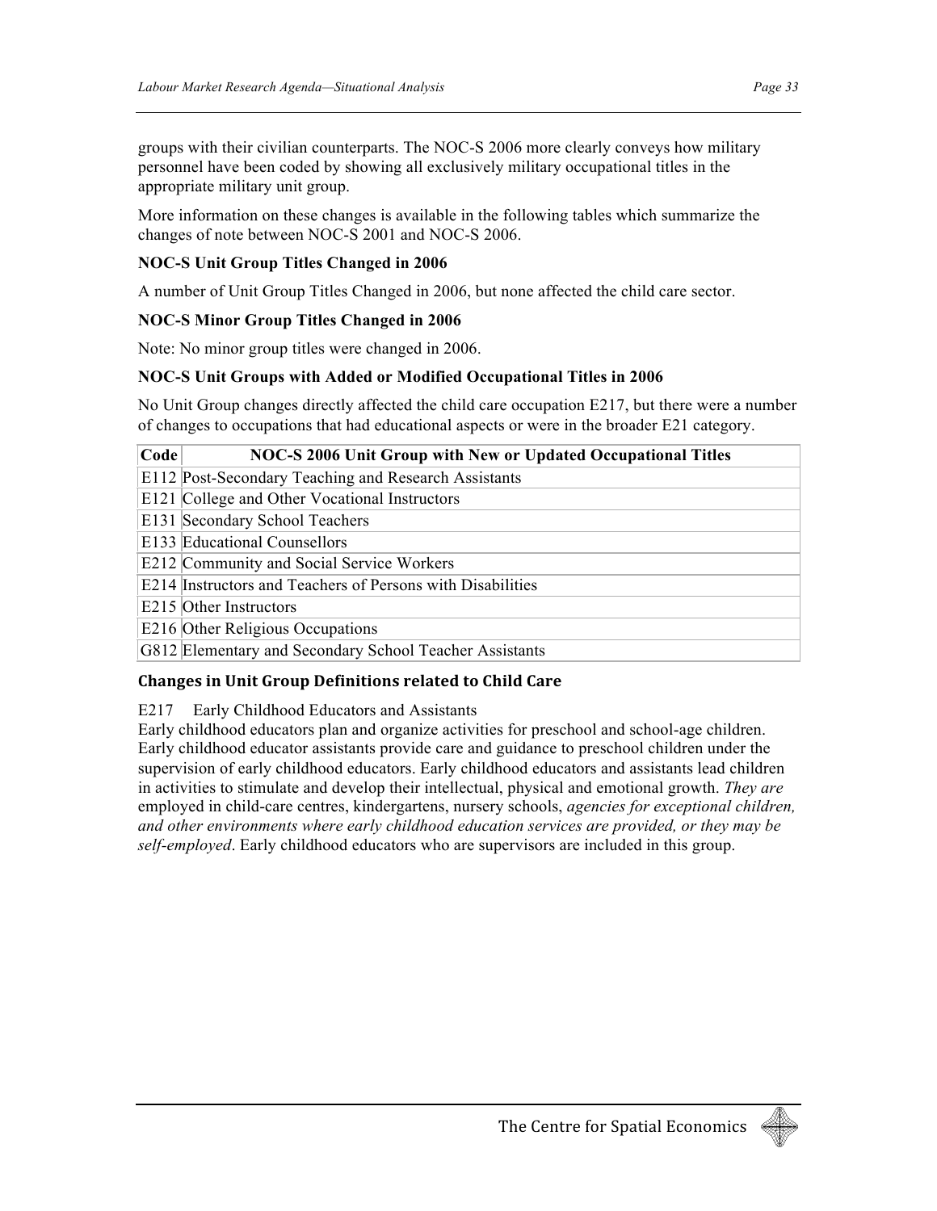groups with their civilian counterparts. The NOC-S 2006 more clearly conveys how military personnel have been coded by showing all exclusively military occupational titles in the appropriate military unit group.

More information on these changes is available in the following tables which summarize the changes of note between NOC-S 2001 and NOC-S 2006.

**NOC-S Unit Group Titles Changed in 2006**

A number of Unit Group Titles Changed in 2006, but none affected the child care sector.

**NOC-S Minor Group Titles Changed in 2006**

Note: No minor group titles were changed in 2006.

**NOC-S Unit Groups with Added or Modified Occupational Titles in 2006**

No Unit Group changes directly affected the child care occupation E217, but there were a number of changes to occupations that had educational aspects or were in the broader E21 category.

| Code | NOC-S 2006 Unit Group with New or Updated Occupational Titles |
|---|---|
| E112 | Post-Secondary Teaching and Research Assistants |
| E121 | College and Other Vocational Instructors |
| E131 | Secondary School Teachers |
| E133 | Educational Counsellors |
| E212 | Community and Social Service Workers |
| E214 | Instructors and Teachers of Persons with Disabilities |
| E215 | Other Instructors |
| E216 | Other Religious Occupations |
| G812 | Elementary and Secondary School Teacher Assistants |

**Changes in Unit Group Definitions related to Child Care**

E217 Early Childhood Educators and Assistants
Early childhood educators plan and organize activities for preschool and school-age children. Early childhood educator assistants provide care and guidance to preschool children under the supervision of early childhood educators. Early childhood educators and assistants lead children in activities to stimulate and develop their intellectual, physical and emotional growth. *They are* employed in child-care centres, kindergartens, nursery schools, *agencies for exceptional children, and other environments where early childhood education services are provided, or they may be self-employed*. Early childhood educators who are supervisors are included in this group.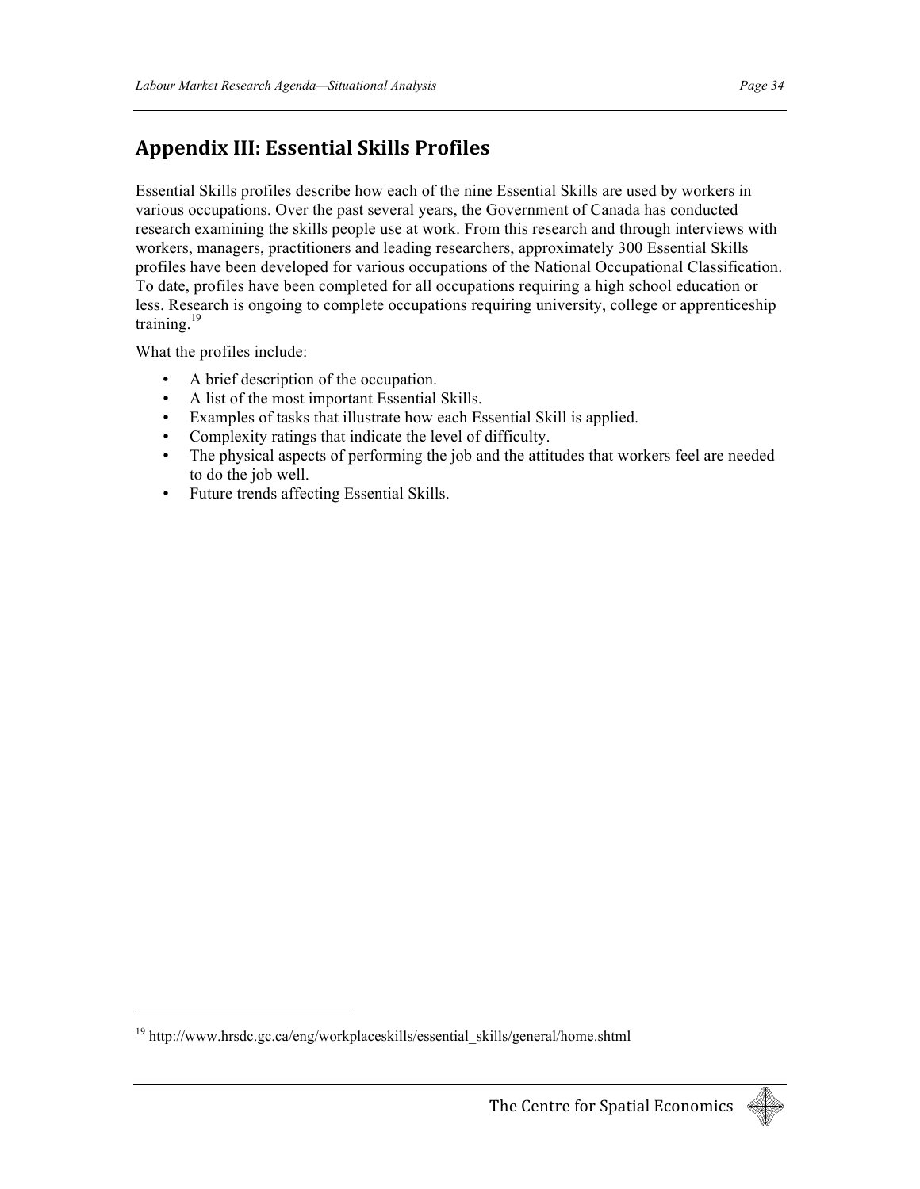## Appendix III: Essential Skills Profiles

Essential Skills profiles describe how each of the nine Essential Skills are used by workers in various occupations. Over the past several years, the Government of Canada has conducted research examining the skills people use at work. From this research and through interviews with workers, managers, practitioners and leading researchers, approximately 300 Essential Skills profiles have been developed for various occupations of the National Occupational Classification. To date, profiles have been completed for all occupations requiring a high school education or less. Research is ongoing to complete occupations requiring university, college or apprenticeship training.[19]

What the profiles include:

- A brief description of the occupation.
- A list of the most important Essential Skills.
- Examples of tasks that illustrate how each Essential Skill is applied.
- Complexity ratings that indicate the level of difficulty.
- The physical aspects of performing the job and the attitudes that workers feel are needed to do the job well.
- Future trends affecting Essential Skills.

---

[19] http://www.hrsdc.gc.ca/eng/workplaceskills/essential_skills/general/home.shtml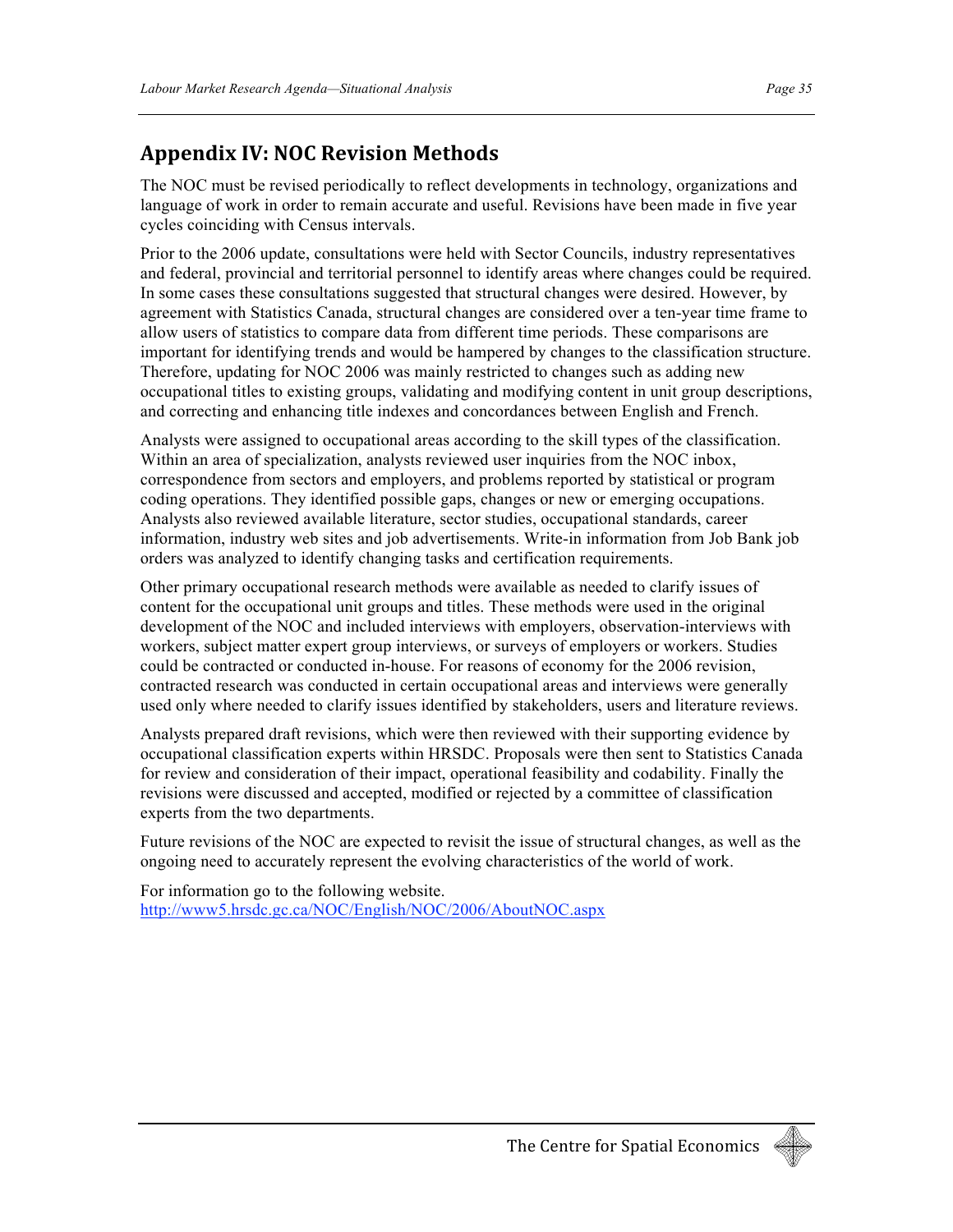## Appendix IV: NOC Revision Methods

The NOC must be revised periodically to reflect developments in technology, organizations and language of work in order to remain accurate and useful. Revisions have been made in five year cycles coinciding with Census intervals.

Prior to the 2006 update, consultations were held with Sector Councils, industry representatives and federal, provincial and territorial personnel to identify areas where changes could be required. In some cases these consultations suggested that structural changes were desired. However, by agreement with Statistics Canada, structural changes are considered over a ten-year time frame to allow users of statistics to compare data from different time periods. These comparisons are important for identifying trends and would be hampered by changes to the classification structure. Therefore, updating for NOC 2006 was mainly restricted to changes such as adding new occupational titles to existing groups, validating and modifying content in unit group descriptions, and correcting and enhancing title indexes and concordances between English and French.

Analysts were assigned to occupational areas according to the skill types of the classification. Within an area of specialization, analysts reviewed user inquiries from the NOC inbox, correspondence from sectors and employers, and problems reported by statistical or program coding operations. They identified possible gaps, changes or new or emerging occupations. Analysts also reviewed available literature, sector studies, occupational standards, career information, industry web sites and job advertisements. Write-in information from Job Bank job orders was analyzed to identify changing tasks and certification requirements.

Other primary occupational research methods were available as needed to clarify issues of content for the occupational unit groups and titles. These methods were used in the original development of the NOC and included interviews with employers, observation-interviews with workers, subject matter expert group interviews, or surveys of employers or workers. Studies could be contracted or conducted in-house. For reasons of economy for the 2006 revision, contracted research was conducted in certain occupational areas and interviews were generally used only where needed to clarify issues identified by stakeholders, users and literature reviews.

Analysts prepared draft revisions, which were then reviewed with their supporting evidence by occupational classification experts within HRSDC. Proposals were then sent to Statistics Canada for review and consideration of their impact, operational feasibility and codability. Finally the revisions were discussed and accepted, modified or rejected by a committee of classification experts from the two departments.

Future revisions of the NOC are expected to revisit the issue of structural changes, as well as the ongoing need to accurately represent the evolving characteristics of the world of work.

For information go to the following website.
http://www5.hrsdc.gc.ca/NOC/English/NOC/2006/AboutNOC.aspx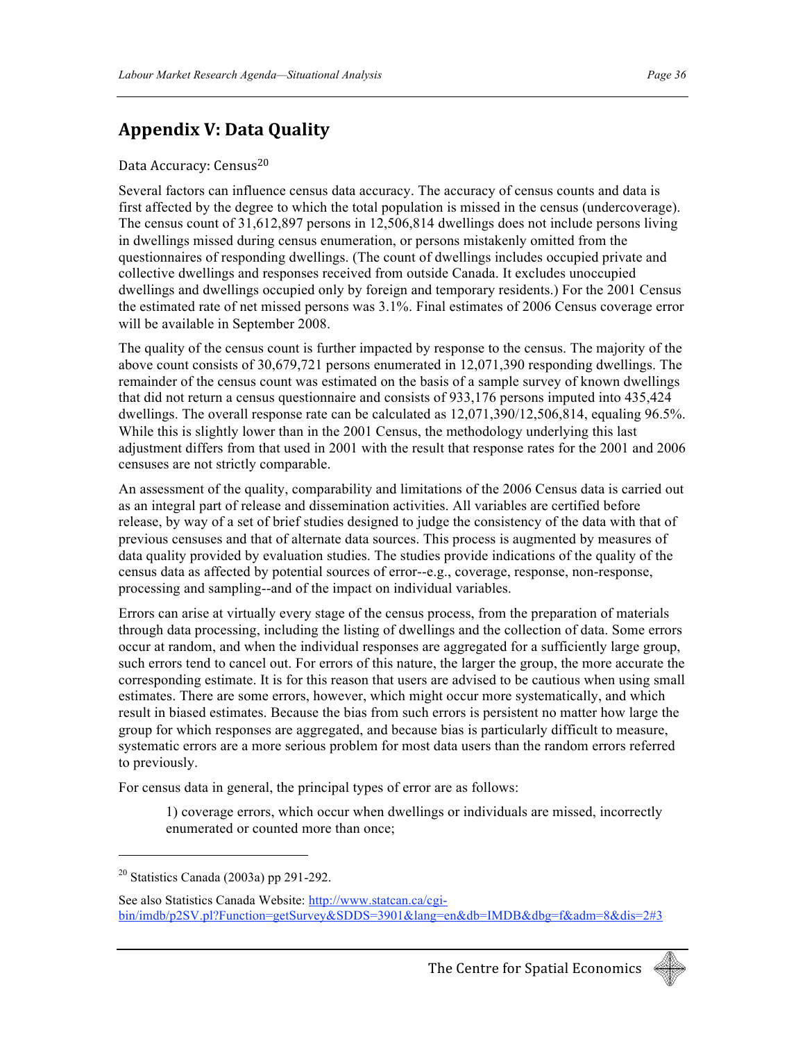## Appendix V: Data Quality

Data Accuracy: Census[20]

Several factors can influence census data accuracy. The accuracy of census counts and data is first affected by the degree to which the total population is missed in the census (undercoverage). The census count of 31,612,897 persons in 12,506,814 dwellings does not include persons living in dwellings missed during census enumeration, or persons mistakenly omitted from the questionnaires of responding dwellings. (The count of dwellings includes occupied private and collective dwellings and responses received from outside Canada. It excludes unoccupied dwellings and dwellings occupied only by foreign and temporary residents.) For the 2001 Census the estimated rate of net missed persons was 3.1%. Final estimates of 2006 Census coverage error will be available in September 2008.

The quality of the census count is further impacted by response to the census. The majority of the above count consists of 30,679,721 persons enumerated in 12,071,390 responding dwellings. The remainder of the census count was estimated on the basis of a sample survey of known dwellings that did not return a census questionnaire and consists of 933,176 persons imputed into 435,424 dwellings. The overall response rate can be calculated as 12,071,390/12,506,814, equaling 96.5%. While this is slightly lower than in the 2001 Census, the methodology underlying this last adjustment differs from that used in 2001 with the result that response rates for the 2001 and 2006 censuses are not strictly comparable.

An assessment of the quality, comparability and limitations of the 2006 Census data is carried out as an integral part of release and dissemination activities. All variables are certified before release, by way of a set of brief studies designed to judge the consistency of the data with that of previous censuses and that of alternate data sources. This process is augmented by measures of data quality provided by evaluation studies. The studies provide indications of the quality of the census data as affected by potential sources of error--e.g., coverage, response, non-response, processing and sampling--and of the impact on individual variables.

Errors can arise at virtually every stage of the census process, from the preparation of materials through data processing, including the listing of dwellings and the collection of data. Some errors occur at random, and when the individual responses are aggregated for a sufficiently large group, such errors tend to cancel out. For errors of this nature, the larger the group, the more accurate the corresponding estimate. It is for this reason that users are advised to be cautious when using small estimates. There are some errors, however, which might occur more systematically, and which result in biased estimates. Because the bias from such errors is persistent no matter how large the group for which responses are aggregated, and because bias is particularly difficult to measure, systematic errors are a more serious problem for most data users than the random errors referred to previously.

For census data in general, the principal types of error are as follows:

1) coverage errors, which occur when dwellings or individuals are missed, incorrectly enumerated or counted more than once;

---

[20] Statistics Canada (2003a) pp 291-292.

See also Statistics Canada Website: http://www.statcan.ca/cgi-bin/imdb/p2SV.pl?Function=getSurvey&SDDS=3901&lang=en&db=IMDB&dbg=f&adm=8&dis=2#3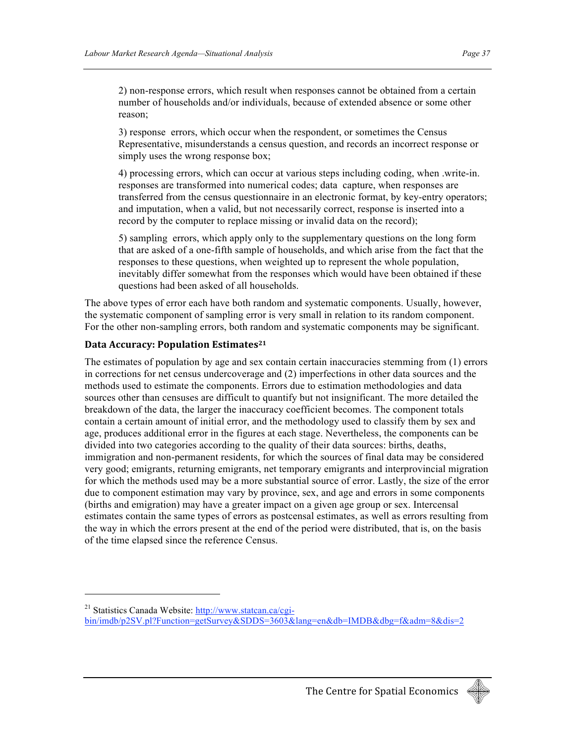2) non-response errors, which result when responses cannot be obtained from a certain number of households and/or individuals, because of extended absence or some other reason;

3) response errors, which occur when the respondent, or sometimes the Census Representative, misunderstands a census question, and records an incorrect response or simply uses the wrong response box;

4) processing errors, which can occur at various steps including coding, when .write-in. responses are transformed into numerical codes; data capture, when responses are transferred from the census questionnaire in an electronic format, by key-entry operators; and imputation, when a valid, but not necessarily correct, response is inserted into a record by the computer to replace missing or invalid data on the record);

5) sampling errors, which apply only to the supplementary questions on the long form that are asked of a one-fifth sample of households, and which arise from the fact that the responses to these questions, when weighted up to represent the whole population, inevitably differ somewhat from the responses which would have been obtained if these questions had been asked of all households.

The above types of error each have both random and systematic components. Usually, however, the systematic component of sampling error is very small in relation to its random component. For the other non-sampling errors, both random and systematic components may be significant.

### Data Accuracy: Population Estimates[21]

The estimates of population by age and sex contain certain inaccuracies stemming from (1) errors in corrections for net census undercoverage and (2) imperfections in other data sources and the methods used to estimate the components. Errors due to estimation methodologies and data sources other than censuses are difficult to quantify but not insignificant. The more detailed the breakdown of the data, the larger the inaccuracy coefficient becomes. The component totals contain a certain amount of initial error, and the methodology used to classify them by sex and age, produces additional error in the figures at each stage. Nevertheless, the components can be divided into two categories according to the quality of their data sources: births, deaths, immigration and non-permanent residents, for which the sources of final data may be considered very good; emigrants, returning emigrants, net temporary emigrants and interprovincial migration for which the methods used may be a more substantial source of error. Lastly, the size of the error due to component estimation may vary by province, sex, and age and errors in some components (births and emigration) may have a greater impact on a given age group or sex. Intercensal estimates contain the same types of errors as postcensal estimates, as well as errors resulting from the way in which the errors present at the end of the period were distributed, that is, on the basis of the time elapsed since the reference Census.

---

[21] Statistics Canada Website: http://www.statcan.ca/cgi-bin/imdb/p2SV.pl?Function=getSurvey&SDDS=3603&lang=en&db=IMDB&dbg=f&adm=8&dis=2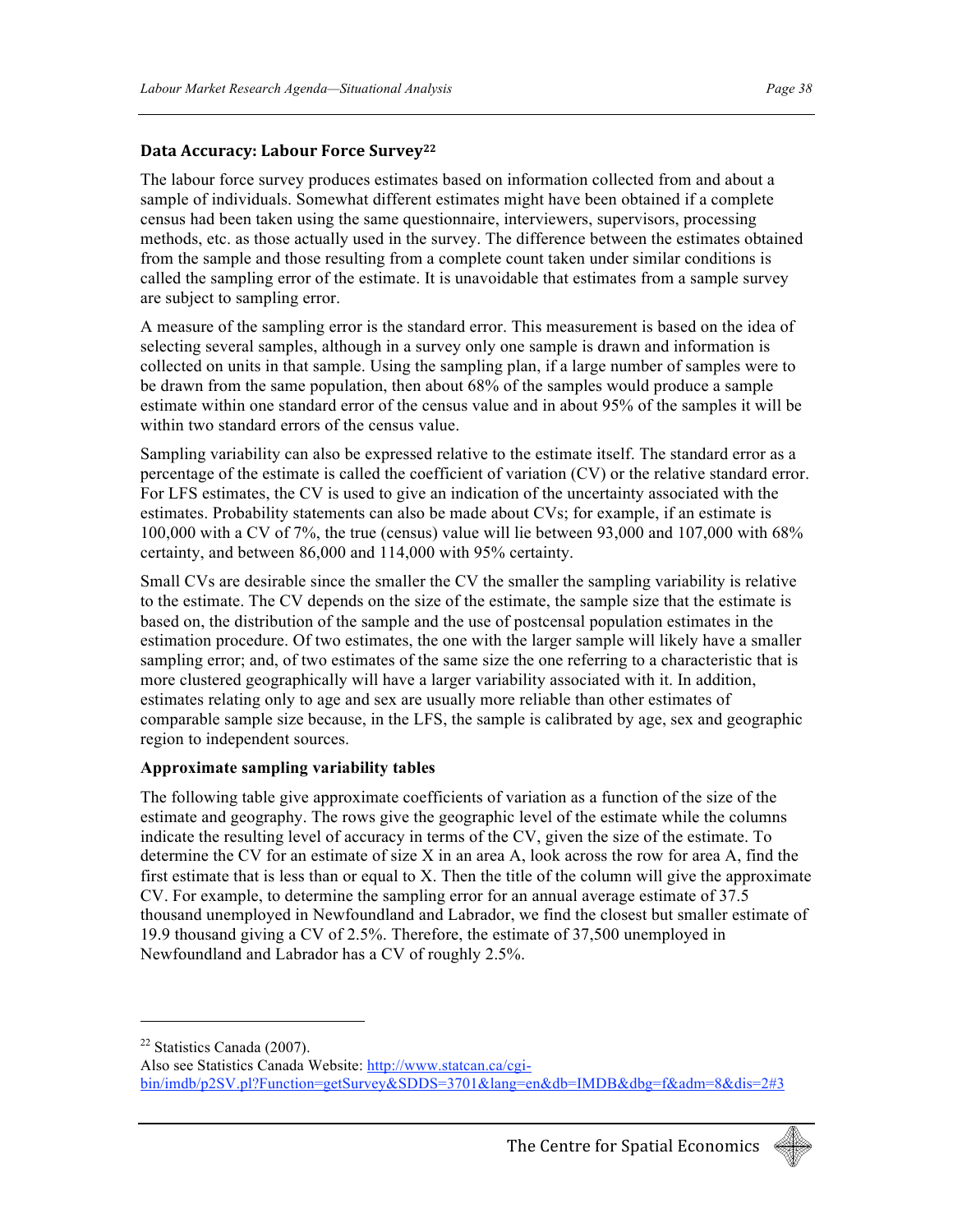### Data Accuracy: Labour Force Survey[22]

The labour force survey produces estimates based on information collected from and about a sample of individuals. Somewhat different estimates might have been obtained if a complete census had been taken using the same questionnaire, interviewers, supervisors, processing methods, etc. as those actually used in the survey. The difference between the estimates obtained from the sample and those resulting from a complete count taken under similar conditions is called the sampling error of the estimate. It is unavoidable that estimates from a sample survey are subject to sampling error.

A measure of the sampling error is the standard error. This measurement is based on the idea of selecting several samples, although in a survey only one sample is drawn and information is collected on units in that sample. Using the sampling plan, if a large number of samples were to be drawn from the same population, then about 68% of the samples would produce a sample estimate within one standard error of the census value and in about 95% of the samples it will be within two standard errors of the census value.

Sampling variability can also be expressed relative to the estimate itself. The standard error as a percentage of the estimate is called the coefficient of variation (CV) or the relative standard error. For LFS estimates, the CV is used to give an indication of the uncertainty associated with the estimates. Probability statements can also be made about CVs; for example, if an estimate is 100,000 with a CV of 7%, the true (census) value will lie between 93,000 and 107,000 with 68% certainty, and between 86,000 and 114,000 with 95% certainty.

Small CVs are desirable since the smaller the CV the smaller the sampling variability is relative to the estimate. The CV depends on the size of the estimate, the sample size that the estimate is based on, the distribution of the sample and the use of postcensal population estimates in the estimation procedure. Of two estimates, the one with the larger sample will likely have a smaller sampling error; and, of two estimates of the same size the one referring to a characteristic that is more clustered geographically will have a larger variability associated with it. In addition, estimates relating only to age and sex are usually more reliable than other estimates of comparable sample size because, in the LFS, the sample is calibrated by age, sex and geographic region to independent sources.

**Approximate sampling variability tables**

The following table give approximate coefficients of variation as a function of the size of the estimate and geography. The rows give the geographic level of the estimate while the columns indicate the resulting level of accuracy in terms of the CV, given the size of the estimate. To determine the CV for an estimate of size X in an area A, look across the row for area A, find the first estimate that is less than or equal to X. Then the title of the column will give the approximate CV. For example, to determine the sampling error for an annual average estimate of 37.5 thousand unemployed in Newfoundland and Labrador, we find the closest but smaller estimate of 19.9 thousand giving a CV of 2.5%. Therefore, the estimate of 37,500 unemployed in Newfoundland and Labrador has a CV of roughly 2.5%.

---

[22] Statistics Canada (2007).
Also see Statistics Canada Website: http://www.statcan.ca/cgi-bin/imdb/p2SV.pl?Function=getSurvey&SDDS=3701&lang=en&db=IMDB&dbg=f&adm=8&dis=2#3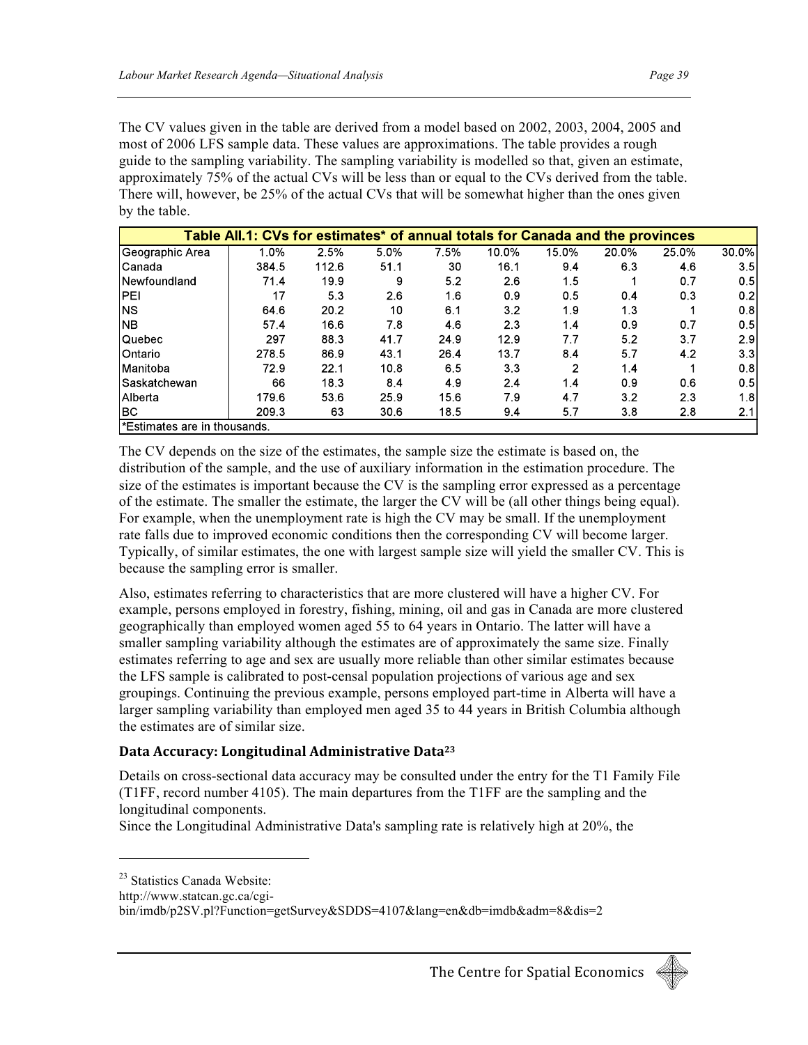The CV values given in the table are derived from a model based on 2002, 2003, 2004, 2005 and most of 2006 LFS sample data. These values are approximations. The table provides a rough guide to the sampling variability. The sampling variability is modelled so that, given an estimate, approximately 75% of the actual CVs will be less than or equal to the CVs derived from the table. There will, however, be 25% of the actual CVs that will be somewhat higher than the ones given by the table.

**Table AII.1: CVs for estimates* of annual totals for Canada and the provinces**

| Geographic Area | 1.0% | 2.5% | 5.0% | 7.5% | 10.0% | 15.0% | 20.0% | 25.0% | 30.0% |
|---|---|---|---|---|---|---|---|---|---|
| Canada | 384.5 | 112.6 | 51.1 | 30 | 16.1 | 9.4 | 6.3 | 4.6 | 3.5 |
| Newfoundland | 71.4 | 19.9 | 9 | 5.2 | 2.6 | 1.5 | 1 | 0.7 | 0.5 |
| PEI | 17 | 5.3 | 2.6 | 1.6 | 0.9 | 0.5 | 0.4 | 0.3 | 0.2 |
| NS | 64.6 | 20.2 | 10 | 6.1 | 3.2 | 1.9 | 1.3 | 1 | 0.8 |
| NB | 57.4 | 16.6 | 7.8 | 4.6 | 2.3 | 1.4 | 0.9 | 0.7 | 0.5 |
| Quebec | 297 | 88.3 | 41.7 | 24.9 | 12.9 | 7.7 | 5.2 | 3.7 | 2.9 |
| Ontario | 278.5 | 86.9 | 43.1 | 26.4 | 13.7 | 8.4 | 5.7 | 4.2 | 3.3 |
| Manitoba | 72.9 | 22.1 | 10.8 | 6.5 | 3.3 | 2 | 1.4 | 1 | 0.8 |
| Saskatchewan | 66 | 18.3 | 8.4 | 4.9 | 2.4 | 1.4 | 0.9 | 0.6 | 0.5 |
| Alberta | 179.6 | 53.6 | 25.9 | 15.6 | 7.9 | 4.7 | 3.2 | 2.3 | 1.8 |
| BC | 209.3 | 63 | 30.6 | 18.5 | 9.4 | 5.7 | 3.8 | 2.8 | 2.1 |

*Estimates are in thousands.

The CV depends on the size of the estimates, the sample size the estimate is based on, the distribution of the sample, and the use of auxiliary information in the estimation procedure. The size of the estimates is important because the CV is the sampling error expressed as a percentage of the estimate. The smaller the estimate, the larger the CV will be (all other things being equal). For example, when the unemployment rate is high the CV may be small. If the unemployment rate falls due to improved economic conditions then the corresponding CV will become larger. Typically, of similar estimates, the one with largest sample size will yield the smaller CV. This is because the sampling error is smaller.

Also, estimates referring to characteristics that are more clustered will have a higher CV. For example, persons employed in forestry, fishing, mining, oil and gas in Canada are more clustered geographically than employed women aged 55 to 64 years in Ontario. The latter will have a smaller sampling variability although the estimates are of approximately the same size. Finally estimates referring to age and sex are usually more reliable than other similar estimates because the LFS sample is calibrated to post-censal population projections of various age and sex groupings. Continuing the previous example, persons employed part-time in Alberta will have a larger sampling variability than employed men aged 35 to 44 years in British Columbia although the estimates are of similar size.

### Data Accuracy: Longitudinal Administrative Data[23]

Details on cross-sectional data accuracy may be consulted under the entry for the T1 Family File (T1FF, record number 4105). The main departures from the T1FF are the sampling and the longitudinal components.

Since the Longitudinal Administrative Data's sampling rate is relatively high at 20%, the

---

[23] Statistics Canada Website:
http://www.statcan.gc.ca/cgi-bin/imdb/p2SV.pl?Function=getSurvey&SDDS=4107&lang=en&db=imdb&adm=8&dis=2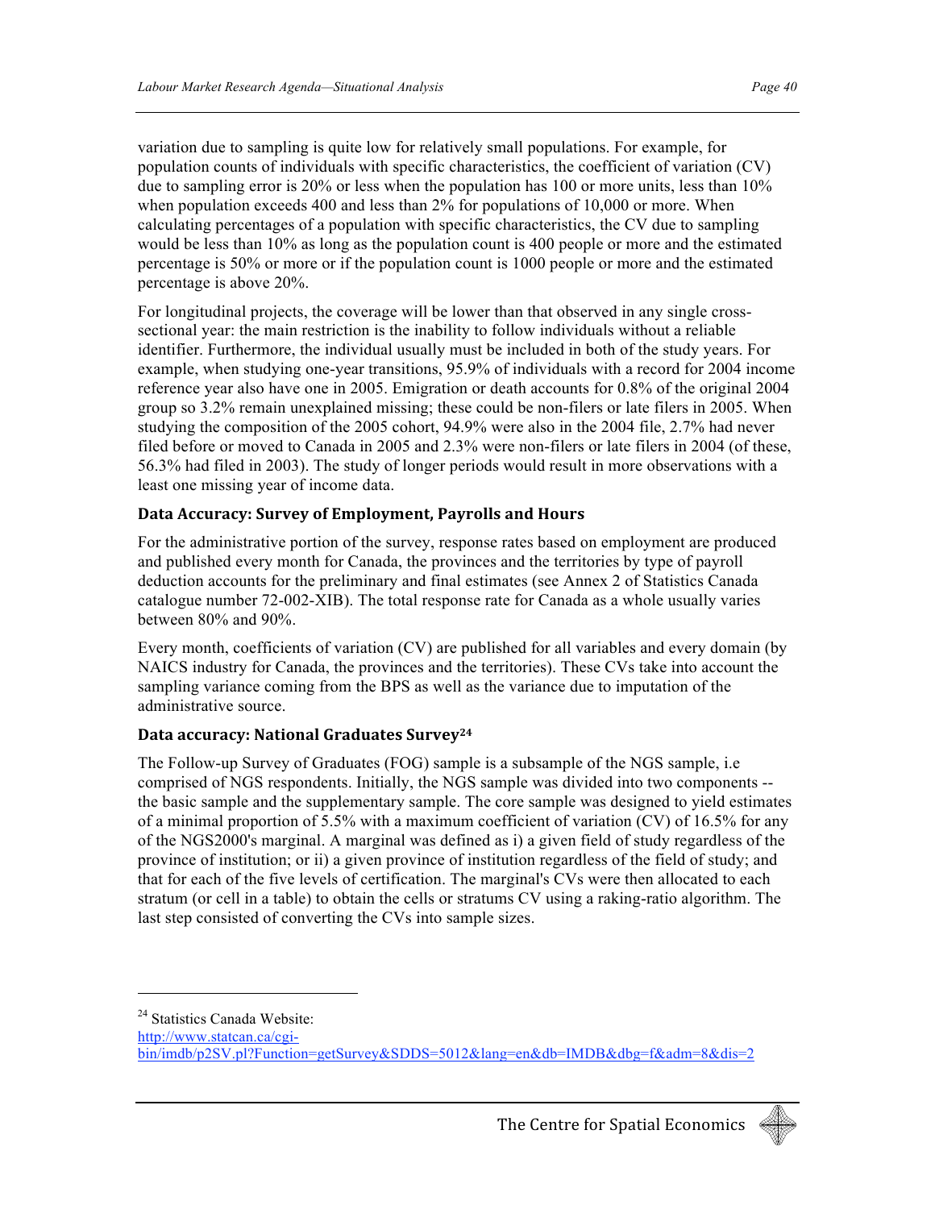variation due to sampling is quite low for relatively small populations. For example, for population counts of individuals with specific characteristics, the coefficient of variation (CV) due to sampling error is 20% or less when the population has 100 or more units, less than 10% when population exceeds 400 and less than 2% for populations of 10,000 or more. When calculating percentages of a population with specific characteristics, the CV due to sampling would be less than 10% as long as the population count is 400 people or more and the estimated percentage is 50% or more or if the population count is 1000 people or more and the estimated percentage is above 20%.

For longitudinal projects, the coverage will be lower than that observed in any single cross-sectional year: the main restriction is the inability to follow individuals without a reliable identifier. Furthermore, the individual usually must be included in both of the study years. For example, when studying one-year transitions, 95.9% of individuals with a record for 2004 income reference year also have one in 2005. Emigration or death accounts for 0.8% of the original 2004 group so 3.2% remain unexplained missing; these could be non-filers or late filers in 2005. When studying the composition of the 2005 cohort, 94.9% were also in the 2004 file, 2.7% had never filed before or moved to Canada in 2005 and 2.3% were non-filers or late filers in 2004 (of these, 56.3% had filed in 2003). The study of longer periods would result in more observations with a least one missing year of income data.

### Data Accuracy: Survey of Employment, Payrolls and Hours

For the administrative portion of the survey, response rates based on employment are produced and published every month for Canada, the provinces and the territories by type of payroll deduction accounts for the preliminary and final estimates (see Annex 2 of Statistics Canada catalogue number 72-002-XIB). The total response rate for Canada as a whole usually varies between 80% and 90%.

Every month, coefficients of variation (CV) are published for all variables and every domain (by NAICS industry for Canada, the provinces and the territories). These CVs take into account the sampling variance coming from the BPS as well as the variance due to imputation of the administrative source.

### Data accuracy: National Graduates Survey[24]

The Follow-up Survey of Graduates (FOG) sample is a subsample of the NGS sample, i.e comprised of NGS respondents. Initially, the NGS sample was divided into two components -- the basic sample and the supplementary sample. The core sample was designed to yield estimates of a minimal proportion of 5.5% with a maximum coefficient of variation (CV) of 16.5% for any of the NGS2000's marginal. A marginal was defined as i) a given field of study regardless of the province of institution; or ii) a given province of institution regardless of the field of study; and that for each of the five levels of certification. The marginal's CVs were then allocated to each stratum (or cell in a table) to obtain the cells or stratums CV using a raking-ratio algorithm. The last step consisted of converting the CVs into sample sizes.

---

[24] Statistics Canada Website: http://www.statcan.ca/cgi-bin/imdb/p2SV.pl?Function=getSurvey&SDDS=5012&lang=en&db=IMDB&dbg=f&adm=8&dis=2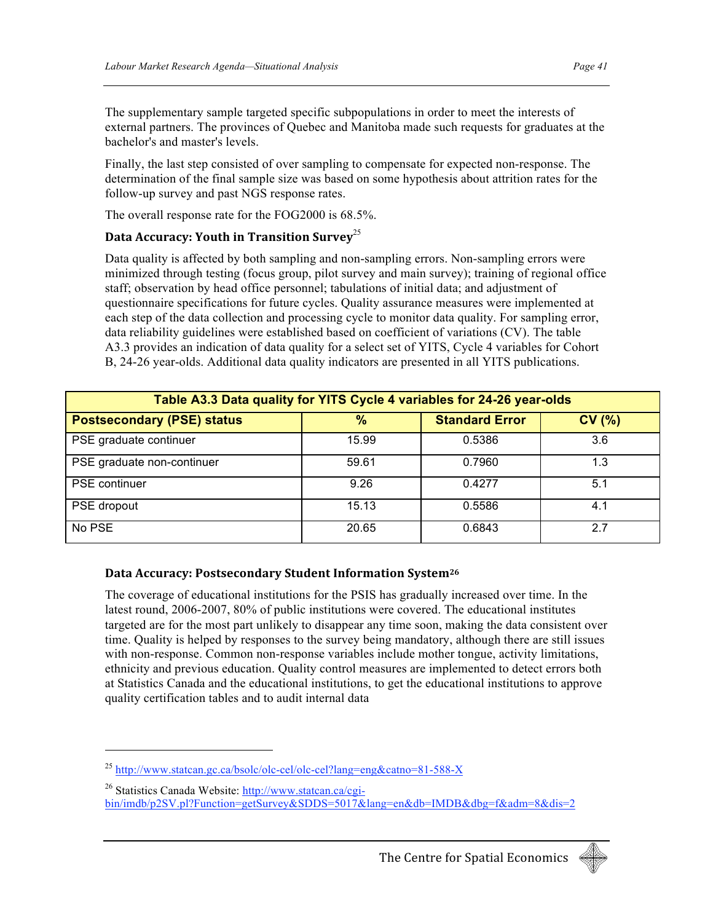The supplementary sample targeted specific subpopulations in order to meet the interests of external partners. The provinces of Quebec and Manitoba made such requests for graduates at the bachelor's and master's levels.

Finally, the last step consisted of over sampling to compensate for expected non-response. The determination of the final sample size was based on some hypothesis about attrition rates for the follow-up survey and past NGS response rates.

The overall response rate for the FOG2000 is 68.5%.

### Data Accuracy: Youth in Transition Survey[25]

Data quality is affected by both sampling and non-sampling errors. Non-sampling errors were minimized through testing (focus group, pilot survey and main survey); training of regional office staff; observation by head office personnel; tabulations of initial data; and adjustment of questionnaire specifications for future cycles. Quality assurance measures were implemented at each step of the data collection and processing cycle to monitor data quality. For sampling error, data reliability guidelines were established based on coefficient of variations (CV). The table A3.3 provides an indication of data quality for a select set of YITS, Cycle 4 variables for Cohort B, 24-26 year-olds. Additional data quality indicators are presented in all YITS publications.

**Table A3.3 Data quality for YITS Cycle 4 variables for 24-26 year-olds**

| Postsecondary (PSE) status | % | Standard Error | CV (%) |
|---|---|---|---|
| PSE graduate continuer | 15.99 | 0.5386 | 3.6 |
| PSE graduate non-continuer | 59.61 | 0.7960 | 1.3 |
| PSE continuer | 9.26 | 0.4277 | 5.1 |
| PSE dropout | 15.13 | 0.5586 | 4.1 |
| No PSE | 20.65 | 0.6843 | 2.7 |

### Data Accuracy: Postsecondary Student Information System[26]

The coverage of educational institutions for the PSIS has gradually increased over time. In the latest round, 2006-2007, 80% of public institutions were covered. The educational institutes targeted are for the most part unlikely to disappear any time soon, making the data consistent over time. Quality is helped by responses to the survey being mandatory, although there are still issues with non-response. Common non-response variables include mother tongue, activity limitations, ethnicity and previous education. Quality control measures are implemented to detect errors both at Statistics Canada and the educational institutions, to get the educational institutions to approve quality certification tables and to audit internal data

[25] http://www.statcan.gc.ca/bsolc/olc-cel/olc-cel?lang=eng&catno=81-588-X

[26] Statistics Canada Website: http://www.statcan.ca/cgi-bin/imdb/p2SV.pl?Function=getSurvey&SDDS=5017&lang=en&db=IMDB&dbg=f&adm=8&dis=2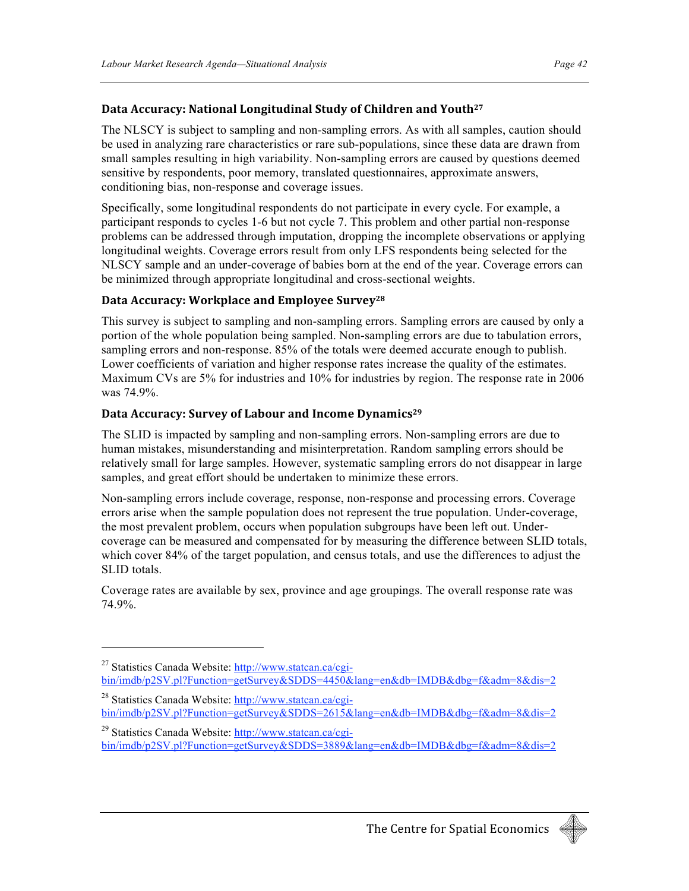### Data Accuracy: National Longitudinal Study of Children and Youth[27]

The NLSCY is subject to sampling and non-sampling errors. As with all samples, caution should be used in analyzing rare characteristics or rare sub-populations, since these data are drawn from small samples resulting in high variability. Non-sampling errors are caused by questions deemed sensitive by respondents, poor memory, translated questionnaires, approximate answers, conditioning bias, non-response and coverage issues.

Specifically, some longitudinal respondents do not participate in every cycle. For example, a participant responds to cycles 1-6 but not cycle 7. This problem and other partial non-response problems can be addressed through imputation, dropping the incomplete observations or applying longitudinal weights. Coverage errors result from only LFS respondents being selected for the NLSCY sample and an under-coverage of babies born at the end of the year. Coverage errors can be minimized through appropriate longitudinal and cross-sectional weights.

### Data Accuracy: Workplace and Employee Survey[28]

This survey is subject to sampling and non-sampling errors. Sampling errors are caused by only a portion of the whole population being sampled. Non-sampling errors are due to tabulation errors, sampling errors and non-response. 85% of the totals were deemed accurate enough to publish. Lower coefficients of variation and higher response rates increase the quality of the estimates. Maximum CVs are 5% for industries and 10% for industries by region. The response rate in 2006 was 74.9%.

### Data Accuracy: Survey of Labour and Income Dynamics[29]

The SLID is impacted by sampling and non-sampling errors. Non-sampling errors are due to human mistakes, misunderstanding and misinterpretation. Random sampling errors should be relatively small for large samples. However, systematic sampling errors do not disappear in large samples, and great effort should be undertaken to minimize these errors.

Non-sampling errors include coverage, response, non-response and processing errors. Coverage errors arise when the sample population does not represent the true population. Under-coverage, the most prevalent problem, occurs when population subgroups have been left out. Under-coverage can be measured and compensated for by measuring the difference between SLID totals, which cover 84% of the target population, and census totals, and use the differences to adjust the SLID totals.

Coverage rates are available by sex, province and age groupings. The overall response rate was 74.9%.

---

[27] Statistics Canada Website: http://www.statcan.ca/cgi-bin/imdb/p2SV.pl?Function=getSurvey&SDDS=4450&lang=en&db=IMDB&dbg=f&adm=8&dis=2

[28] Statistics Canada Website: http://www.statcan.ca/cgi-bin/imdb/p2SV.pl?Function=getSurvey&SDDS=2615&lang=en&db=IMDB&dbg=f&adm=8&dis=2

[29] Statistics Canada Website: http://www.statcan.ca/cgi-bin/imdb/p2SV.pl?Function=getSurvey&SDDS=3889&lang=en&db=IMDB&dbg=f&adm=8&dis=2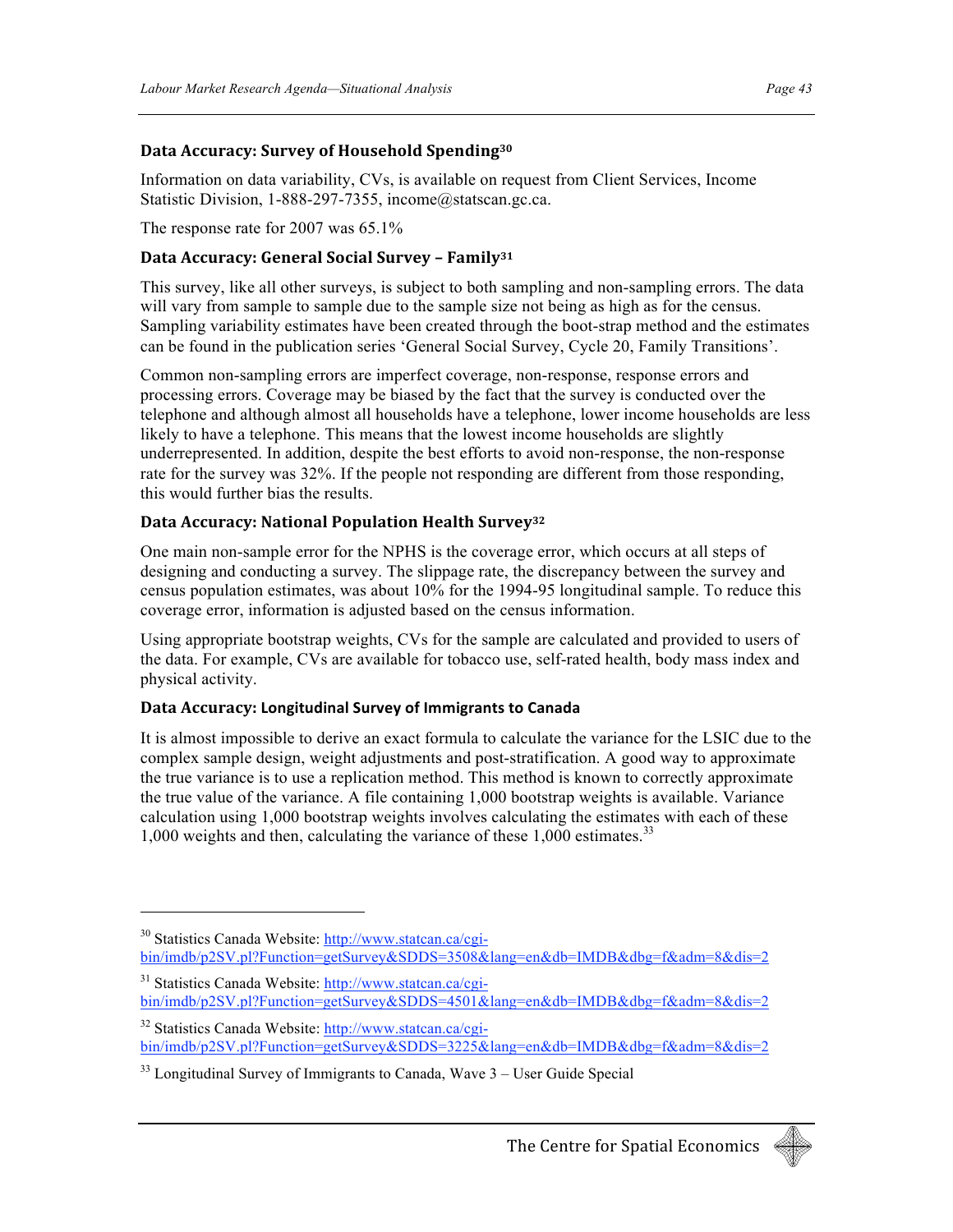### Data Accuracy: Survey of Household Spending[30]

Information on data variability, CVs, is available on request from Client Services, Income Statistic Division, 1-888-297-7355, income@statscan.gc.ca.

The response rate for 2007 was 65.1%

### Data Accuracy: General Social Survey – Family[31]

This survey, like all other surveys, is subject to both sampling and non-sampling errors. The data will vary from sample to sample due to the sample size not being as high as for the census. Sampling variability estimates have been created through the boot-strap method and the estimates can be found in the publication series 'General Social Survey, Cycle 20, Family Transitions'.

Common non-sampling errors are imperfect coverage, non-response, response errors and processing errors. Coverage may be biased by the fact that the survey is conducted over the telephone and although almost all households have a telephone, lower income households are less likely to have a telephone. This means that the lowest income households are slightly underrepresented. In addition, despite the best efforts to avoid non-response, the non-response rate for the survey was 32%. If the people not responding are different from those responding, this would further bias the results.

### Data Accuracy: National Population Health Survey[32]

One main non-sample error for the NPHS is the coverage error, which occurs at all steps of designing and conducting a survey. The slippage rate, the discrepancy between the survey and census population estimates, was about 10% for the 1994-95 longitudinal sample. To reduce this coverage error, information is adjusted based on the census information.

Using appropriate bootstrap weights, CVs for the sample are calculated and provided to users of the data. For example, CVs are available for tobacco use, self-rated health, body mass index and physical activity.

### Data Accuracy: Longitudinal Survey of Immigrants to Canada

It is almost impossible to derive an exact formula to calculate the variance for the LSIC due to the complex sample design, weight adjustments and post-stratification. A good way to approximate the true variance is to use a replication method. This method is known to correctly approximate the true value of the variance. A file containing 1,000 bootstrap weights is available. Variance calculation using 1,000 bootstrap weights involves calculating the estimates with each of these 1,000 weights and then, calculating the variance of these 1,000 estimates.[33]

---

[30] Statistics Canada Website: http://www.statcan.ca/cgi-bin/imdb/p2SV.pl?Function=getSurvey&SDDS=3508&lang=en&db=IMDB&dbg=f&adm=8&dis=2

[31] Statistics Canada Website: http://www.statcan.ca/cgi-bin/imdb/p2SV.pl?Function=getSurvey&SDDS=4501&lang=en&db=IMDB&dbg=f&adm=8&dis=2

[32] Statistics Canada Website: http://www.statcan.ca/cgi-bin/imdb/p2SV.pl?Function=getSurvey&SDDS=3225&lang=en&db=IMDB&dbg=f&adm=8&dis=2

[33] Longitudinal Survey of Immigrants to Canada, Wave 3 – User Guide Special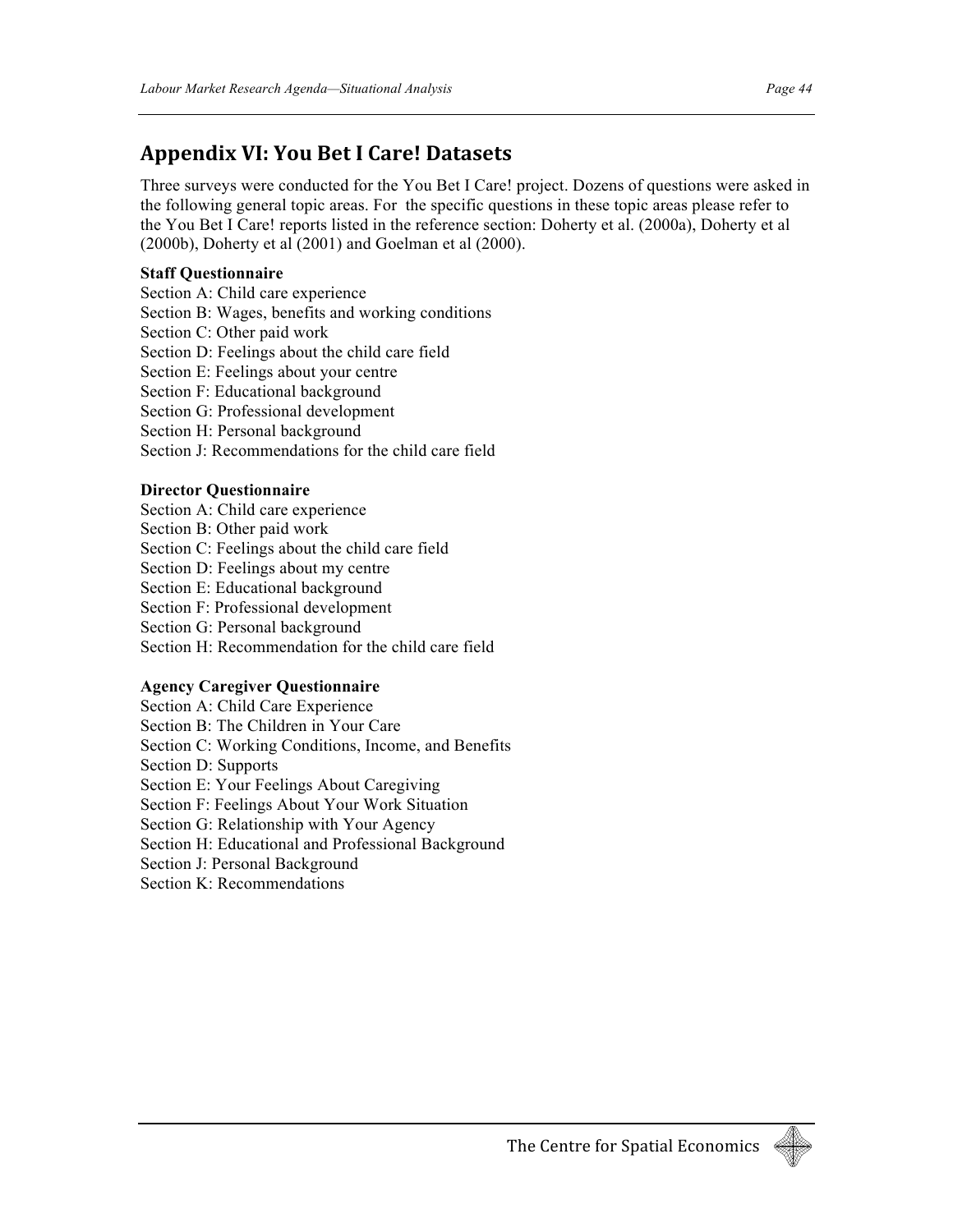## Appendix VI: You Bet I Care! Datasets

Three surveys were conducted for the You Bet I Care! project. Dozens of questions were asked in the following general topic areas. For the specific questions in these topic areas please refer to the You Bet I Care! reports listed in the reference section: Doherty et al. (2000a), Doherty et al (2000b), Doherty et al (2001) and Goelman et al (2000).

**Staff Questionnaire**

Section A: Child care experience
Section B: Wages, benefits and working conditions
Section C: Other paid work
Section D: Feelings about the child care field
Section E: Feelings about your centre
Section F: Educational background
Section G: Professional development
Section H: Personal background
Section J: Recommendations for the child care field

**Director Questionnaire**

Section A: Child care experience
Section B: Other paid work
Section C: Feelings about the child care field
Section D: Feelings about my centre
Section E: Educational background
Section F: Professional development
Section G: Personal background
Section H: Recommendation for the child care field

**Agency Caregiver Questionnaire**

Section A: Child Care Experience
Section B: The Children in Your Care
Section C: Working Conditions, Income, and Benefits
Section D: Supports
Section E: Your Feelings About Caregiving
Section F: Feelings About Your Work Situation
Section G: Relationship with Your Agency
Section H: Educational and Professional Background
Section J: Personal Background
Section K: Recommendations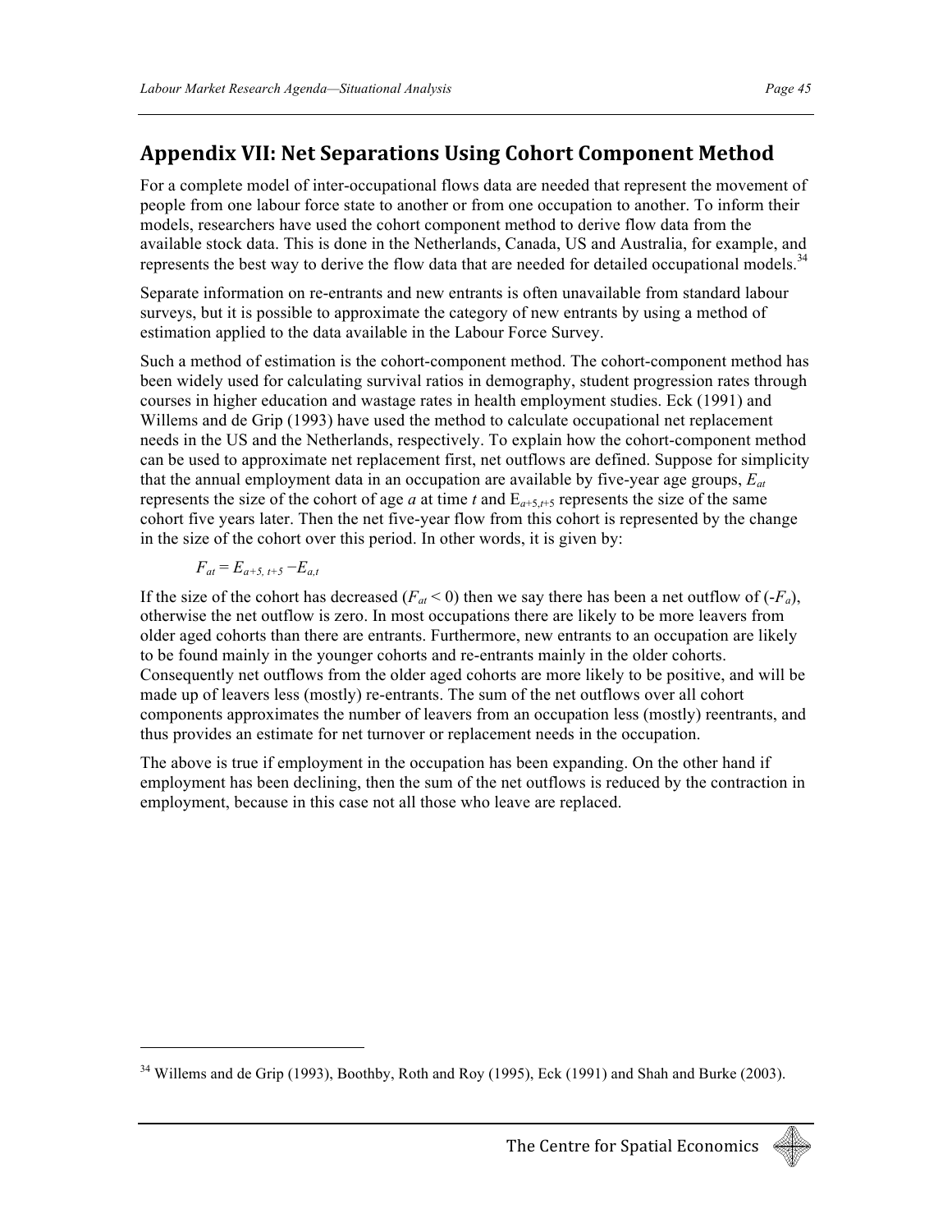## Appendix VII: Net Separations Using Cohort Component Method

For a complete model of inter-occupational flows data are needed that represent the movement of people from one labour force state to another or from one occupation to another. To inform their models, researchers have used the cohort component method to derive flow data from the available stock data. This is done in the Netherlands, Canada, US and Australia, for example, and represents the best way to derive the flow data that are needed for detailed occupational models.[34]

Separate information on re-entrants and new entrants is often unavailable from standard labour surveys, but it is possible to approximate the category of new entrants by using a method of estimation applied to the data available in the Labour Force Survey.

Such a method of estimation is the cohort-component method. The cohort-component method has been widely used for calculating survival ratios in demography, student progression rates through courses in higher education and wastage rates in health employment studies. Eck (1991) and Willems and de Grip (1993) have used the method to calculate occupational net replacement needs in the US and the Netherlands, respectively. To explain how the cohort-component method can be used to approximate net replacement first, net outflows are defined. Suppose for simplicity that the annual employment data in an occupation are available by five-year age groups, $E_{at}$ represents the size of the cohort of age $a$ at time $t$ and $E_{a+5,t+5}$ represents the size of the same cohort five years later. Then the net five-year flow from this cohort is represented by the change in the size of the cohort over this period. In other words, it is given by:

$$F_{at} = E_{a+5,\, t+5} - E_{a,t}$$

If the size of the cohort has decreased ($F_{at} < 0$) then we say there has been a net outflow of ($-F_a$), otherwise the net outflow is zero. In most occupations there are likely to be more leavers from older aged cohorts than there are entrants. Furthermore, new entrants to an occupation are likely to be found mainly in the younger cohorts and re-entrants mainly in the older cohorts. Consequently net outflows from the older aged cohorts are more likely to be positive, and will be made up of leavers less (mostly) re-entrants. The sum of the net outflows over all cohort components approximates the number of leavers from an occupation less (mostly) reentrants, and thus provides an estimate for net turnover or replacement needs in the occupation.

The above is true if employment in the occupation has been expanding. On the other hand if employment has been declining, then the sum of the net outflows is reduced by the contraction in employment, because in this case not all those who leave are replaced.

[34] Willems and de Grip (1993), Boothby, Roth and Roy (1995), Eck (1991) and Shah and Burke (2003).